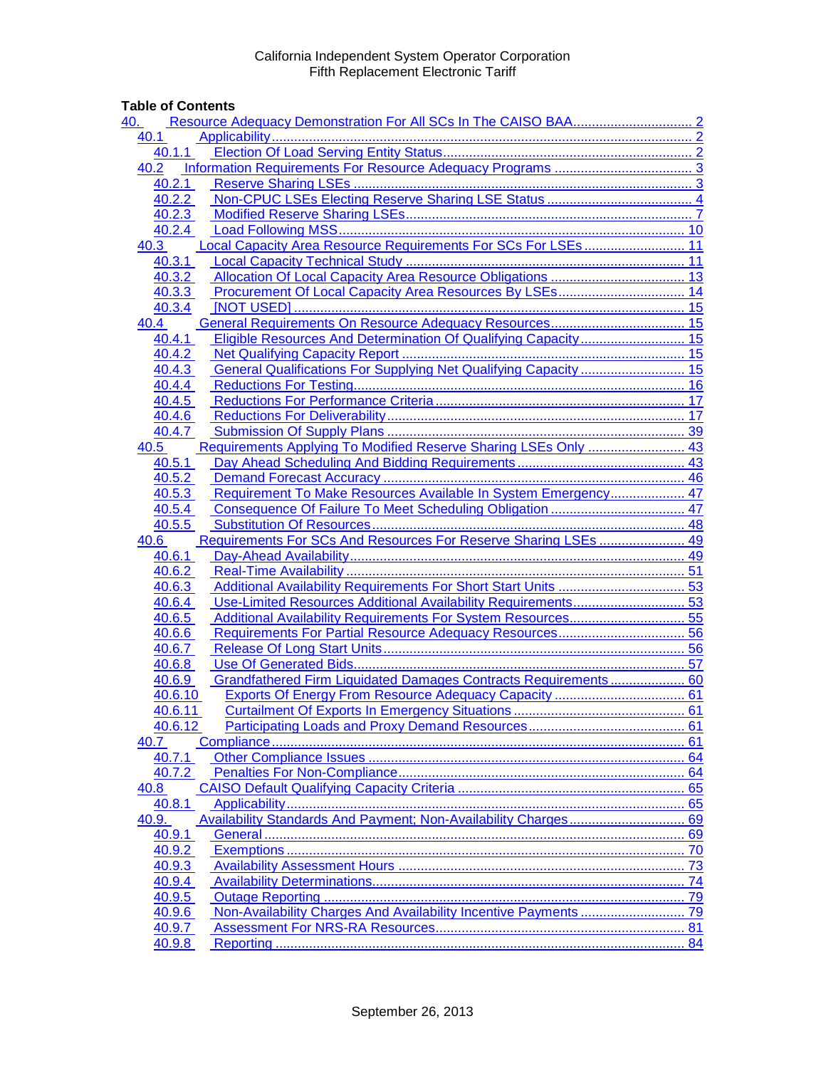California Independent System Operator Corporation
Fifth Replacement Electronic Tariff

**Table of Contents**

40. Resource Adequacy Demonstration For All SCs In The CAISO BAA ........ 2
- 40.1 Applicability ........ 2
  - 40.1.1 Election Of Load Serving Entity Status ........ 2
- 40.2 Information Requirements For Resource Adequacy Programs ........ 3
  - 40.2.1 Reserve Sharing LSEs ........ 3
  - 40.2.2 Non-CPUC LSEs Electing Reserve Sharing LSE Status ........ 4
  - 40.2.3 Modified Reserve Sharing LSEs ........ 7
  - 40.2.4 Load Following MSS ........ 10
- 40.3 Local Capacity Area Resource Requirements For SCs For LSEs ........ 11
  - 40.3.1 Local Capacity Technical Study ........ 11
  - 40.3.2 Allocation Of Local Capacity Area Resource Obligations ........ 13
  - 40.3.3 Procurement Of Local Capacity Area Resources By LSEs ........ 14
  - 40.3.4 [NOT USED] ........ 15
- 40.4 General Requirements On Resource Adequacy Resources ........ 15
  - 40.4.1 Eligible Resources And Determination Of Qualifying Capacity ........ 15
  - 40.4.2 Net Qualifying Capacity Report ........ 15
  - 40.4.3 General Qualifications For Supplying Net Qualifying Capacity ........ 15
  - 40.4.4 Reductions For Testing ........ 16
  - 40.4.5 Reductions For Performance Criteria ........ 17
  - 40.4.6 Reductions For Deliverability ........ 17
  - 40.4.7 Submission Of Supply Plans ........ 39
- 40.5 Requirements Applying To Modified Reserve Sharing LSEs Only ........ 43
  - 40.5.1 Day Ahead Scheduling And Bidding Requirements ........ 43
  - 40.5.2 Demand Forecast Accuracy ........ 46
  - 40.5.3 Requirement To Make Resources Available In System Emergency ........ 47
  - 40.5.4 Consequence Of Failure To Meet Scheduling Obligation ........ 47
  - 40.5.5 Substitution Of Resources ........ 48
- 40.6 Requirements For SCs And Resources For Reserve Sharing LSEs ........ 49
  - 40.6.1 Day-Ahead Availability ........ 49
  - 40.6.2 Real-Time Availability ........ 51
  - 40.6.3 Additional Availability Requirements For Short Start Units ........ 53
  - 40.6.4 Use-Limited Resources Additional Availability Requirements ........ 53
  - 40.6.5 Additional Availability Requirements For System Resources ........ 55
  - 40.6.6 Requirements For Partial Resource Adequacy Resources ........ 56
  - 40.6.7 Release Of Long Start Units ........ 56
  - 40.6.8 Use Of Generated Bids ........ 57
  - 40.6.9 Grandfathered Firm Liquidated Damages Contracts Requirements ........ 60
  - 40.6.10 Exports Of Energy From Resource Adequacy Capacity ........ 61
  - 40.6.11 Curtailment Of Exports In Emergency Situations ........ 61
  - 40.6.12 Participating Loads and Proxy Demand Resources ........ 61
- 40.7 Compliance ........ 61
  - 40.7.1 Other Compliance Issues ........ 64
  - 40.7.2 Penalties For Non-Compliance ........ 64
- 40.8 CAISO Default Qualifying Capacity Criteria ........ 65
  - 40.8.1 Applicability ........ 65
- 40.9. Availability Standards And Payment; Non-Availability Charges ........ 69
  - 40.9.1 General ........ 69
  - 40.9.2 Exemptions ........ 70
  - 40.9.3 Availability Assessment Hours ........ 73
  - 40.9.4 Availability Determinations ........ 74
  - 40.9.5 Outage Reporting ........ 79
  - 40.9.6 Non-Availability Charges And Availability Incentive Payments ........ 79
  - 40.9.7 Assessment For NRS-RA Resources ........ 81
  - 40.9.8 Reporting ........ 84

September 26, 2013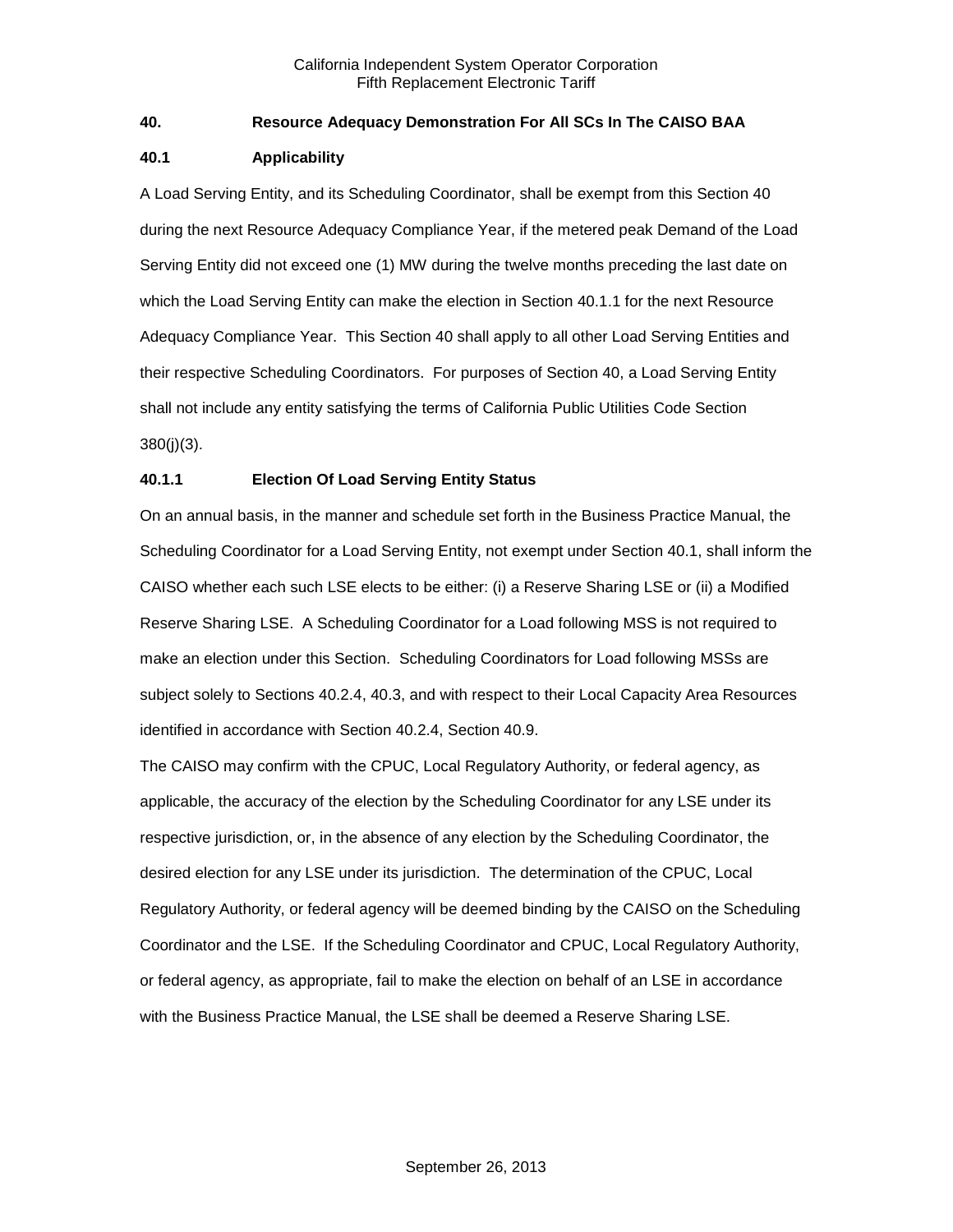## 40. Resource Adequacy Demonstration For All SCs In The CAISO BAA

### 40.1 Applicability

A Load Serving Entity, and its Scheduling Coordinator, shall be exempt from this Section 40 during the next Resource Adequacy Compliance Year, if the metered peak Demand of the Load Serving Entity did not exceed one (1) MW during the twelve months preceding the last date on which the Load Serving Entity can make the election in Section 40.1.1 for the next Resource Adequacy Compliance Year. This Section 40 shall apply to all other Load Serving Entities and their respective Scheduling Coordinators. For purposes of Section 40, a Load Serving Entity shall not include any entity satisfying the terms of California Public Utilities Code Section 380(j)(3).

#### 40.1.1 Election Of Load Serving Entity Status

On an annual basis, in the manner and schedule set forth in the Business Practice Manual, the Scheduling Coordinator for a Load Serving Entity, not exempt under Section 40.1, shall inform the CAISO whether each such LSE elects to be either: (i) a Reserve Sharing LSE or (ii) a Modified Reserve Sharing LSE. A Scheduling Coordinator for a Load following MSS is not required to make an election under this Section. Scheduling Coordinators for Load following MSSs are subject solely to Sections 40.2.4, 40.3, and with respect to their Local Capacity Area Resources identified in accordance with Section 40.2.4, Section 40.9.

The CAISO may confirm with the CPUC, Local Regulatory Authority, or federal agency, as applicable, the accuracy of the election by the Scheduling Coordinator for any LSE under its respective jurisdiction, or, in the absence of any election by the Scheduling Coordinator, the desired election for any LSE under its jurisdiction. The determination of the CPUC, Local Regulatory Authority, or federal agency will be deemed binding by the CAISO on the Scheduling Coordinator and the LSE. If the Scheduling Coordinator and CPUC, Local Regulatory Authority, or federal agency, as appropriate, fail to make the election on behalf of an LSE in accordance with the Business Practice Manual, the LSE shall be deemed a Reserve Sharing LSE.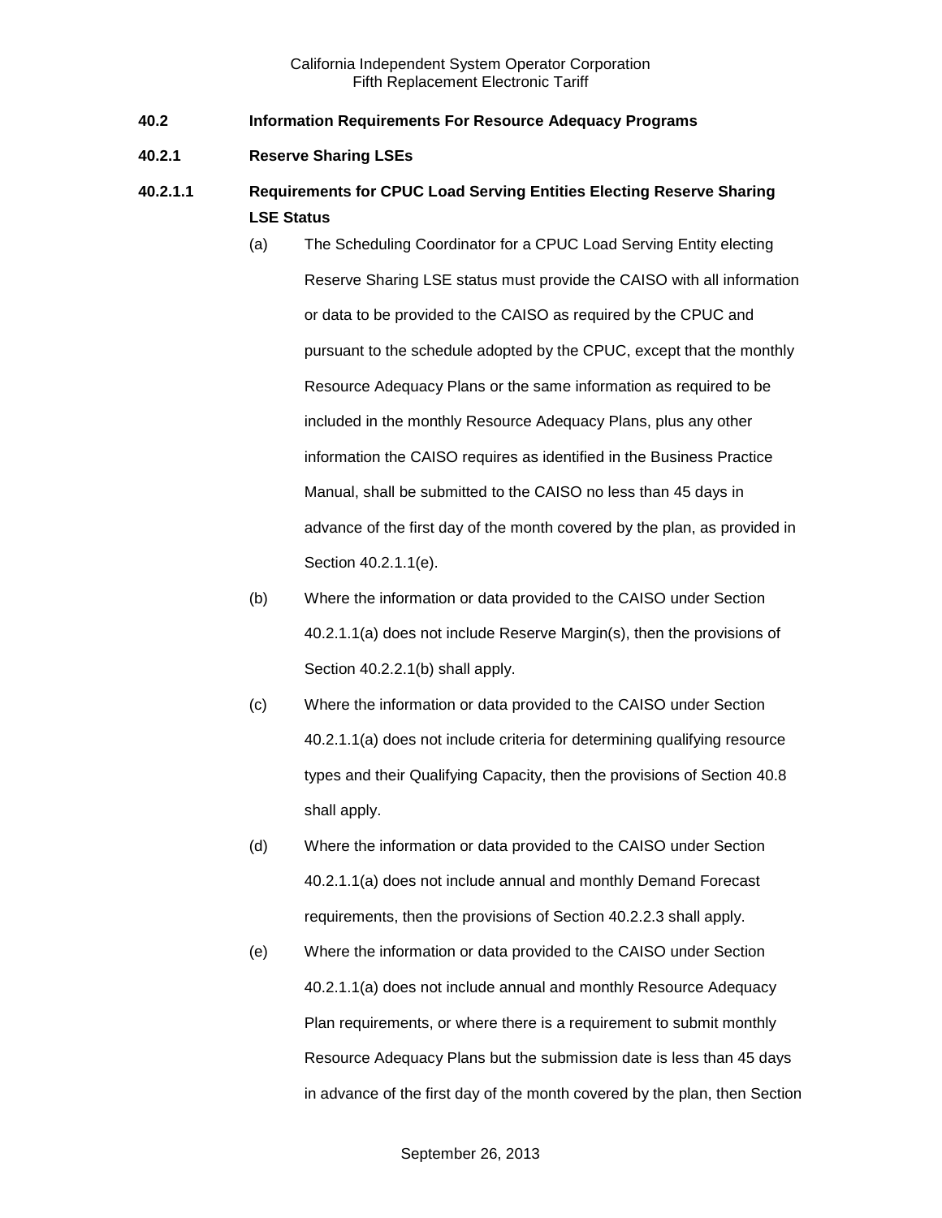## 40.2 Information Requirements For Resource Adequacy Programs

### 40.2.1 Reserve Sharing LSEs

#### 40.2.1.1 Requirements for CPUC Load Serving Entities Electing Reserve Sharing LSE Status

(a) The Scheduling Coordinator for a CPUC Load Serving Entity electing Reserve Sharing LSE status must provide the CAISO with all information or data to be provided to the CAISO as required by the CPUC and pursuant to the schedule adopted by the CPUC, except that the monthly Resource Adequacy Plans or the same information as required to be included in the monthly Resource Adequacy Plans, plus any other information the CAISO requires as identified in the Business Practice Manual, shall be submitted to the CAISO no less than 45 days in advance of the first day of the month covered by the plan, as provided in Section 40.2.1.1(e).

(b) Where the information or data provided to the CAISO under Section 40.2.1.1(a) does not include Reserve Margin(s), then the provisions of Section 40.2.2.1(b) shall apply.

(c) Where the information or data provided to the CAISO under Section 40.2.1.1(a) does not include criteria for determining qualifying resource types and their Qualifying Capacity, then the provisions of Section 40.8 shall apply.

(d) Where the information or data provided to the CAISO under Section 40.2.1.1(a) does not include annual and monthly Demand Forecast requirements, then the provisions of Section 40.2.2.3 shall apply.

(e) Where the information or data provided to the CAISO under Section 40.2.1.1(a) does not include annual and monthly Resource Adequacy Plan requirements, or where there is a requirement to submit monthly Resource Adequacy Plans but the submission date is less than 45 days in advance of the first day of the month covered by the plan, then Section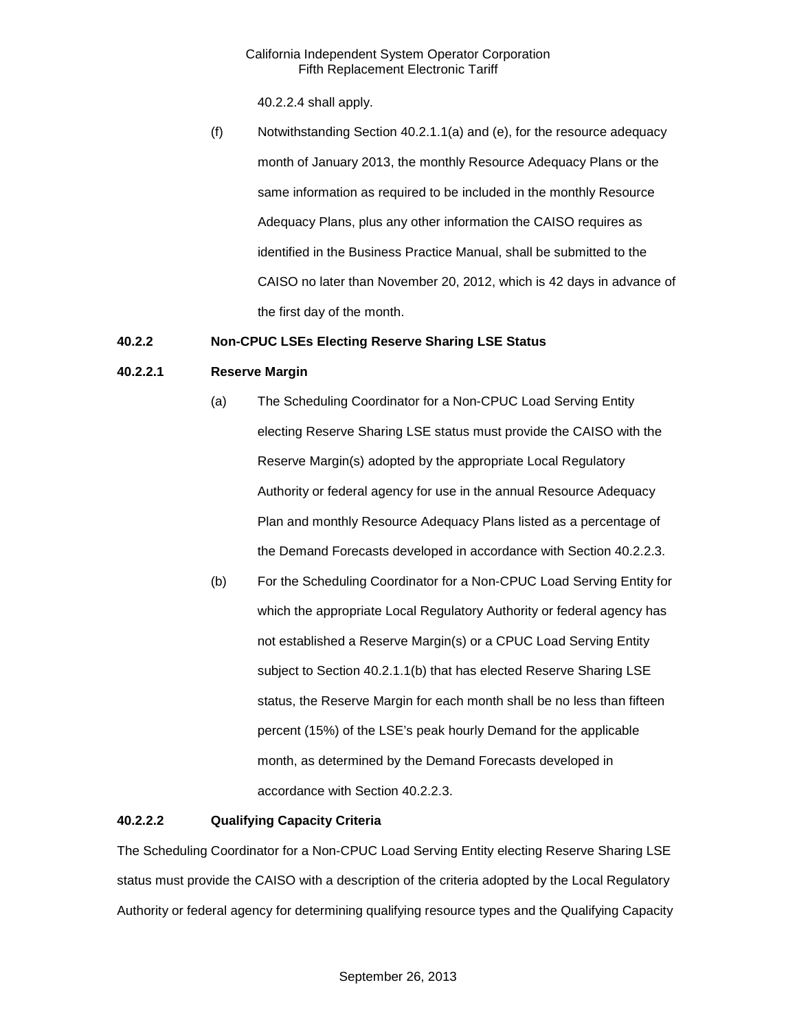40.2.2.4 shall apply.

(f) Notwithstanding Section 40.2.1.1(a) and (e), for the resource adequacy month of January 2013, the monthly Resource Adequacy Plans or the same information as required to be included in the monthly Resource Adequacy Plans, plus any other information the CAISO requires as identified in the Business Practice Manual, shall be submitted to the CAISO no later than November 20, 2012, which is 42 days in advance of the first day of the month.

**40.2.2 Non-CPUC LSEs Electing Reserve Sharing LSE Status**

**40.2.2.1 Reserve Margin**

(a) The Scheduling Coordinator for a Non-CPUC Load Serving Entity electing Reserve Sharing LSE status must provide the CAISO with the Reserve Margin(s) adopted by the appropriate Local Regulatory Authority or federal agency for use in the annual Resource Adequacy Plan and monthly Resource Adequacy Plans listed as a percentage of the Demand Forecasts developed in accordance with Section 40.2.2.3.

(b) For the Scheduling Coordinator for a Non-CPUC Load Serving Entity for which the appropriate Local Regulatory Authority or federal agency has not established a Reserve Margin(s) or a CPUC Load Serving Entity subject to Section 40.2.1.1(b) that has elected Reserve Sharing LSE status, the Reserve Margin for each month shall be no less than fifteen percent (15%) of the LSE's peak hourly Demand for the applicable month, as determined by the Demand Forecasts developed in accordance with Section 40.2.2.3.

**40.2.2.2 Qualifying Capacity Criteria**

The Scheduling Coordinator for a Non-CPUC Load Serving Entity electing Reserve Sharing LSE status must provide the CAISO with a description of the criteria adopted by the Local Regulatory Authority or federal agency for determining qualifying resource types and the Qualifying Capacity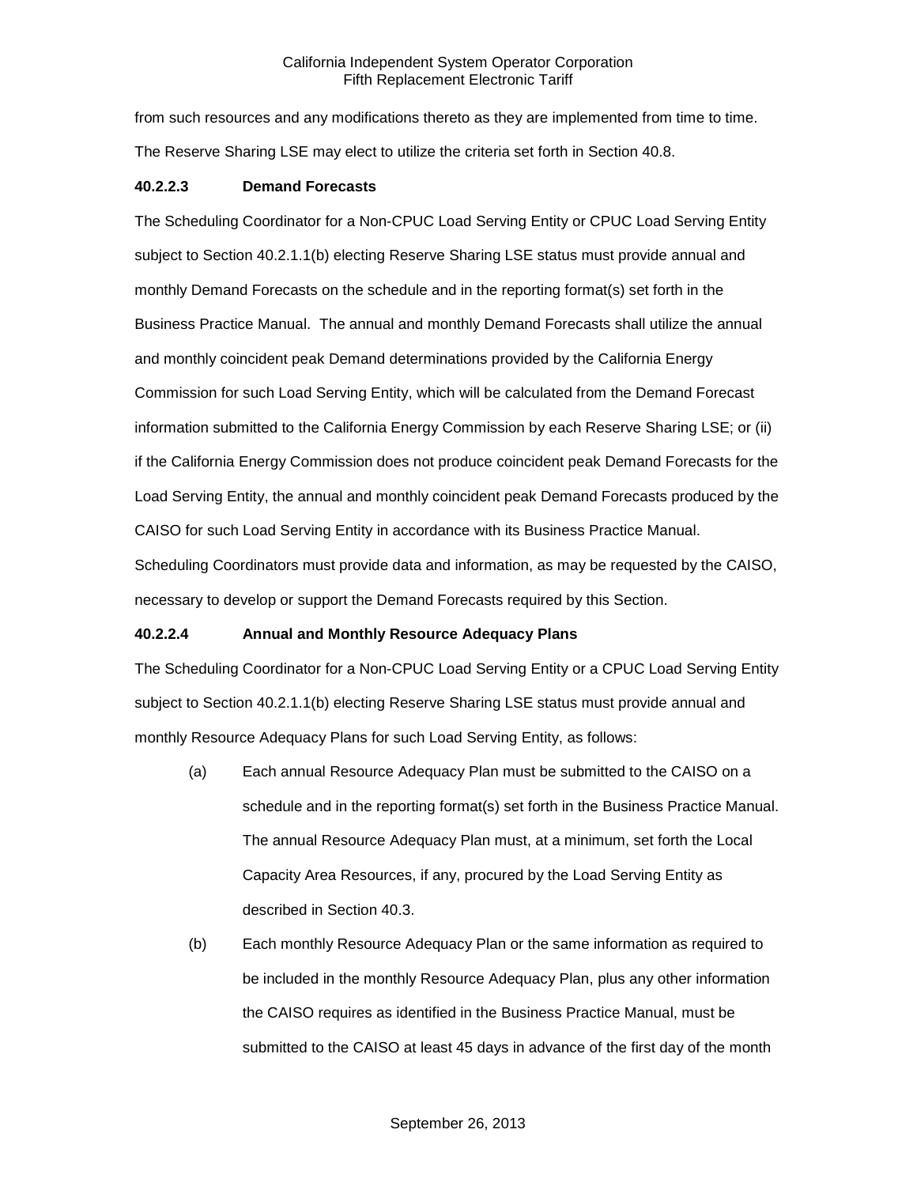from such resources and any modifications thereto as they are implemented from time to time. The Reserve Sharing LSE may elect to utilize the criteria set forth in Section 40.8.

**40.2.2.3 Demand Forecasts**

The Scheduling Coordinator for a Non-CPUC Load Serving Entity or CPUC Load Serving Entity subject to Section 40.2.1.1(b) electing Reserve Sharing LSE status must provide annual and monthly Demand Forecasts on the schedule and in the reporting format(s) set forth in the Business Practice Manual. The annual and monthly Demand Forecasts shall utilize the annual and monthly coincident peak Demand determinations provided by the California Energy Commission for such Load Serving Entity, which will be calculated from the Demand Forecast information submitted to the California Energy Commission by each Reserve Sharing LSE; or (ii) if the California Energy Commission does not produce coincident peak Demand Forecasts for the Load Serving Entity, the annual and monthly coincident peak Demand Forecasts produced by the CAISO for such Load Serving Entity in accordance with its Business Practice Manual. Scheduling Coordinators must provide data and information, as may be requested by the CAISO, necessary to develop or support the Demand Forecasts required by this Section.

**40.2.2.4 Annual and Monthly Resource Adequacy Plans**

The Scheduling Coordinator for a Non-CPUC Load Serving Entity or a CPUC Load Serving Entity subject to Section 40.2.1.1(b) electing Reserve Sharing LSE status must provide annual and monthly Resource Adequacy Plans for such Load Serving Entity, as follows:

(a) Each annual Resource Adequacy Plan must be submitted to the CAISO on a schedule and in the reporting format(s) set forth in the Business Practice Manual. The annual Resource Adequacy Plan must, at a minimum, set forth the Local Capacity Area Resources, if any, procured by the Load Serving Entity as described in Section 40.3.

(b) Each monthly Resource Adequacy Plan or the same information as required to be included in the monthly Resource Adequacy Plan, plus any other information the CAISO requires as identified in the Business Practice Manual, must be submitted to the CAISO at least 45 days in advance of the first day of the month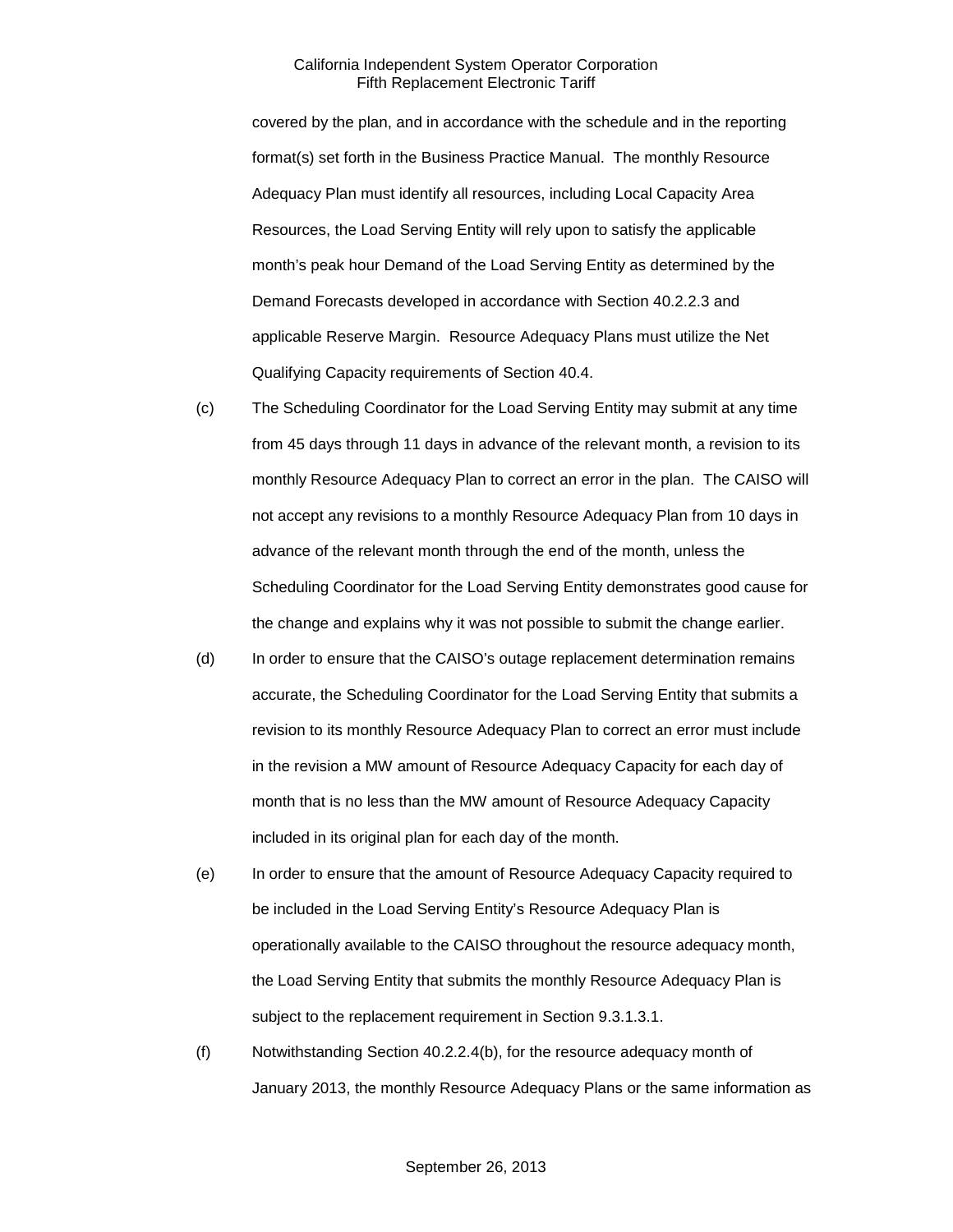covered by the plan, and in accordance with the schedule and in the reporting format(s) set forth in the Business Practice Manual. The monthly Resource Adequacy Plan must identify all resources, including Local Capacity Area Resources, the Load Serving Entity will rely upon to satisfy the applicable month's peak hour Demand of the Load Serving Entity as determined by the Demand Forecasts developed in accordance with Section 40.2.2.3 and applicable Reserve Margin. Resource Adequacy Plans must utilize the Net Qualifying Capacity requirements of Section 40.4.

(c) The Scheduling Coordinator for the Load Serving Entity may submit at any time from 45 days through 11 days in advance of the relevant month, a revision to its monthly Resource Adequacy Plan to correct an error in the plan. The CAISO will not accept any revisions to a monthly Resource Adequacy Plan from 10 days in advance of the relevant month through the end of the month, unless the Scheduling Coordinator for the Load Serving Entity demonstrates good cause for the change and explains why it was not possible to submit the change earlier.

(d) In order to ensure that the CAISO's outage replacement determination remains accurate, the Scheduling Coordinator for the Load Serving Entity that submits a revision to its monthly Resource Adequacy Plan to correct an error must include in the revision a MW amount of Resource Adequacy Capacity for each day of month that is no less than the MW amount of Resource Adequacy Capacity included in its original plan for each day of the month.

(e) In order to ensure that the amount of Resource Adequacy Capacity required to be included in the Load Serving Entity's Resource Adequacy Plan is operationally available to the CAISO throughout the resource adequacy month, the Load Serving Entity that submits the monthly Resource Adequacy Plan is subject to the replacement requirement in Section 9.3.1.3.1.

(f) Notwithstanding Section 40.2.2.4(b), for the resource adequacy month of January 2013, the monthly Resource Adequacy Plans or the same information as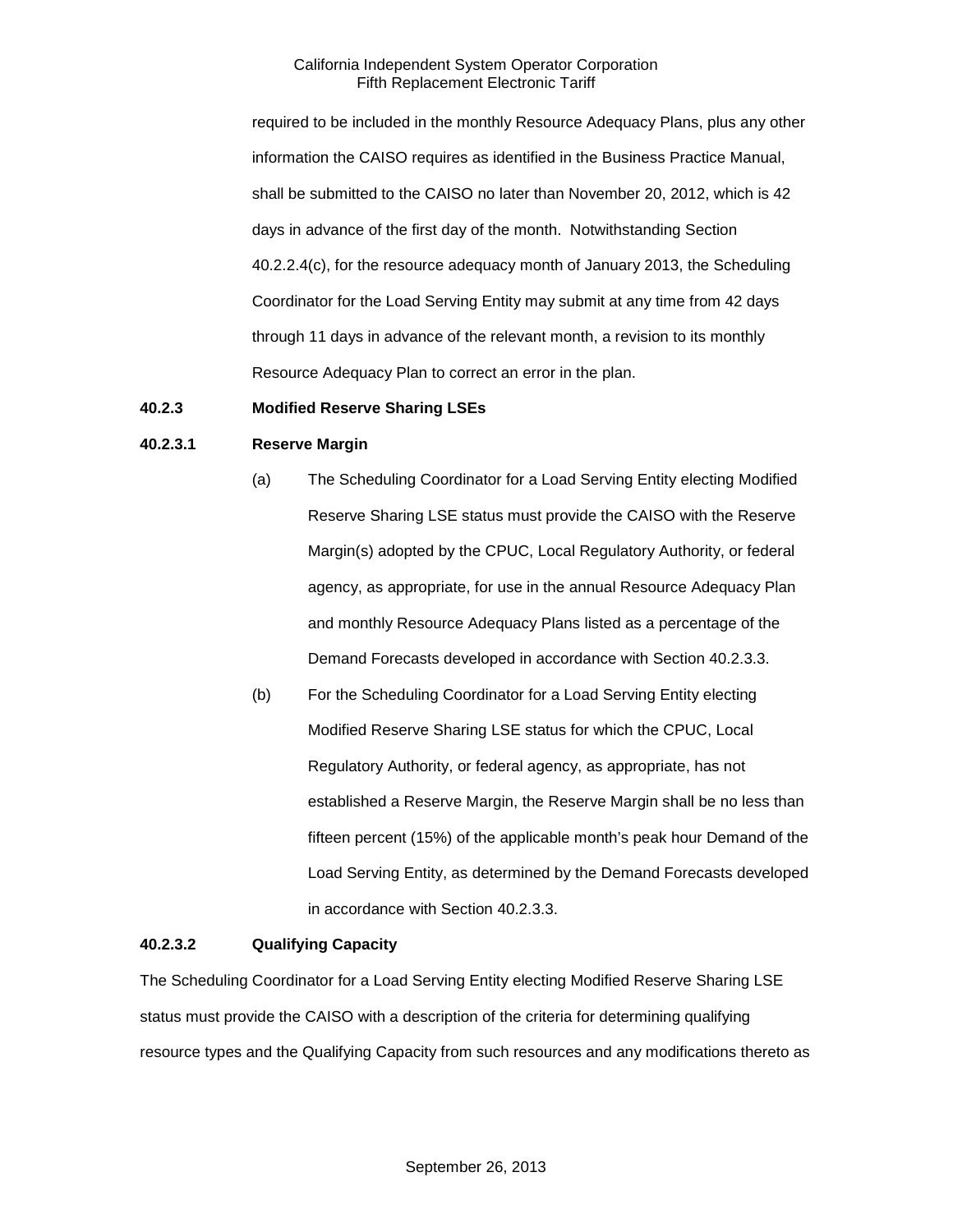required to be included in the monthly Resource Adequacy Plans, plus any other information the CAISO requires as identified in the Business Practice Manual, shall be submitted to the CAISO no later than November 20, 2012, which is 42 days in advance of the first day of the month. Notwithstanding Section 40.2.2.4(c), for the resource adequacy month of January 2013, the Scheduling Coordinator for the Load Serving Entity may submit at any time from 42 days through 11 days in advance of the relevant month, a revision to its monthly Resource Adequacy Plan to correct an error in the plan.

**40.2.3 Modified Reserve Sharing LSEs**

**40.2.3.1 Reserve Margin**

(a) The Scheduling Coordinator for a Load Serving Entity electing Modified Reserve Sharing LSE status must provide the CAISO with the Reserve Margin(s) adopted by the CPUC, Local Regulatory Authority, or federal agency, as appropriate, for use in the annual Resource Adequacy Plan and monthly Resource Adequacy Plans listed as a percentage of the Demand Forecasts developed in accordance with Section 40.2.3.3.

(b) For the Scheduling Coordinator for a Load Serving Entity electing Modified Reserve Sharing LSE status for which the CPUC, Local Regulatory Authority, or federal agency, as appropriate, has not established a Reserve Margin, the Reserve Margin shall be no less than fifteen percent (15%) of the applicable month's peak hour Demand of the Load Serving Entity, as determined by the Demand Forecasts developed in accordance with Section 40.2.3.3.

**40.2.3.2 Qualifying Capacity**

The Scheduling Coordinator for a Load Serving Entity electing Modified Reserve Sharing LSE status must provide the CAISO with a description of the criteria for determining qualifying resource types and the Qualifying Capacity from such resources and any modifications thereto as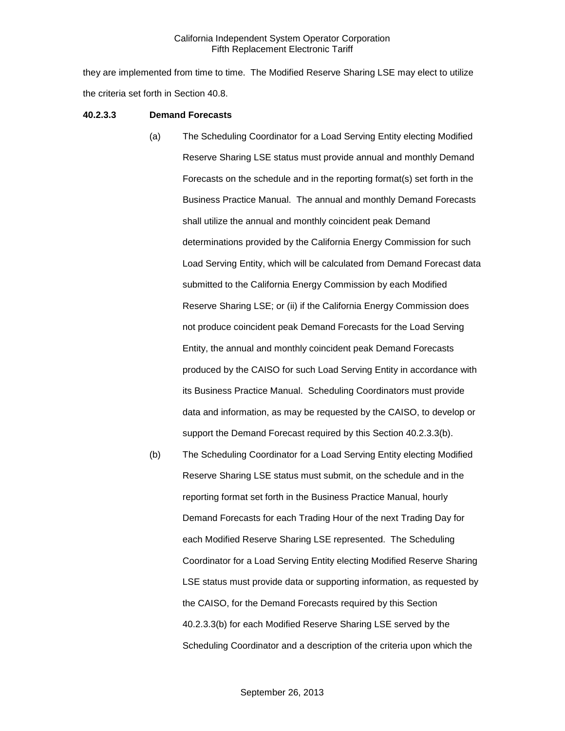they are implemented from time to time. The Modified Reserve Sharing LSE may elect to utilize the criteria set forth in Section 40.8.

**40.2.3.3 Demand Forecasts**

(a) The Scheduling Coordinator for a Load Serving Entity electing Modified Reserve Sharing LSE status must provide annual and monthly Demand Forecasts on the schedule and in the reporting format(s) set forth in the Business Practice Manual. The annual and monthly Demand Forecasts shall utilize the annual and monthly coincident peak Demand determinations provided by the California Energy Commission for such Load Serving Entity, which will be calculated from Demand Forecast data submitted to the California Energy Commission by each Modified Reserve Sharing LSE; or (ii) if the California Energy Commission does not produce coincident peak Demand Forecasts for the Load Serving Entity, the annual and monthly coincident peak Demand Forecasts produced by the CAISO for such Load Serving Entity in accordance with its Business Practice Manual. Scheduling Coordinators must provide data and information, as may be requested by the CAISO, to develop or support the Demand Forecast required by this Section 40.2.3.3(b).

(b) The Scheduling Coordinator for a Load Serving Entity electing Modified Reserve Sharing LSE status must submit, on the schedule and in the reporting format set forth in the Business Practice Manual, hourly Demand Forecasts for each Trading Hour of the next Trading Day for each Modified Reserve Sharing LSE represented. The Scheduling Coordinator for a Load Serving Entity electing Modified Reserve Sharing LSE status must provide data or supporting information, as requested by the CAISO, for the Demand Forecasts required by this Section 40.2.3.3(b) for each Modified Reserve Sharing LSE served by the Scheduling Coordinator and a description of the criteria upon which the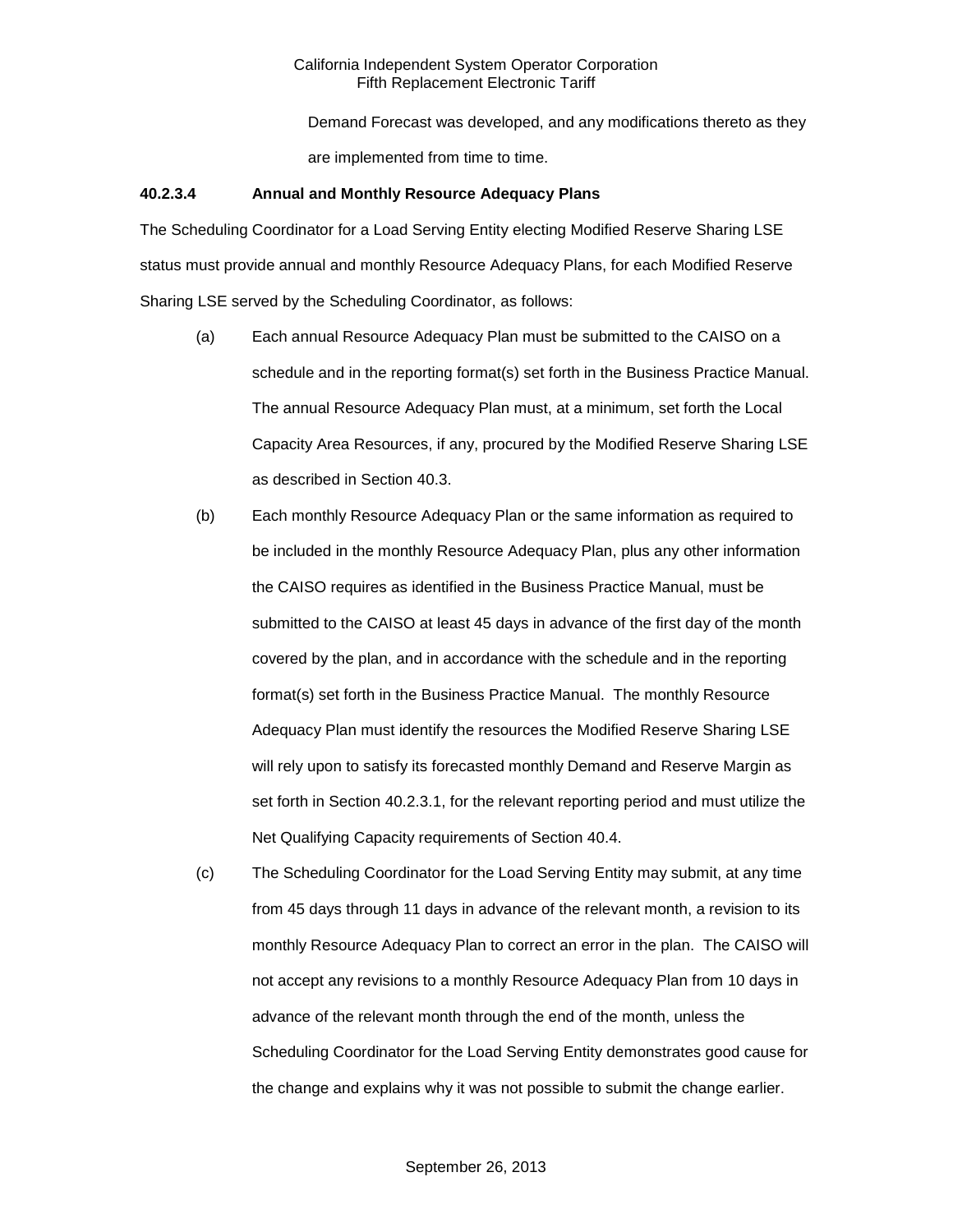Demand Forecast was developed, and any modifications thereto as they are implemented from time to time.

**40.2.3.4 Annual and Monthly Resource Adequacy Plans**

The Scheduling Coordinator for a Load Serving Entity electing Modified Reserve Sharing LSE status must provide annual and monthly Resource Adequacy Plans, for each Modified Reserve Sharing LSE served by the Scheduling Coordinator, as follows:

(a) Each annual Resource Adequacy Plan must be submitted to the CAISO on a schedule and in the reporting format(s) set forth in the Business Practice Manual. The annual Resource Adequacy Plan must, at a minimum, set forth the Local Capacity Area Resources, if any, procured by the Modified Reserve Sharing LSE as described in Section 40.3.

(b) Each monthly Resource Adequacy Plan or the same information as required to be included in the monthly Resource Adequacy Plan, plus any other information the CAISO requires as identified in the Business Practice Manual, must be submitted to the CAISO at least 45 days in advance of the first day of the month covered by the plan, and in accordance with the schedule and in the reporting format(s) set forth in the Business Practice Manual. The monthly Resource Adequacy Plan must identify the resources the Modified Reserve Sharing LSE will rely upon to satisfy its forecasted monthly Demand and Reserve Margin as set forth in Section 40.2.3.1, for the relevant reporting period and must utilize the Net Qualifying Capacity requirements of Section 40.4.

(c) The Scheduling Coordinator for the Load Serving Entity may submit, at any time from 45 days through 11 days in advance of the relevant month, a revision to its monthly Resource Adequacy Plan to correct an error in the plan. The CAISO will not accept any revisions to a monthly Resource Adequacy Plan from 10 days in advance of the relevant month through the end of the month, unless the Scheduling Coordinator for the Load Serving Entity demonstrates good cause for the change and explains why it was not possible to submit the change earlier.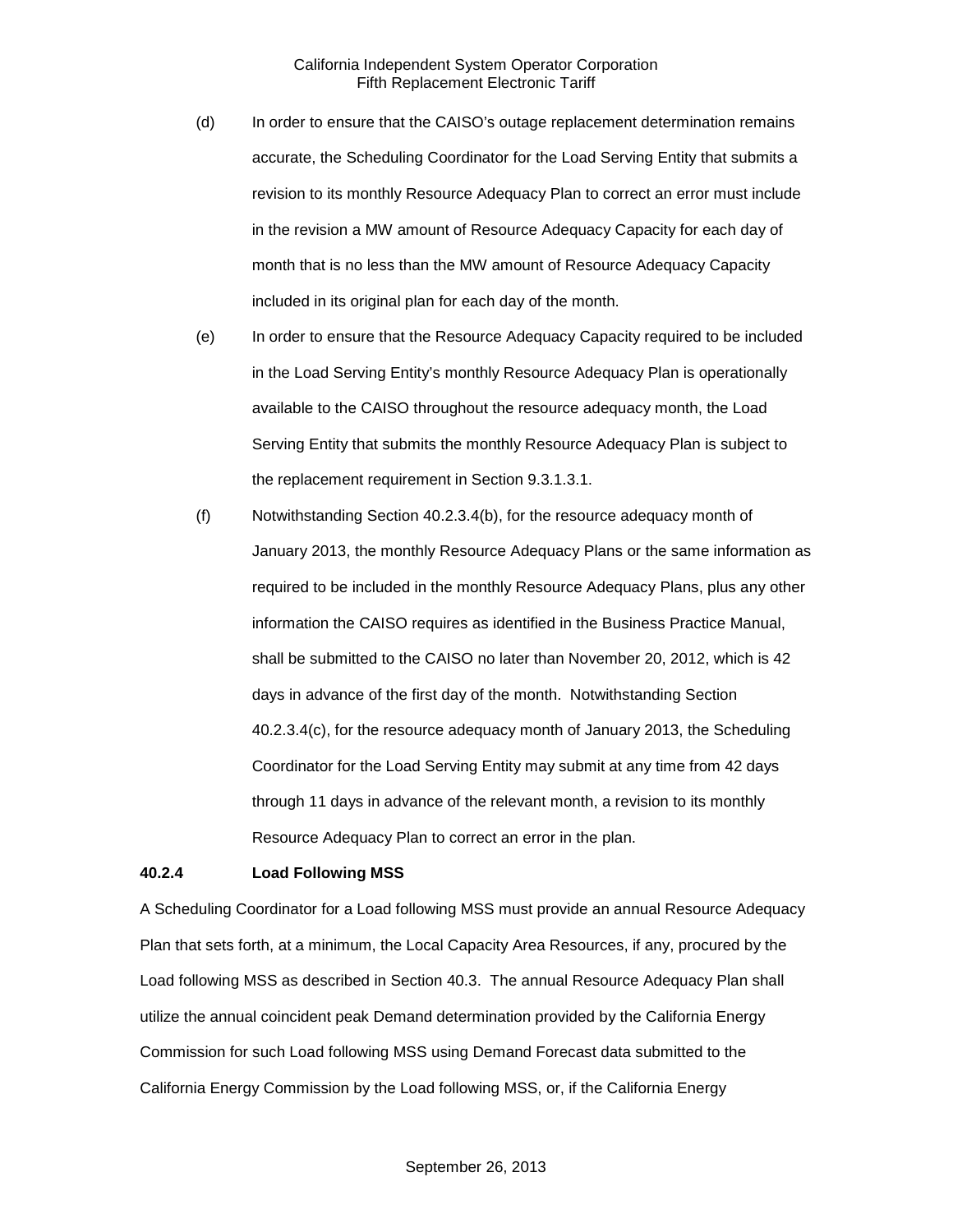(d) In order to ensure that the CAISO's outage replacement determination remains accurate, the Scheduling Coordinator for the Load Serving Entity that submits a revision to its monthly Resource Adequacy Plan to correct an error must include in the revision a MW amount of Resource Adequacy Capacity for each day of month that is no less than the MW amount of Resource Adequacy Capacity included in its original plan for each day of the month.

(e) In order to ensure that the Resource Adequacy Capacity required to be included in the Load Serving Entity's monthly Resource Adequacy Plan is operationally available to the CAISO throughout the resource adequacy month, the Load Serving Entity that submits the monthly Resource Adequacy Plan is subject to the replacement requirement in Section 9.3.1.3.1.

(f) Notwithstanding Section 40.2.3.4(b), for the resource adequacy month of January 2013, the monthly Resource Adequacy Plans or the same information as required to be included in the monthly Resource Adequacy Plans, plus any other information the CAISO requires as identified in the Business Practice Manual, shall be submitted to the CAISO no later than November 20, 2012, which is 42 days in advance of the first day of the month. Notwithstanding Section 40.2.3.4(c), for the resource adequacy month of January 2013, the Scheduling Coordinator for the Load Serving Entity may submit at any time from 42 days through 11 days in advance of the relevant month, a revision to its monthly Resource Adequacy Plan to correct an error in the plan.

### 40.2.4 Load Following MSS

A Scheduling Coordinator for a Load following MSS must provide an annual Resource Adequacy Plan that sets forth, at a minimum, the Local Capacity Area Resources, if any, procured by the Load following MSS as described in Section 40.3. The annual Resource Adequacy Plan shall utilize the annual coincident peak Demand determination provided by the California Energy Commission for such Load following MSS using Demand Forecast data submitted to the California Energy Commission by the Load following MSS, or, if the California Energy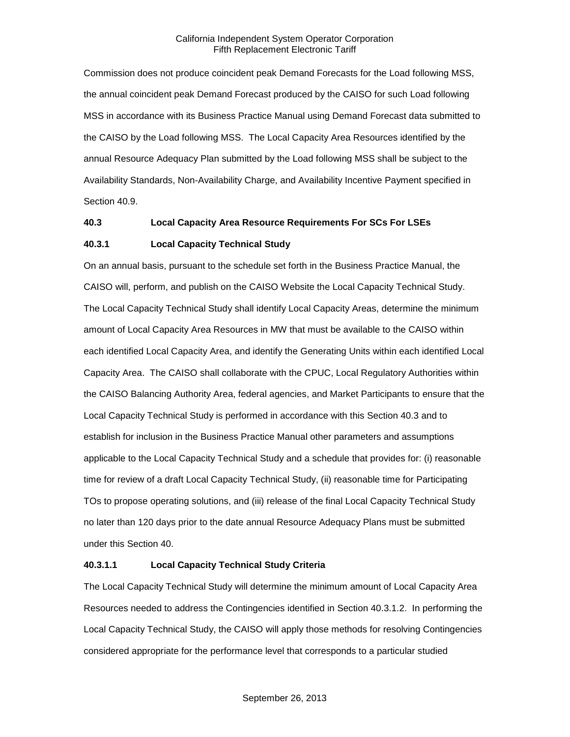Commission does not produce coincident peak Demand Forecasts for the Load following MSS, the annual coincident peak Demand Forecast produced by the CAISO for such Load following MSS in accordance with its Business Practice Manual using Demand Forecast data submitted to the CAISO by the Load following MSS. The Local Capacity Area Resources identified by the annual Resource Adequacy Plan submitted by the Load following MSS shall be subject to the Availability Standards, Non-Availability Charge, and Availability Incentive Payment specified in Section 40.9.

### 40.3 Local Capacity Area Resource Requirements For SCs For LSEs

### 40.3.1 Local Capacity Technical Study

On an annual basis, pursuant to the schedule set forth in the Business Practice Manual, the CAISO will, perform, and publish on the CAISO Website the Local Capacity Technical Study. The Local Capacity Technical Study shall identify Local Capacity Areas, determine the minimum amount of Local Capacity Area Resources in MW that must be available to the CAISO within each identified Local Capacity Area, and identify the Generating Units within each identified Local Capacity Area. The CAISO shall collaborate with the CPUC, Local Regulatory Authorities within the CAISO Balancing Authority Area, federal agencies, and Market Participants to ensure that the Local Capacity Technical Study is performed in accordance with this Section 40.3 and to establish for inclusion in the Business Practice Manual other parameters and assumptions applicable to the Local Capacity Technical Study and a schedule that provides for: (i) reasonable time for review of a draft Local Capacity Technical Study, (ii) reasonable time for Participating TOs to propose operating solutions, and (iii) release of the final Local Capacity Technical Study no later than 120 days prior to the date annual Resource Adequacy Plans must be submitted under this Section 40.

#### 40.3.1.1 Local Capacity Technical Study Criteria

The Local Capacity Technical Study will determine the minimum amount of Local Capacity Area Resources needed to address the Contingencies identified in Section 40.3.1.2. In performing the Local Capacity Technical Study, the CAISO will apply those methods for resolving Contingencies considered appropriate for the performance level that corresponds to a particular studied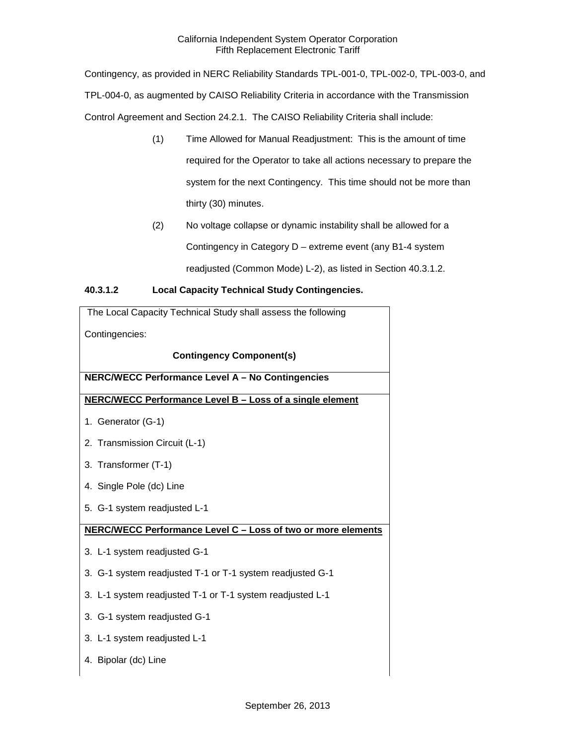Contingency, as provided in NERC Reliability Standards TPL-001-0, TPL-002-0, TPL-003-0, and TPL-004-0, as augmented by CAISO Reliability Criteria in accordance with the Transmission Control Agreement and Section 24.2.1. The CAISO Reliability Criteria shall include:

(1) Time Allowed for Manual Readjustment: This is the amount of time required for the Operator to take all actions necessary to prepare the system for the next Contingency. This time should not be more than thirty (30) minutes.

(2) No voltage collapse or dynamic instability shall be allowed for a Contingency in Category D – extreme event (any B1-4 system readjusted (Common Mode) L-2), as listed in Section 40.3.1.2.

**40.3.1.2 Local Capacity Technical Study Contingencies.**

| The Local Capacity Technical Study shall assess the following Contingencies: **Contingency Component(s)** |
|---|
| **NERC/WECC Performance Level A – No Contingencies** |
| **NERC/WECC Performance Level B – Loss of a single element** |
| 1. Generator (G-1) |
| 2. Transmission Circuit (L-1) |
| 3. Transformer (T-1) |
| 4. Single Pole (dc) Line |
| 5. G-1 system readjusted L-1 |
| **NERC/WECC Performance Level C – Loss of two or more elements** |
| 3. L-1 system readjusted G-1 |
| 3. G-1 system readjusted T-1 or T-1 system readjusted G-1 |
| 3. L-1 system readjusted T-1 or T-1 system readjusted L-1 |
| 3. G-1 system readjusted G-1 |
| 3. L-1 system readjusted L-1 |
| 4. Bipolar (dc) Line |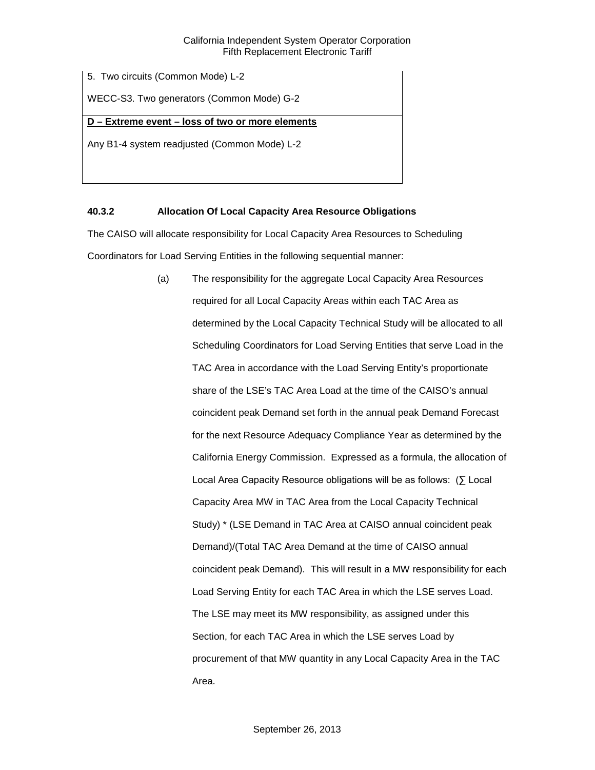| |
|---|
| 5. Two circuits (Common Mode) L-2 |
| WECC-S3. Two generators (Common Mode) G-2 |
| **D – Extreme event – loss of two or more elements** |
| Any B1-4 system readjusted (Common Mode) L-2 |

### 40.3.2 Allocation Of Local Capacity Area Resource Obligations

The CAISO will allocate responsibility for Local Capacity Area Resources to Scheduling Coordinators for Load Serving Entities in the following sequential manner:

(a) The responsibility for the aggregate Local Capacity Area Resources required for all Local Capacity Areas within each TAC Area as determined by the Local Capacity Technical Study will be allocated to all Scheduling Coordinators for Load Serving Entities that serve Load in the TAC Area in accordance with the Load Serving Entity's proportionate share of the LSE's TAC Area Load at the time of the CAISO's annual coincident peak Demand set forth in the annual peak Demand Forecast for the next Resource Adequacy Compliance Year as determined by the California Energy Commission. Expressed as a formula, the allocation of Local Area Capacity Resource obligations will be as follows: (∑ Local Capacity Area MW in TAC Area from the Local Capacity Technical Study) * (LSE Demand in TAC Area at CAISO annual coincident peak Demand)/(Total TAC Area Demand at the time of CAISO annual coincident peak Demand). This will result in a MW responsibility for each Load Serving Entity for each TAC Area in which the LSE serves Load. The LSE may meet its MW responsibility, as assigned under this Section, for each TAC Area in which the LSE serves Load by procurement of that MW quantity in any Local Capacity Area in the TAC Area.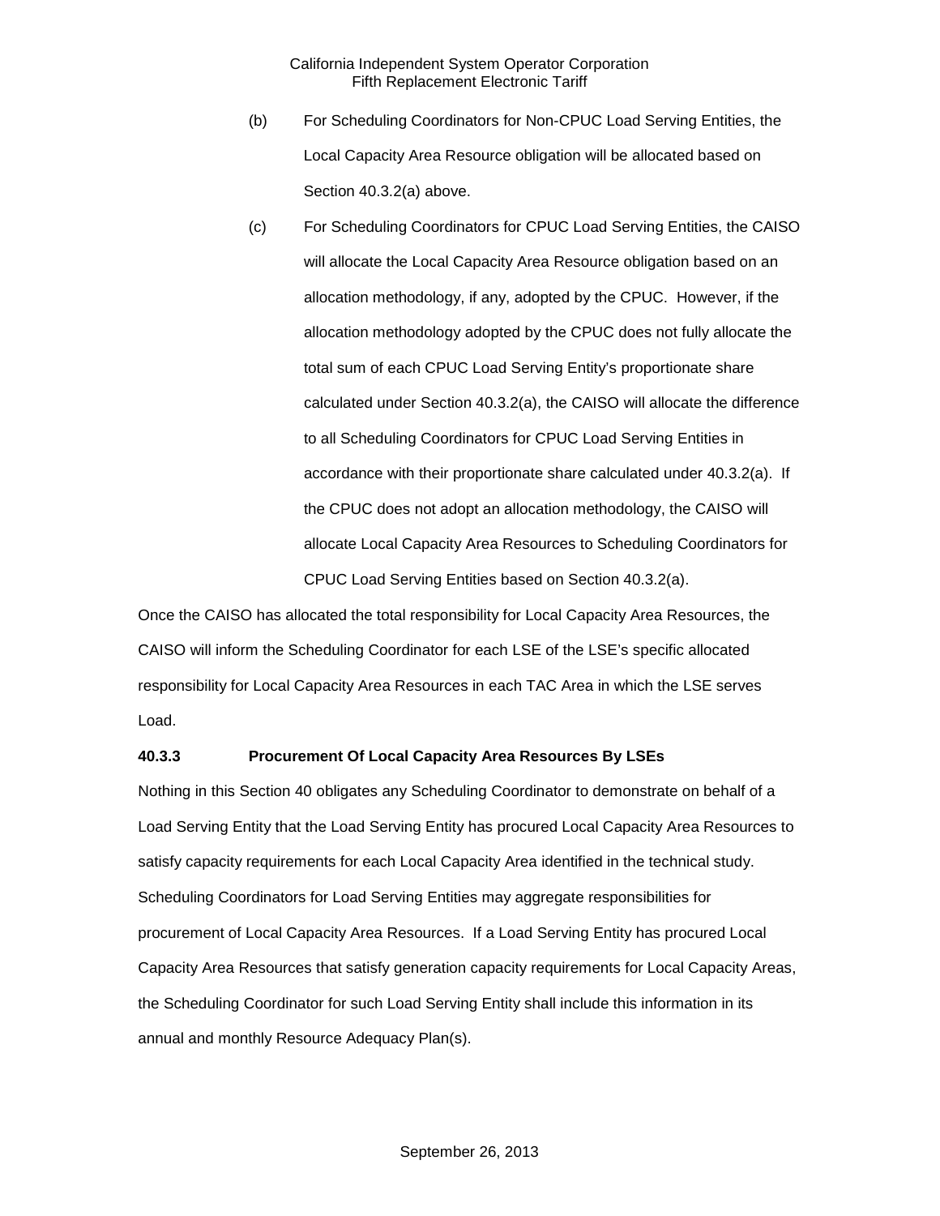(b) For Scheduling Coordinators for Non-CPUC Load Serving Entities, the Local Capacity Area Resource obligation will be allocated based on Section 40.3.2(a) above.

(c) For Scheduling Coordinators for CPUC Load Serving Entities, the CAISO will allocate the Local Capacity Area Resource obligation based on an allocation methodology, if any, adopted by the CPUC. However, if the allocation methodology adopted by the CPUC does not fully allocate the total sum of each CPUC Load Serving Entity's proportionate share calculated under Section 40.3.2(a), the CAISO will allocate the difference to all Scheduling Coordinators for CPUC Load Serving Entities in accordance with their proportionate share calculated under 40.3.2(a). If the CPUC does not adopt an allocation methodology, the CAISO will allocate Local Capacity Area Resources to Scheduling Coordinators for CPUC Load Serving Entities based on Section 40.3.2(a).

Once the CAISO has allocated the total responsibility for Local Capacity Area Resources, the CAISO will inform the Scheduling Coordinator for each LSE of the LSE's specific allocated responsibility for Local Capacity Area Resources in each TAC Area in which the LSE serves Load.

**40.3.3 Procurement Of Local Capacity Area Resources By LSEs**

Nothing in this Section 40 obligates any Scheduling Coordinator to demonstrate on behalf of a Load Serving Entity that the Load Serving Entity has procured Local Capacity Area Resources to satisfy capacity requirements for each Local Capacity Area identified in the technical study. Scheduling Coordinators for Load Serving Entities may aggregate responsibilities for procurement of Local Capacity Area Resources. If a Load Serving Entity has procured Local Capacity Area Resources that satisfy generation capacity requirements for Local Capacity Areas, the Scheduling Coordinator for such Load Serving Entity shall include this information in its annual and monthly Resource Adequacy Plan(s).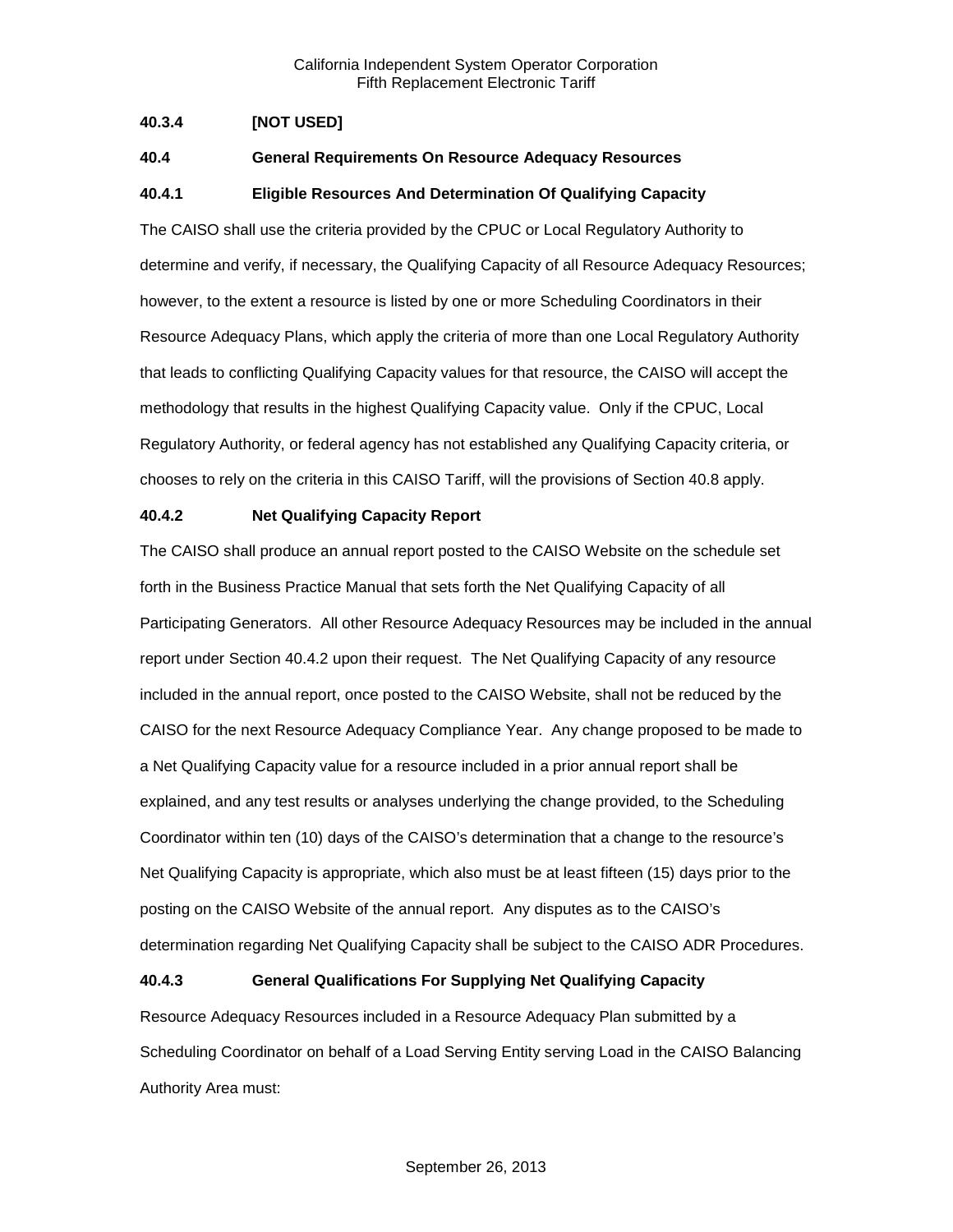**40.3.4 [NOT USED]**

**40.4 General Requirements On Resource Adequacy Resources**

**40.4.1 Eligible Resources And Determination Of Qualifying Capacity**

The CAISO shall use the criteria provided by the CPUC or Local Regulatory Authority to determine and verify, if necessary, the Qualifying Capacity of all Resource Adequacy Resources; however, to the extent a resource is listed by one or more Scheduling Coordinators in their Resource Adequacy Plans, which apply the criteria of more than one Local Regulatory Authority that leads to conflicting Qualifying Capacity values for that resource, the CAISO will accept the methodology that results in the highest Qualifying Capacity value. Only if the CPUC, Local Regulatory Authority, or federal agency has not established any Qualifying Capacity criteria, or chooses to rely on the criteria in this CAISO Tariff, will the provisions of Section 40.8 apply.

**40.4.2 Net Qualifying Capacity Report**

The CAISO shall produce an annual report posted to the CAISO Website on the schedule set forth in the Business Practice Manual that sets forth the Net Qualifying Capacity of all Participating Generators. All other Resource Adequacy Resources may be included in the annual report under Section 40.4.2 upon their request. The Net Qualifying Capacity of any resource included in the annual report, once posted to the CAISO Website, shall not be reduced by the CAISO for the next Resource Adequacy Compliance Year. Any change proposed to be made to a Net Qualifying Capacity value for a resource included in a prior annual report shall be explained, and any test results or analyses underlying the change provided, to the Scheduling Coordinator within ten (10) days of the CAISO's determination that a change to the resource's Net Qualifying Capacity is appropriate, which also must be at least fifteen (15) days prior to the posting on the CAISO Website of the annual report. Any disputes as to the CAISO's determination regarding Net Qualifying Capacity shall be subject to the CAISO ADR Procedures.

**40.4.3 General Qualifications For Supplying Net Qualifying Capacity**

Resource Adequacy Resources included in a Resource Adequacy Plan submitted by a Scheduling Coordinator on behalf of a Load Serving Entity serving Load in the CAISO Balancing Authority Area must: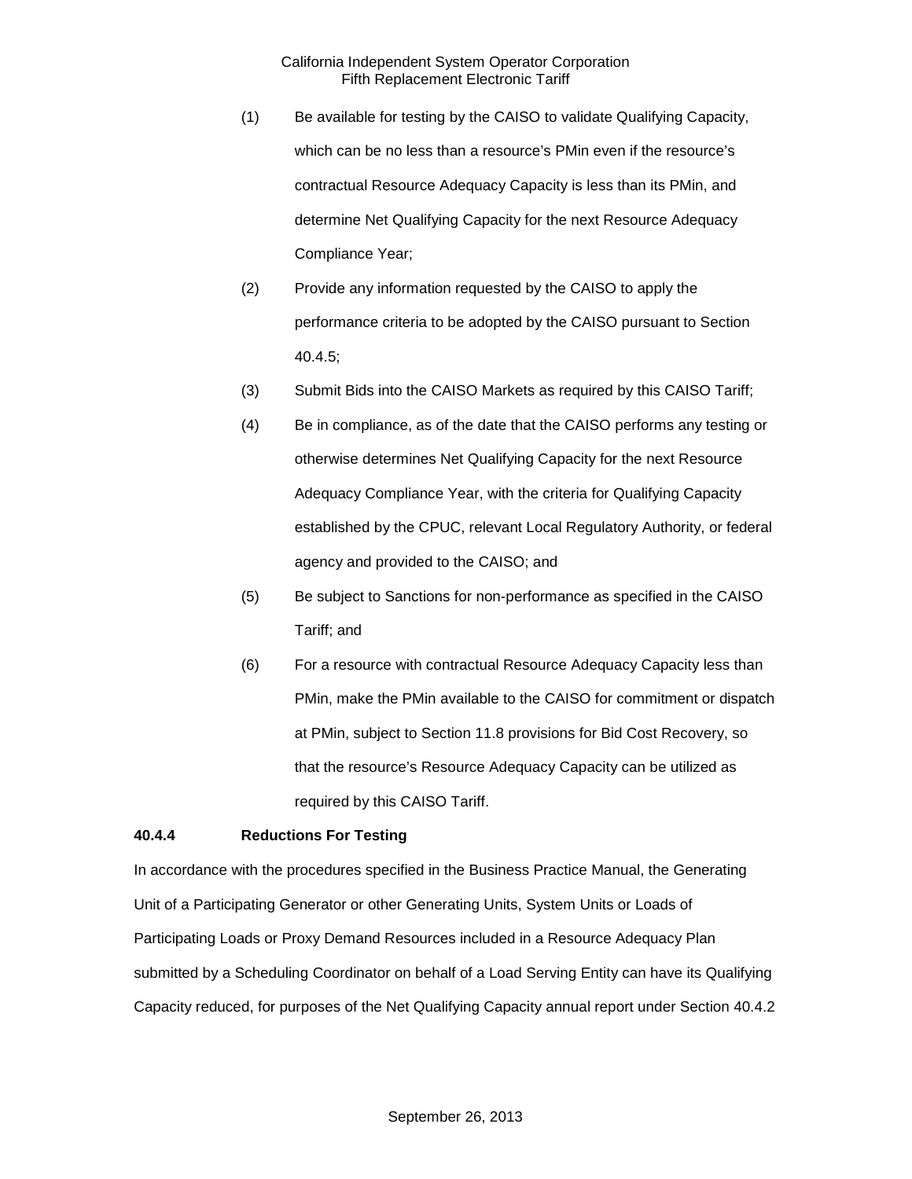(1) Be available for testing by the CAISO to validate Qualifying Capacity, which can be no less than a resource's PMin even if the resource's contractual Resource Adequacy Capacity is less than its PMin, and determine Net Qualifying Capacity for the next Resource Adequacy Compliance Year;

(2) Provide any information requested by the CAISO to apply the performance criteria to be adopted by the CAISO pursuant to Section 40.4.5;

(3) Submit Bids into the CAISO Markets as required by this CAISO Tariff;

(4) Be in compliance, as of the date that the CAISO performs any testing or otherwise determines Net Qualifying Capacity for the next Resource Adequacy Compliance Year, with the criteria for Qualifying Capacity established by the CPUC, relevant Local Regulatory Authority, or federal agency and provided to the CAISO; and

(5) Be subject to Sanctions for non-performance as specified in the CAISO Tariff; and

(6) For a resource with contractual Resource Adequacy Capacity less than PMin, make the PMin available to the CAISO for commitment or dispatch at PMin, subject to Section 11.8 provisions for Bid Cost Recovery, so that the resource's Resource Adequacy Capacity can be utilized as required by this CAISO Tariff.

### 40.4.4 Reductions For Testing

In accordance with the procedures specified in the Business Practice Manual, the Generating Unit of a Participating Generator or other Generating Units, System Units or Loads of Participating Loads or Proxy Demand Resources included in a Resource Adequacy Plan submitted by a Scheduling Coordinator on behalf of a Load Serving Entity can have its Qualifying Capacity reduced, for purposes of the Net Qualifying Capacity annual report under Section 40.4.2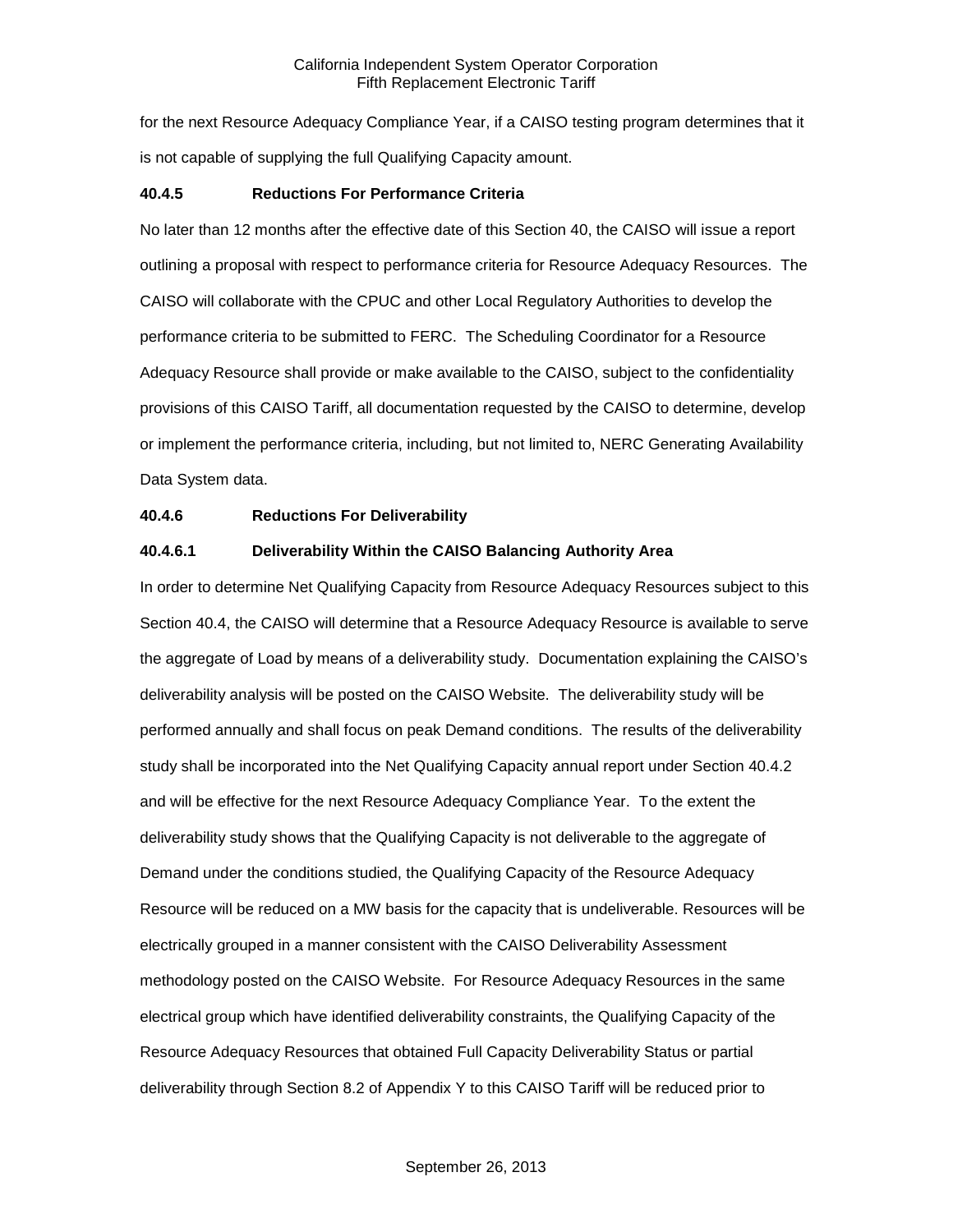for the next Resource Adequacy Compliance Year, if a CAISO testing program determines that it is not capable of supplying the full Qualifying Capacity amount.

**40.4.5 Reductions For Performance Criteria**

No later than 12 months after the effective date of this Section 40, the CAISO will issue a report outlining a proposal with respect to performance criteria for Resource Adequacy Resources. The CAISO will collaborate with the CPUC and other Local Regulatory Authorities to develop the performance criteria to be submitted to FERC. The Scheduling Coordinator for a Resource Adequacy Resource shall provide or make available to the CAISO, subject to the confidentiality provisions of this CAISO Tariff, all documentation requested by the CAISO to determine, develop or implement the performance criteria, including, but not limited to, NERC Generating Availability Data System data.

**40.4.6 Reductions For Deliverability**

**40.4.6.1 Deliverability Within the CAISO Balancing Authority Area**

In order to determine Net Qualifying Capacity from Resource Adequacy Resources subject to this Section 40.4, the CAISO will determine that a Resource Adequacy Resource is available to serve the aggregate of Load by means of a deliverability study. Documentation explaining the CAISO's deliverability analysis will be posted on the CAISO Website. The deliverability study will be performed annually and shall focus on peak Demand conditions. The results of the deliverability study shall be incorporated into the Net Qualifying Capacity annual report under Section 40.4.2 and will be effective for the next Resource Adequacy Compliance Year. To the extent the deliverability study shows that the Qualifying Capacity is not deliverable to the aggregate of Demand under the conditions studied, the Qualifying Capacity of the Resource Adequacy Resource will be reduced on a MW basis for the capacity that is undeliverable. Resources will be electrically grouped in a manner consistent with the CAISO Deliverability Assessment methodology posted on the CAISO Website. For Resource Adequacy Resources in the same electrical group which have identified deliverability constraints, the Qualifying Capacity of the Resource Adequacy Resources that obtained Full Capacity Deliverability Status or partial deliverability through Section 8.2 of Appendix Y to this CAISO Tariff will be reduced prior to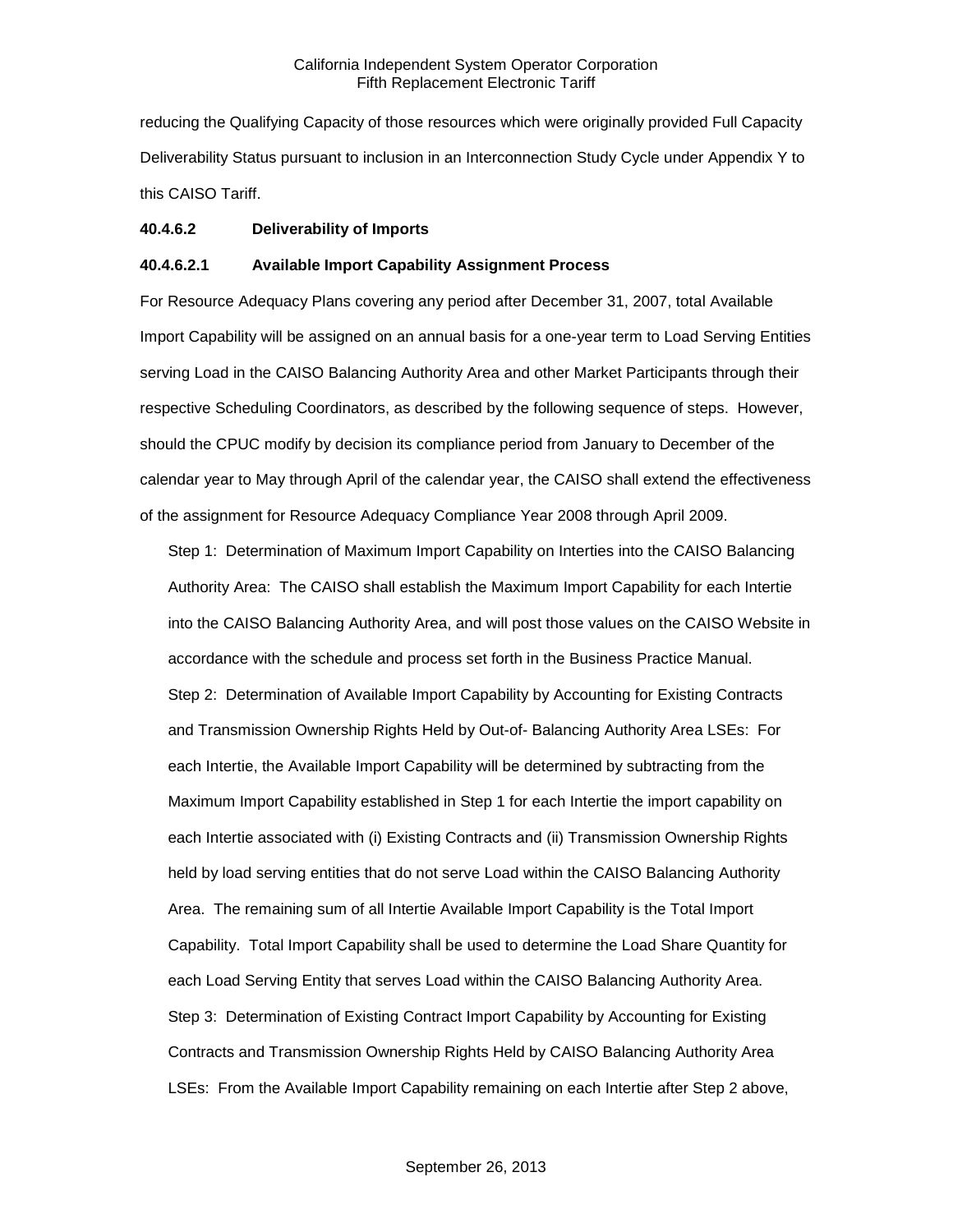reducing the Qualifying Capacity of those resources which were originally provided Full Capacity Deliverability Status pursuant to inclusion in an Interconnection Study Cycle under Appendix Y to this CAISO Tariff.

**40.4.6.2 Deliverability of Imports**

**40.4.6.2.1 Available Import Capability Assignment Process**

For Resource Adequacy Plans covering any period after December 31, 2007, total Available Import Capability will be assigned on an annual basis for a one-year term to Load Serving Entities serving Load in the CAISO Balancing Authority Area and other Market Participants through their respective Scheduling Coordinators, as described by the following sequence of steps. However, should the CPUC modify by decision its compliance period from January to December of the calendar year to May through April of the calendar year, the CAISO shall extend the effectiveness of the assignment for Resource Adequacy Compliance Year 2008 through April 2009.

Step 1: Determination of Maximum Import Capability on Interties into the CAISO Balancing Authority Area: The CAISO shall establish the Maximum Import Capability for each Intertie into the CAISO Balancing Authority Area, and will post those values on the CAISO Website in accordance with the schedule and process set forth in the Business Practice Manual.

Step 2: Determination of Available Import Capability by Accounting for Existing Contracts and Transmission Ownership Rights Held by Out-of- Balancing Authority Area LSEs: For each Intertie, the Available Import Capability will be determined by subtracting from the Maximum Import Capability established in Step 1 for each Intertie the import capability on each Intertie associated with (i) Existing Contracts and (ii) Transmission Ownership Rights held by load serving entities that do not serve Load within the CAISO Balancing Authority Area. The remaining sum of all Intertie Available Import Capability is the Total Import Capability. Total Import Capability shall be used to determine the Load Share Quantity for each Load Serving Entity that serves Load within the CAISO Balancing Authority Area.

Step 3: Determination of Existing Contract Import Capability by Accounting for Existing Contracts and Transmission Ownership Rights Held by CAISO Balancing Authority Area LSEs: From the Available Import Capability remaining on each Intertie after Step 2 above,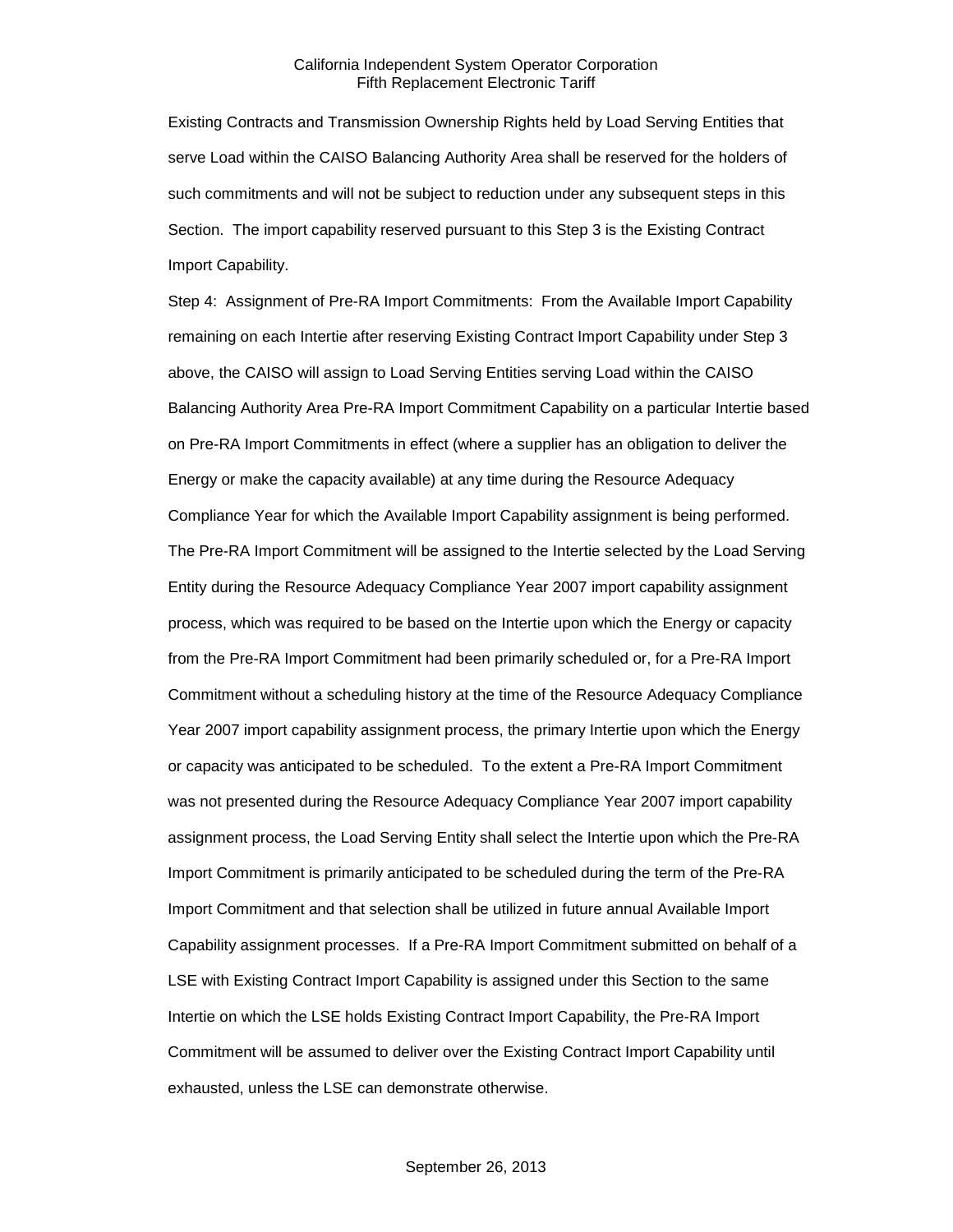Existing Contracts and Transmission Ownership Rights held by Load Serving Entities that serve Load within the CAISO Balancing Authority Area shall be reserved for the holders of such commitments and will not be subject to reduction under any subsequent steps in this Section. The import capability reserved pursuant to this Step 3 is the Existing Contract Import Capability.

Step 4: Assignment of Pre-RA Import Commitments: From the Available Import Capability remaining on each Intertie after reserving Existing Contract Import Capability under Step 3 above, the CAISO will assign to Load Serving Entities serving Load within the CAISO Balancing Authority Area Pre-RA Import Commitment Capability on a particular Intertie based on Pre-RA Import Commitments in effect (where a supplier has an obligation to deliver the Energy or make the capacity available) at any time during the Resource Adequacy Compliance Year for which the Available Import Capability assignment is being performed. The Pre-RA Import Commitment will be assigned to the Intertie selected by the Load Serving Entity during the Resource Adequacy Compliance Year 2007 import capability assignment process, which was required to be based on the Intertie upon which the Energy or capacity from the Pre-RA Import Commitment had been primarily scheduled or, for a Pre-RA Import Commitment without a scheduling history at the time of the Resource Adequacy Compliance Year 2007 import capability assignment process, the primary Intertie upon which the Energy or capacity was anticipated to be scheduled. To the extent a Pre-RA Import Commitment was not presented during the Resource Adequacy Compliance Year 2007 import capability assignment process, the Load Serving Entity shall select the Intertie upon which the Pre-RA Import Commitment is primarily anticipated to be scheduled during the term of the Pre-RA Import Commitment and that selection shall be utilized in future annual Available Import Capability assignment processes. If a Pre-RA Import Commitment submitted on behalf of a LSE with Existing Contract Import Capability is assigned under this Section to the same Intertie on which the LSE holds Existing Contract Import Capability, the Pre-RA Import Commitment will be assumed to deliver over the Existing Contract Import Capability until exhausted, unless the LSE can demonstrate otherwise.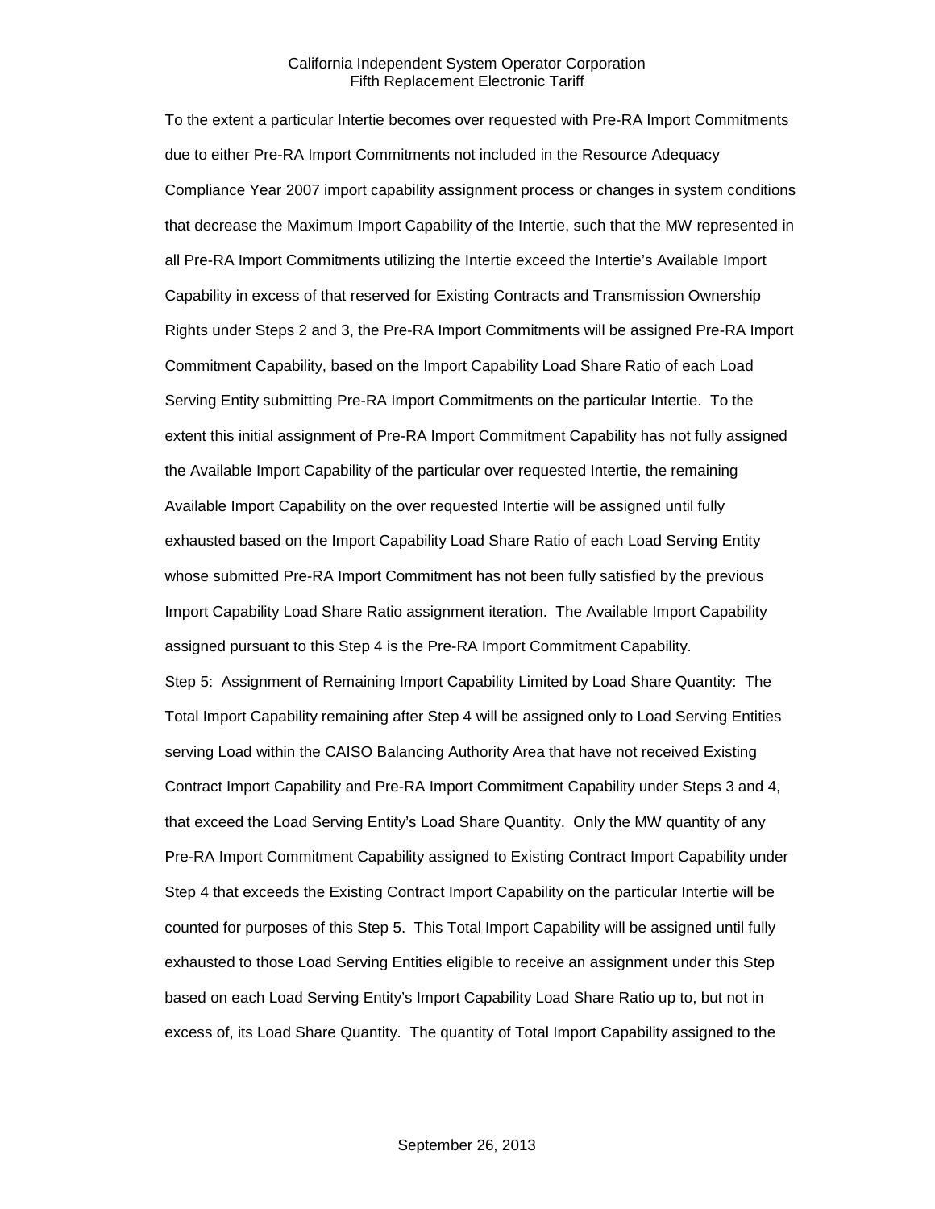To the extent a particular Intertie becomes over requested with Pre-RA Import Commitments due to either Pre-RA Import Commitments not included in the Resource Adequacy Compliance Year 2007 import capability assignment process or changes in system conditions that decrease the Maximum Import Capability of the Intertie, such that the MW represented in all Pre-RA Import Commitments utilizing the Intertie exceed the Intertie's Available Import Capability in excess of that reserved for Existing Contracts and Transmission Ownership Rights under Steps 2 and 3, the Pre-RA Import Commitments will be assigned Pre-RA Import Commitment Capability, based on the Import Capability Load Share Ratio of each Load Serving Entity submitting Pre-RA Import Commitments on the particular Intertie. To the extent this initial assignment of Pre-RA Import Commitment Capability has not fully assigned the Available Import Capability of the particular over requested Intertie, the remaining Available Import Capability on the over requested Intertie will be assigned until fully exhausted based on the Import Capability Load Share Ratio of each Load Serving Entity whose submitted Pre-RA Import Commitment has not been fully satisfied by the previous Import Capability Load Share Ratio assignment iteration. The Available Import Capability assigned pursuant to this Step 4 is the Pre-RA Import Commitment Capability.

Step 5: Assignment of Remaining Import Capability Limited by Load Share Quantity: The Total Import Capability remaining after Step 4 will be assigned only to Load Serving Entities serving Load within the CAISO Balancing Authority Area that have not received Existing Contract Import Capability and Pre-RA Import Commitment Capability under Steps 3 and 4, that exceed the Load Serving Entity's Load Share Quantity. Only the MW quantity of any Pre-RA Import Commitment Capability assigned to Existing Contract Import Capability under Step 4 that exceeds the Existing Contract Import Capability on the particular Intertie will be counted for purposes of this Step 5. This Total Import Capability will be assigned until fully exhausted to those Load Serving Entities eligible to receive an assignment under this Step based on each Load Serving Entity's Import Capability Load Share Ratio up to, but not in excess of, its Load Share Quantity. The quantity of Total Import Capability assigned to the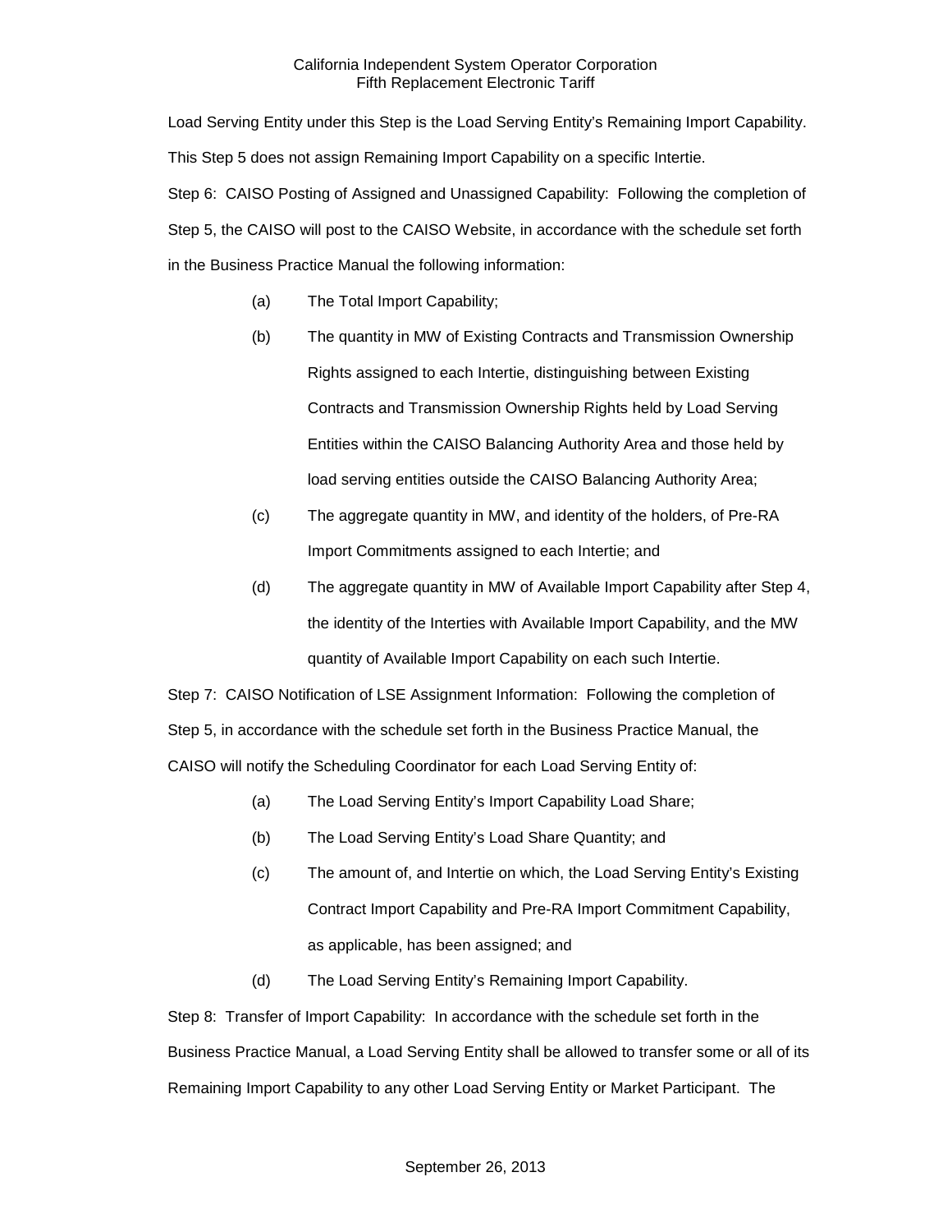Load Serving Entity under this Step is the Load Serving Entity's Remaining Import Capability. This Step 5 does not assign Remaining Import Capability on a specific Intertie.

Step 6: CAISO Posting of Assigned and Unassigned Capability: Following the completion of Step 5, the CAISO will post to the CAISO Website, in accordance with the schedule set forth in the Business Practice Manual the following information:

(a) The Total Import Capability;

(b) The quantity in MW of Existing Contracts and Transmission Ownership Rights assigned to each Intertie, distinguishing between Existing Contracts and Transmission Ownership Rights held by Load Serving Entities within the CAISO Balancing Authority Area and those held by load serving entities outside the CAISO Balancing Authority Area;

(c) The aggregate quantity in MW, and identity of the holders, of Pre-RA Import Commitments assigned to each Intertie; and

(d) The aggregate quantity in MW of Available Import Capability after Step 4, the identity of the Interties with Available Import Capability, and the MW quantity of Available Import Capability on each such Intertie.

Step 7: CAISO Notification of LSE Assignment Information: Following the completion of Step 5, in accordance with the schedule set forth in the Business Practice Manual, the CAISO will notify the Scheduling Coordinator for each Load Serving Entity of:

(a) The Load Serving Entity's Import Capability Load Share;

(b) The Load Serving Entity's Load Share Quantity; and

(c) The amount of, and Intertie on which, the Load Serving Entity's Existing Contract Import Capability and Pre-RA Import Commitment Capability, as applicable, has been assigned; and

(d) The Load Serving Entity's Remaining Import Capability.

Step 8: Transfer of Import Capability: In accordance with the schedule set forth in the Business Practice Manual, a Load Serving Entity shall be allowed to transfer some or all of its Remaining Import Capability to any other Load Serving Entity or Market Participant. The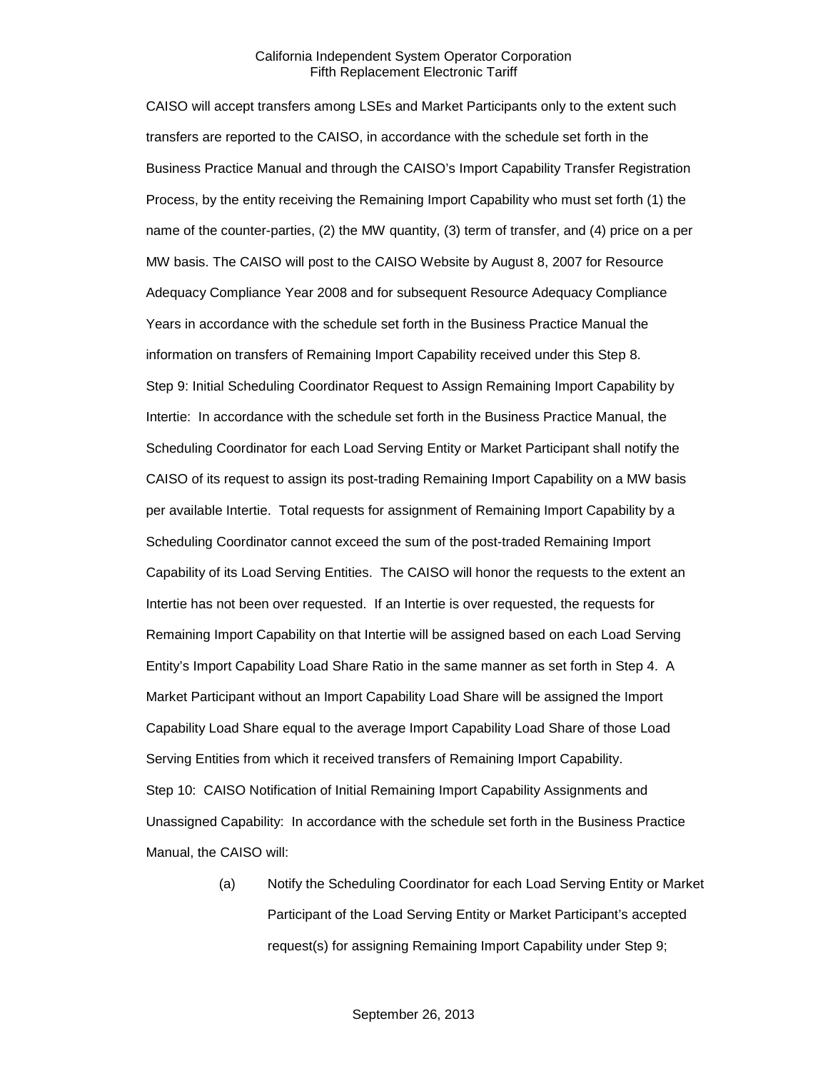CAISO will accept transfers among LSEs and Market Participants only to the extent such transfers are reported to the CAISO, in accordance with the schedule set forth in the Business Practice Manual and through the CAISO's Import Capability Transfer Registration Process, by the entity receiving the Remaining Import Capability who must set forth (1) the name of the counter-parties, (2) the MW quantity, (3) term of transfer, and (4) price on a per MW basis. The CAISO will post to the CAISO Website by August 8, 2007 for Resource Adequacy Compliance Year 2008 and for subsequent Resource Adequacy Compliance Years in accordance with the schedule set forth in the Business Practice Manual the information on transfers of Remaining Import Capability received under this Step 8.

Step 9: Initial Scheduling Coordinator Request to Assign Remaining Import Capability by Intertie: In accordance with the schedule set forth in the Business Practice Manual, the Scheduling Coordinator for each Load Serving Entity or Market Participant shall notify the CAISO of its request to assign its post-trading Remaining Import Capability on a MW basis per available Intertie. Total requests for assignment of Remaining Import Capability by a Scheduling Coordinator cannot exceed the sum of the post-traded Remaining Import Capability of its Load Serving Entities. The CAISO will honor the requests to the extent an Intertie has not been over requested. If an Intertie is over requested, the requests for Remaining Import Capability on that Intertie will be assigned based on each Load Serving Entity's Import Capability Load Share Ratio in the same manner as set forth in Step 4. A Market Participant without an Import Capability Load Share will be assigned the Import Capability Load Share equal to the average Import Capability Load Share of those Load Serving Entities from which it received transfers of Remaining Import Capability.

Step 10: CAISO Notification of Initial Remaining Import Capability Assignments and Unassigned Capability: In accordance with the schedule set forth in the Business Practice Manual, the CAISO will:

(a) Notify the Scheduling Coordinator for each Load Serving Entity or Market Participant of the Load Serving Entity or Market Participant's accepted request(s) for assigning Remaining Import Capability under Step 9;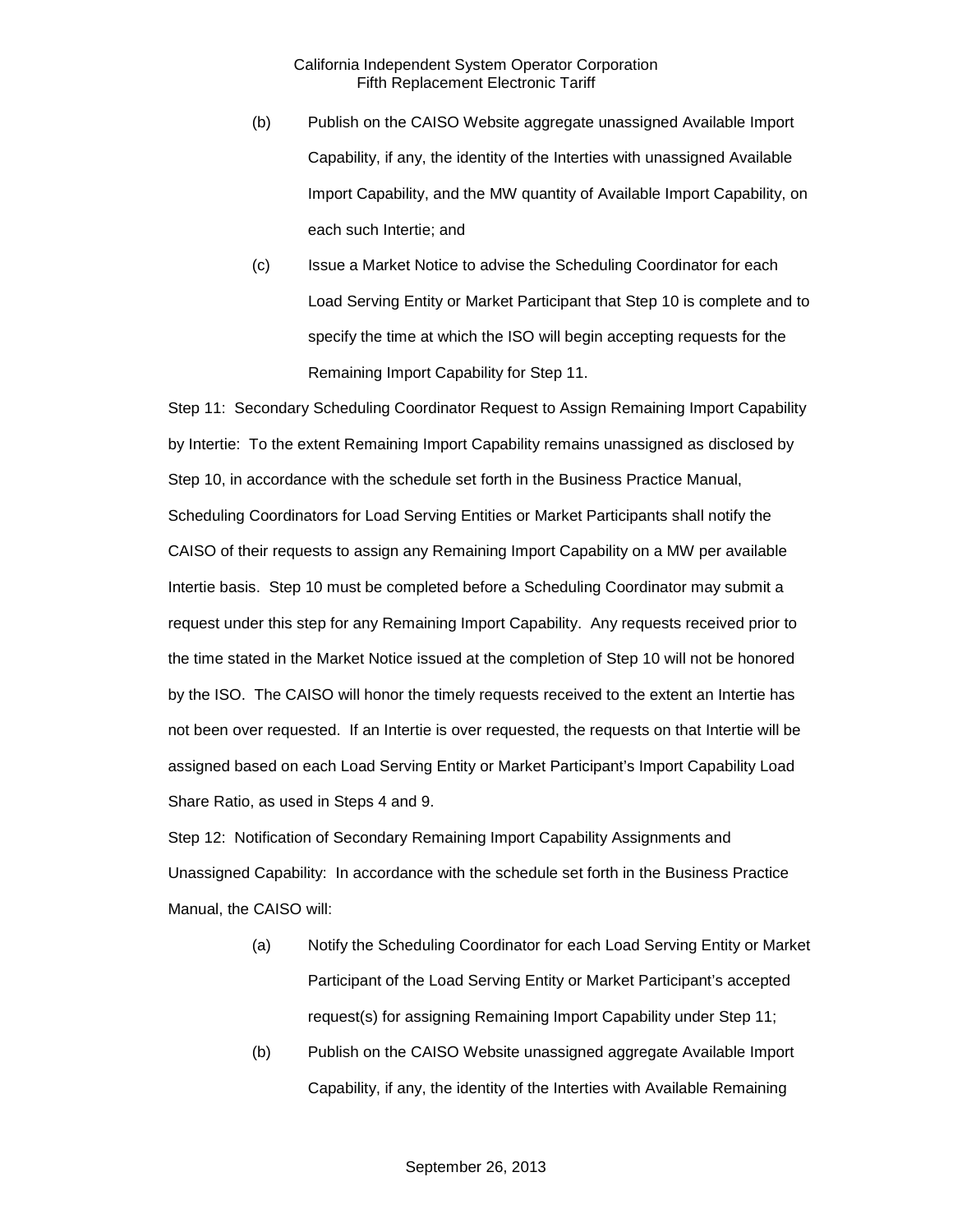(b) Publish on the CAISO Website aggregate unassigned Available Import Capability, if any, the identity of the Interties with unassigned Available Import Capability, and the MW quantity of Available Import Capability, on each such Intertie; and

(c) Issue a Market Notice to advise the Scheduling Coordinator for each Load Serving Entity or Market Participant that Step 10 is complete and to specify the time at which the ISO will begin accepting requests for the Remaining Import Capability for Step 11.

Step 11: Secondary Scheduling Coordinator Request to Assign Remaining Import Capability by Intertie: To the extent Remaining Import Capability remains unassigned as disclosed by Step 10, in accordance with the schedule set forth in the Business Practice Manual, Scheduling Coordinators for Load Serving Entities or Market Participants shall notify the CAISO of their requests to assign any Remaining Import Capability on a MW per available Intertie basis. Step 10 must be completed before a Scheduling Coordinator may submit a request under this step for any Remaining Import Capability. Any requests received prior to the time stated in the Market Notice issued at the completion of Step 10 will not be honored by the ISO. The CAISO will honor the timely requests received to the extent an Intertie has not been over requested. If an Intertie is over requested, the requests on that Intertie will be assigned based on each Load Serving Entity or Market Participant's Import Capability Load Share Ratio, as used in Steps 4 and 9.

Step 12: Notification of Secondary Remaining Import Capability Assignments and Unassigned Capability: In accordance with the schedule set forth in the Business Practice Manual, the CAISO will:

(a) Notify the Scheduling Coordinator for each Load Serving Entity or Market Participant of the Load Serving Entity or Market Participant's accepted request(s) for assigning Remaining Import Capability under Step 11;

(b) Publish on the CAISO Website unassigned aggregate Available Import Capability, if any, the identity of the Interties with Available Remaining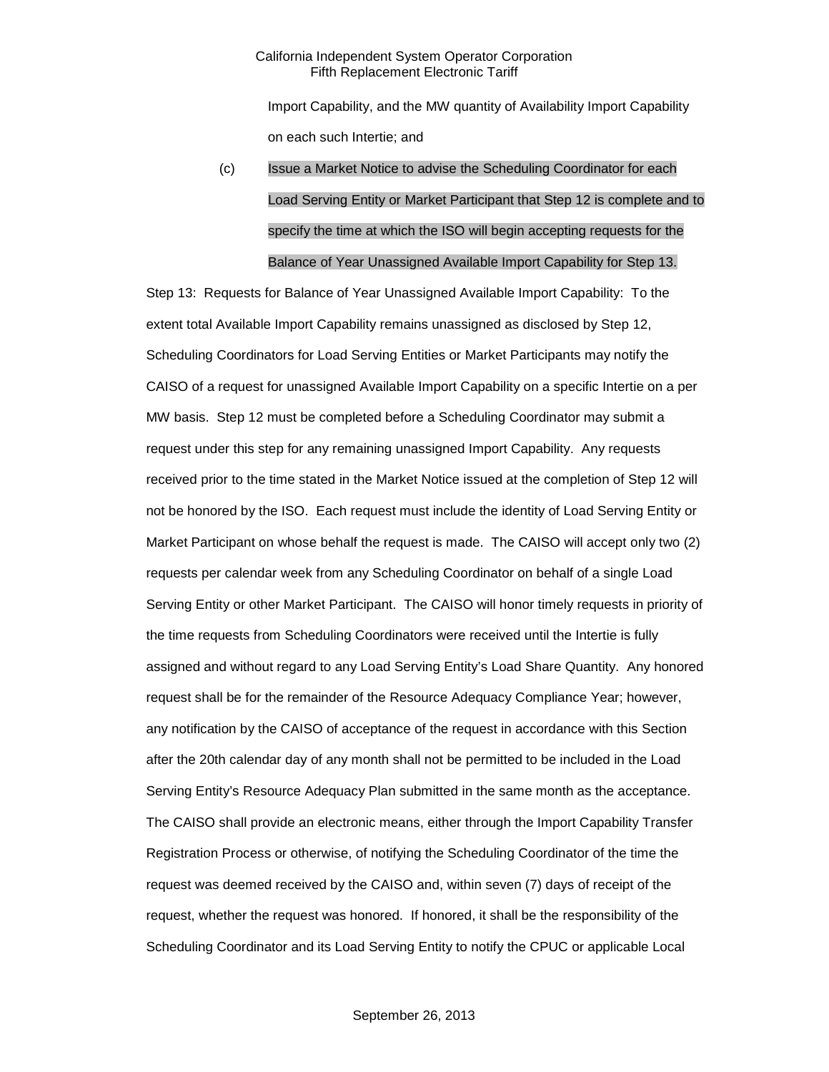Import Capability, and the MW quantity of Availability Import Capability on each such Intertie; and

(c) Issue a Market Notice to advise the Scheduling Coordinator for each Load Serving Entity or Market Participant that Step 12 is complete and to specify the time at which the ISO will begin accepting requests for the Balance of Year Unassigned Available Import Capability for Step 13.

Step 13: Requests for Balance of Year Unassigned Available Import Capability: To the extent total Available Import Capability remains unassigned as disclosed by Step 12, Scheduling Coordinators for Load Serving Entities or Market Participants may notify the CAISO of a request for unassigned Available Import Capability on a specific Intertie on a per MW basis. Step 12 must be completed before a Scheduling Coordinator may submit a request under this step for any remaining unassigned Import Capability. Any requests received prior to the time stated in the Market Notice issued at the completion of Step 12 will not be honored by the ISO. Each request must include the identity of Load Serving Entity or Market Participant on whose behalf the request is made. The CAISO will accept only two (2) requests per calendar week from any Scheduling Coordinator on behalf of a single Load Serving Entity or other Market Participant. The CAISO will honor timely requests in priority of the time requests from Scheduling Coordinators were received until the Intertie is fully assigned and without regard to any Load Serving Entity's Load Share Quantity. Any honored request shall be for the remainder of the Resource Adequacy Compliance Year; however, any notification by the CAISO of acceptance of the request in accordance with this Section after the 20th calendar day of any month shall not be permitted to be included in the Load Serving Entity's Resource Adequacy Plan submitted in the same month as the acceptance. The CAISO shall provide an electronic means, either through the Import Capability Transfer Registration Process or otherwise, of notifying the Scheduling Coordinator of the time the request was deemed received by the CAISO and, within seven (7) days of receipt of the request, whether the request was honored. If honored, it shall be the responsibility of the Scheduling Coordinator and its Load Serving Entity to notify the CPUC or applicable Local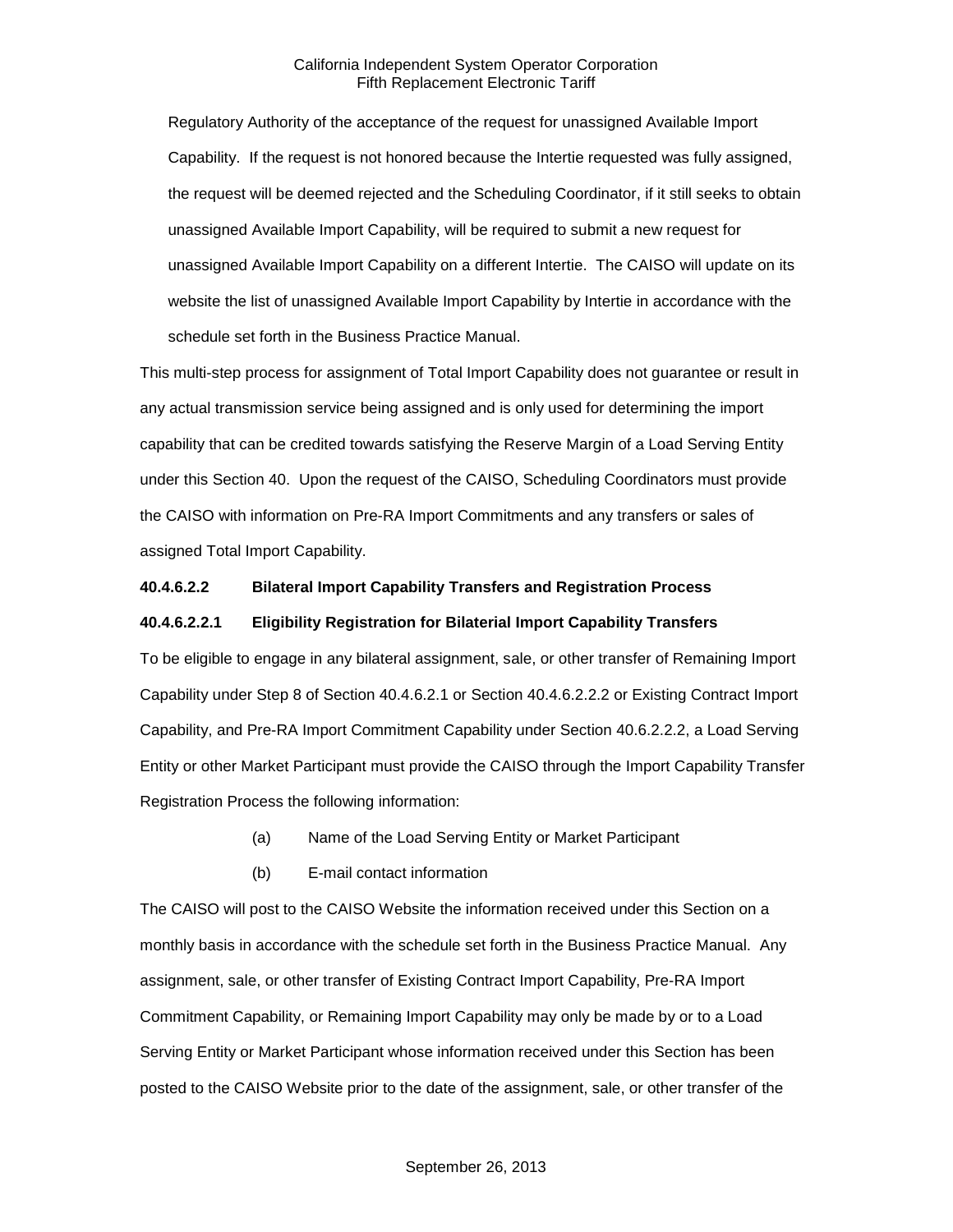Regulatory Authority of the acceptance of the request for unassigned Available Import Capability. If the request is not honored because the Intertie requested was fully assigned, the request will be deemed rejected and the Scheduling Coordinator, if it still seeks to obtain unassigned Available Import Capability, will be required to submit a new request for unassigned Available Import Capability on a different Intertie. The CAISO will update on its website the list of unassigned Available Import Capability by Intertie in accordance with the schedule set forth in the Business Practice Manual.

This multi-step process for assignment of Total Import Capability does not guarantee or result in any actual transmission service being assigned and is only used for determining the import capability that can be credited towards satisfying the Reserve Margin of a Load Serving Entity under this Section 40. Upon the request of the CAISO, Scheduling Coordinators must provide the CAISO with information on Pre-RA Import Commitments and any transfers or sales of assigned Total Import Capability.

**40.4.6.2.2 Bilateral Import Capability Transfers and Registration Process**

**40.4.6.2.2.1 Eligibility Registration for Bilaterial Import Capability Transfers**

To be eligible to engage in any bilateral assignment, sale, or other transfer of Remaining Import Capability under Step 8 of Section 40.4.6.2.1 or Section 40.4.6.2.2.2 or Existing Contract Import Capability, and Pre-RA Import Commitment Capability under Section 40.6.2.2.2, a Load Serving Entity or other Market Participant must provide the CAISO through the Import Capability Transfer Registration Process the following information:

(a) Name of the Load Serving Entity or Market Participant

(b) E-mail contact information

The CAISO will post to the CAISO Website the information received under this Section on a monthly basis in accordance with the schedule set forth in the Business Practice Manual. Any assignment, sale, or other transfer of Existing Contract Import Capability, Pre-RA Import Commitment Capability, or Remaining Import Capability may only be made by or to a Load Serving Entity or Market Participant whose information received under this Section has been posted to the CAISO Website prior to the date of the assignment, sale, or other transfer of the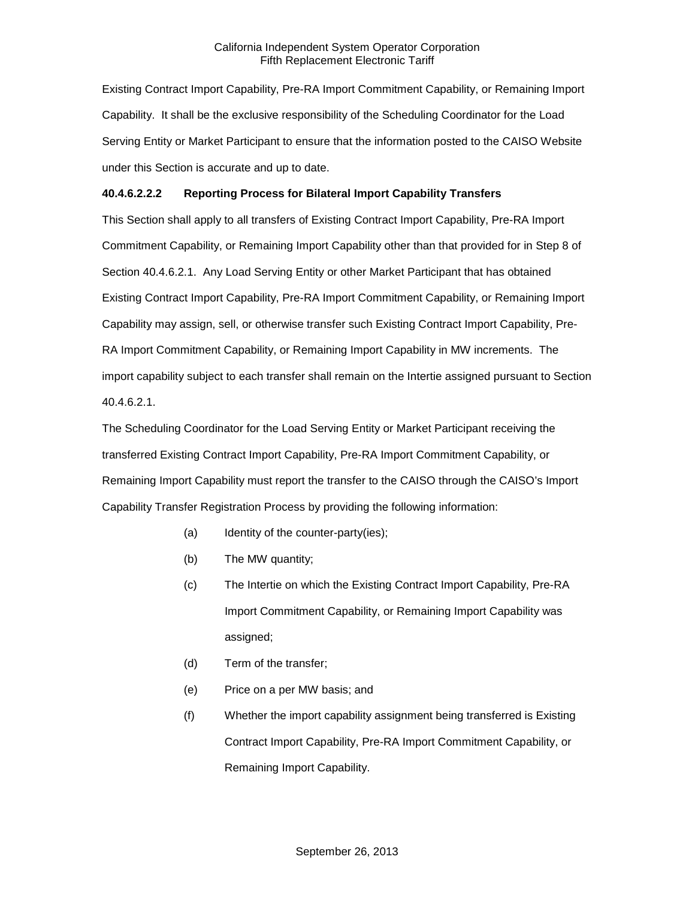Existing Contract Import Capability, Pre-RA Import Commitment Capability, or Remaining Import Capability. It shall be the exclusive responsibility of the Scheduling Coordinator for the Load Serving Entity or Market Participant to ensure that the information posted to the CAISO Website under this Section is accurate and up to date.

**40.4.6.2.2.2 Reporting Process for Bilateral Import Capability Transfers**

This Section shall apply to all transfers of Existing Contract Import Capability, Pre-RA Import Commitment Capability, or Remaining Import Capability other than that provided for in Step 8 of Section 40.4.6.2.1. Any Load Serving Entity or other Market Participant that has obtained Existing Contract Import Capability, Pre-RA Import Commitment Capability, or Remaining Import Capability may assign, sell, or otherwise transfer such Existing Contract Import Capability, Pre-RA Import Commitment Capability, or Remaining Import Capability in MW increments. The import capability subject to each transfer shall remain on the Intertie assigned pursuant to Section 40.4.6.2.1.

The Scheduling Coordinator for the Load Serving Entity or Market Participant receiving the transferred Existing Contract Import Capability, Pre-RA Import Commitment Capability, or Remaining Import Capability must report the transfer to the CAISO through the CAISO's Import Capability Transfer Registration Process by providing the following information:

(a) Identity of the counter-party(ies);

(b) The MW quantity;

(c) The Intertie on which the Existing Contract Import Capability, Pre-RA Import Commitment Capability, or Remaining Import Capability was assigned;

(d) Term of the transfer;

(e) Price on a per MW basis; and

(f) Whether the import capability assignment being transferred is Existing Contract Import Capability, Pre-RA Import Commitment Capability, or Remaining Import Capability.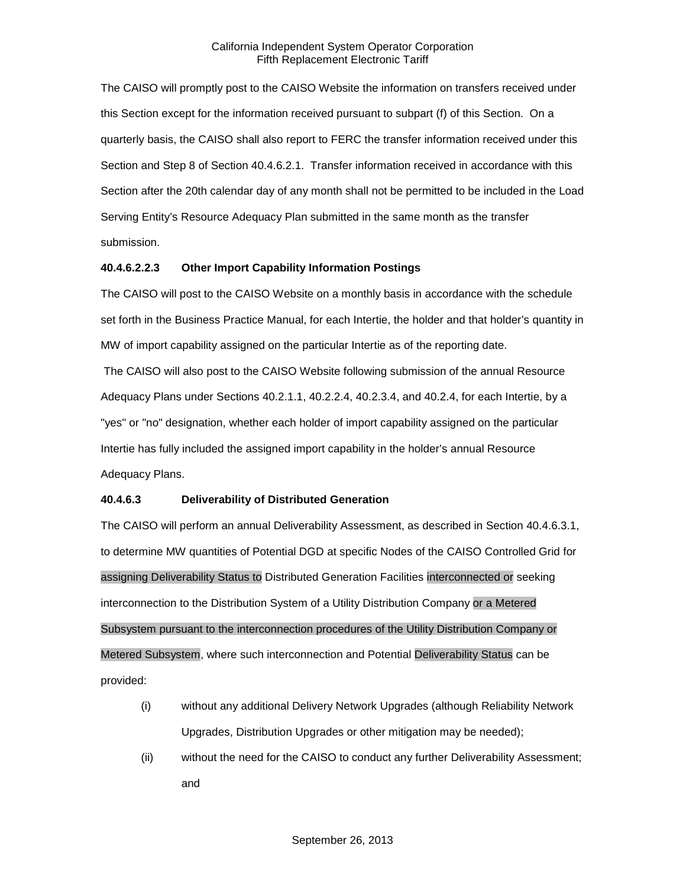The CAISO will promptly post to the CAISO Website the information on transfers received under this Section except for the information received pursuant to subpart (f) of this Section. On a quarterly basis, the CAISO shall also report to FERC the transfer information received under this Section and Step 8 of Section 40.4.6.2.1. Transfer information received in accordance with this Section after the 20th calendar day of any month shall not be permitted to be included in the Load Serving Entity's Resource Adequacy Plan submitted in the same month as the transfer submission.

**40.4.6.2.2.3 Other Import Capability Information Postings**

The CAISO will post to the CAISO Website on a monthly basis in accordance with the schedule set forth in the Business Practice Manual, for each Intertie, the holder and that holder's quantity in MW of import capability assigned on the particular Intertie as of the reporting date.

The CAISO will also post to the CAISO Website following submission of the annual Resource Adequacy Plans under Sections 40.2.1.1, 40.2.2.4, 40.2.3.4, and 40.2.4, for each Intertie, by a "yes" or "no" designation, whether each holder of import capability assigned on the particular Intertie has fully included the assigned import capability in the holder's annual Resource Adequacy Plans.

**40.4.6.3 Deliverability of Distributed Generation**

The CAISO will perform an annual Deliverability Assessment, as described in Section 40.4.6.3.1, to determine MW quantities of Potential DGD at specific Nodes of the CAISO Controlled Grid for assigning Deliverability Status to Distributed Generation Facilities interconnected or seeking interconnection to the Distribution System of a Utility Distribution Company or a Metered Subsystem pursuant to the interconnection procedures of the Utility Distribution Company or Metered Subsystem, where such interconnection and Potential Deliverability Status can be provided:

(i) without any additional Delivery Network Upgrades (although Reliability Network Upgrades, Distribution Upgrades or other mitigation may be needed);

(ii) without the need for the CAISO to conduct any further Deliverability Assessment; and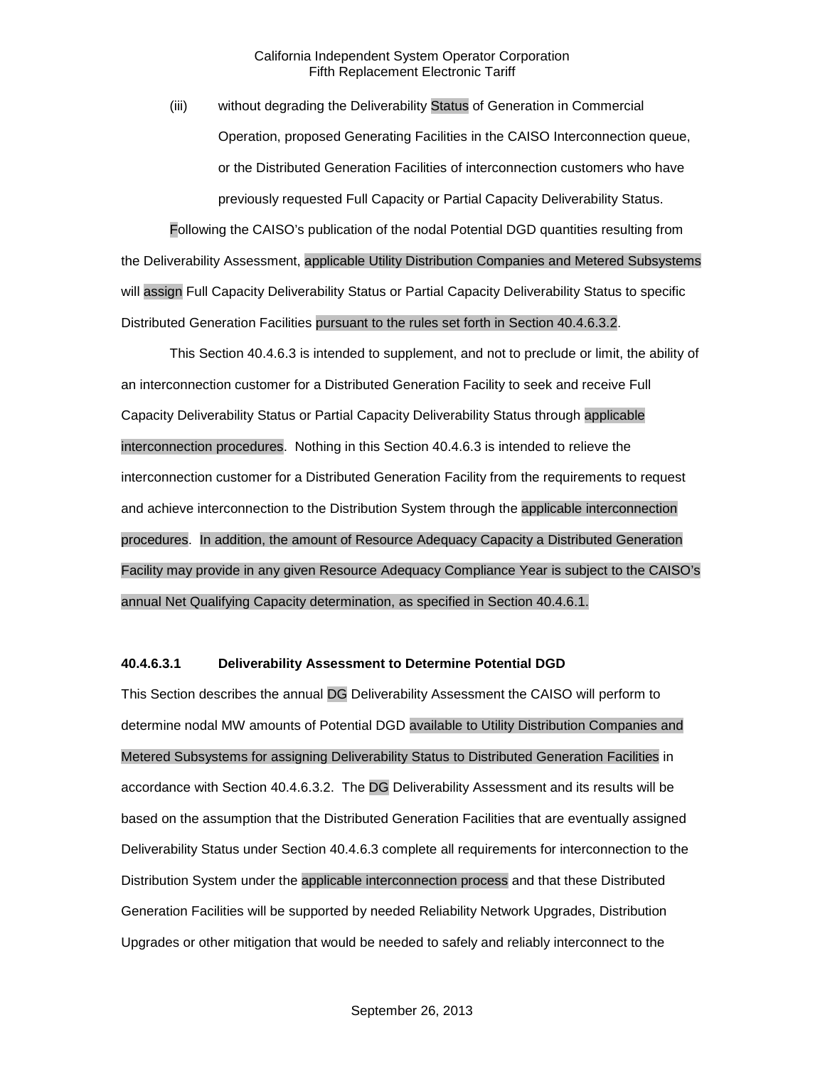(iii) without degrading the Deliverability Status of Generation in Commercial Operation, proposed Generating Facilities in the CAISO Interconnection queue, or the Distributed Generation Facilities of interconnection customers who have previously requested Full Capacity or Partial Capacity Deliverability Status.

Following the CAISO's publication of the nodal Potential DGD quantities resulting from the Deliverability Assessment, applicable Utility Distribution Companies and Metered Subsystems will assign Full Capacity Deliverability Status or Partial Capacity Deliverability Status to specific Distributed Generation Facilities pursuant to the rules set forth in Section 40.4.6.3.2.

This Section 40.4.6.3 is intended to supplement, and not to preclude or limit, the ability of an interconnection customer for a Distributed Generation Facility to seek and receive Full Capacity Deliverability Status or Partial Capacity Deliverability Status through applicable interconnection procedures. Nothing in this Section 40.4.6.3 is intended to relieve the interconnection customer for a Distributed Generation Facility from the requirements to request and achieve interconnection to the Distribution System through the applicable interconnection procedures. In addition, the amount of Resource Adequacy Capacity a Distributed Generation Facility may provide in any given Resource Adequacy Compliance Year is subject to the CAISO's annual Net Qualifying Capacity determination, as specified in Section 40.4.6.1.

**40.4.6.3.1 Deliverability Assessment to Determine Potential DGD**

This Section describes the annual DG Deliverability Assessment the CAISO will perform to determine nodal MW amounts of Potential DGD available to Utility Distribution Companies and Metered Subsystems for assigning Deliverability Status to Distributed Generation Facilities in accordance with Section 40.4.6.3.2. The DG Deliverability Assessment and its results will be based on the assumption that the Distributed Generation Facilities that are eventually assigned Deliverability Status under Section 40.4.6.3 complete all requirements for interconnection to the Distribution System under the applicable interconnection process and that these Distributed Generation Facilities will be supported by needed Reliability Network Upgrades, Distribution Upgrades or other mitigation that would be needed to safely and reliably interconnect to the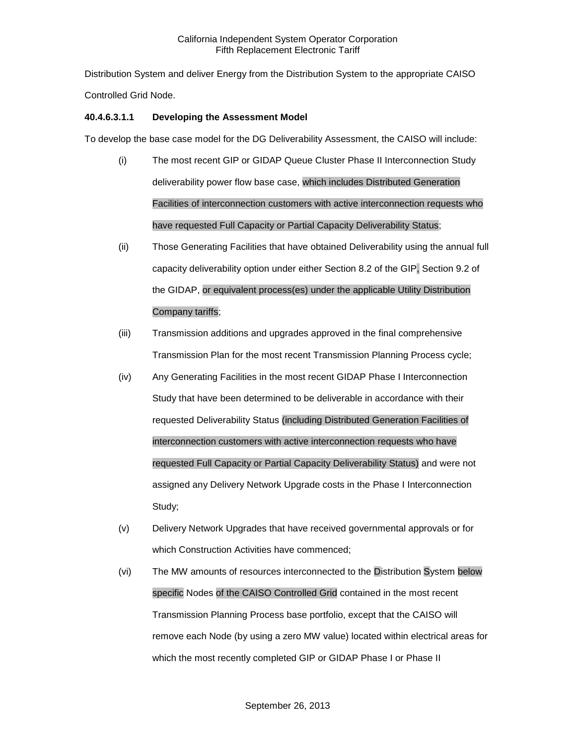Distribution System and deliver Energy from the Distribution System to the appropriate CAISO Controlled Grid Node.

**40.4.6.3.1.1 Developing the Assessment Model**

To develop the base case model for the DG Deliverability Assessment, the CAISO will include:

(i) The most recent GIP or GIDAP Queue Cluster Phase II Interconnection Study deliverability power flow base case, which includes Distributed Generation Facilities of interconnection customers with active interconnection requests who have requested Full Capacity or Partial Capacity Deliverability Status;

(ii) Those Generating Facilities that have obtained Deliverability using the annual full capacity deliverability option under either Section 8.2 of the GIP, Section 9.2 of the GIDAP, or equivalent process(es) under the applicable Utility Distribution Company tariffs;

(iii) Transmission additions and upgrades approved in the final comprehensive Transmission Plan for the most recent Transmission Planning Process cycle;

(iv) Any Generating Facilities in the most recent GIDAP Phase I Interconnection Study that have been determined to be deliverable in accordance with their requested Deliverability Status (including Distributed Generation Facilities of interconnection customers with active interconnection requests who have requested Full Capacity or Partial Capacity Deliverability Status) and were not assigned any Delivery Network Upgrade costs in the Phase I Interconnection Study;

(v) Delivery Network Upgrades that have received governmental approvals or for which Construction Activities have commenced;

(vi) The MW amounts of resources interconnected to the Distribution System below specific Nodes of the CAISO Controlled Grid contained in the most recent Transmission Planning Process base portfolio, except that the CAISO will remove each Node (by using a zero MW value) located within electrical areas for which the most recently completed GIP or GIDAP Phase I or Phase II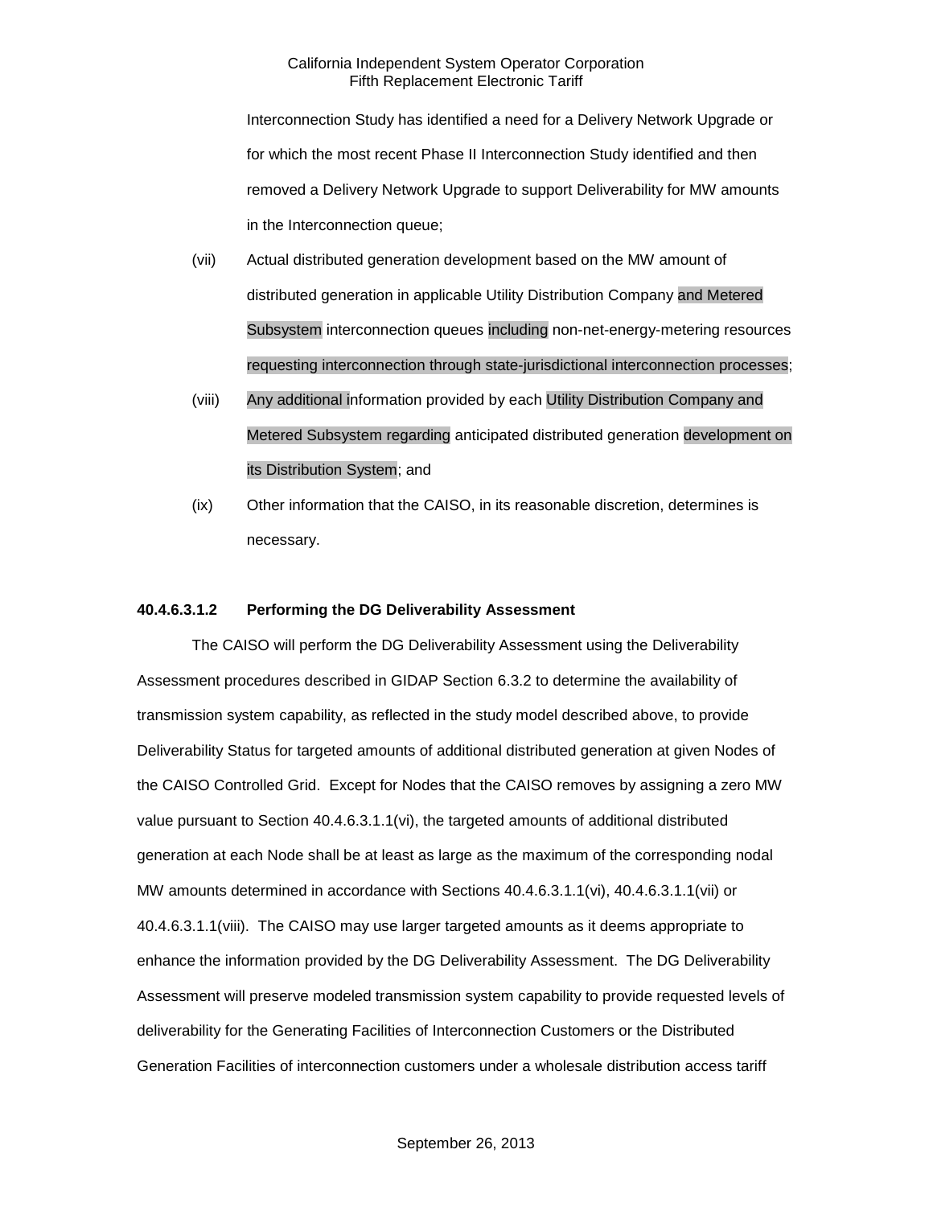Interconnection Study has identified a need for a Delivery Network Upgrade or for which the most recent Phase II Interconnection Study identified and then removed a Delivery Network Upgrade to support Deliverability for MW amounts in the Interconnection queue;

(vii) Actual distributed generation development based on the MW amount of distributed generation in applicable Utility Distribution Company and Metered Subsystem interconnection queues including non-net-energy-metering resources requesting interconnection through state-jurisdictional interconnection processes;

(viii) Any additional information provided by each Utility Distribution Company and Metered Subsystem regarding anticipated distributed generation development on its Distribution System; and

(ix) Other information that the CAISO, in its reasonable discretion, determines is necessary.

**40.4.6.3.1.2 Performing the DG Deliverability Assessment**

The CAISO will perform the DG Deliverability Assessment using the Deliverability Assessment procedures described in GIDAP Section 6.3.2 to determine the availability of transmission system capability, as reflected in the study model described above, to provide Deliverability Status for targeted amounts of additional distributed generation at given Nodes of the CAISO Controlled Grid. Except for Nodes that the CAISO removes by assigning a zero MW value pursuant to Section 40.4.6.3.1.1(vi), the targeted amounts of additional distributed generation at each Node shall be at least as large as the maximum of the corresponding nodal MW amounts determined in accordance with Sections 40.4.6.3.1.1(vi), 40.4.6.3.1.1(vii) or 40.4.6.3.1.1(viii). The CAISO may use larger targeted amounts as it deems appropriate to enhance the information provided by the DG Deliverability Assessment. The DG Deliverability Assessment will preserve modeled transmission system capability to provide requested levels of deliverability for the Generating Facilities of Interconnection Customers or the Distributed Generation Facilities of interconnection customers under a wholesale distribution access tariff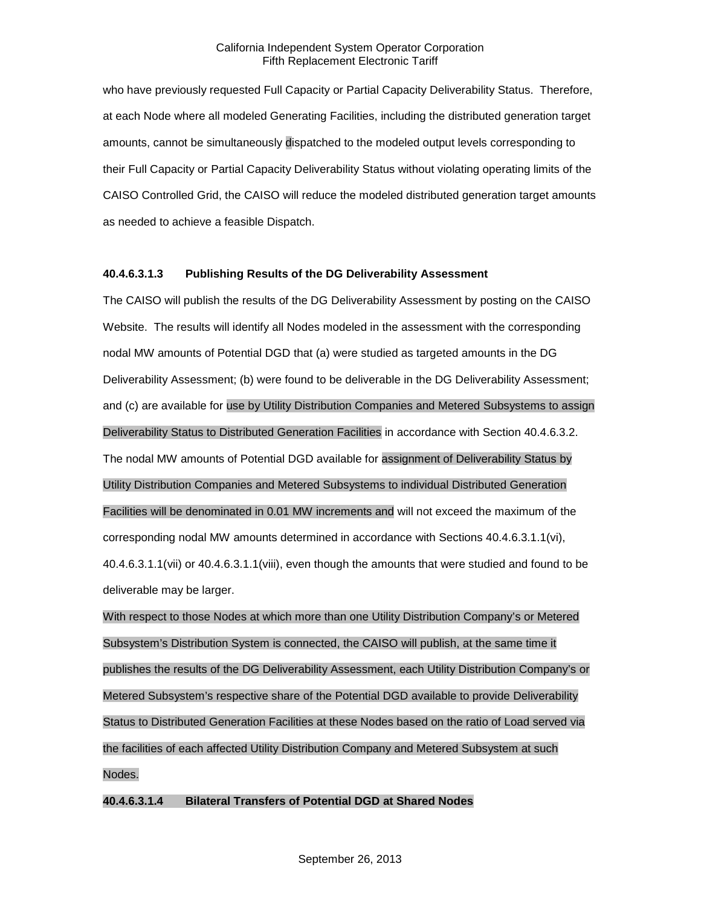who have previously requested Full Capacity or Partial Capacity Deliverability Status. Therefore, at each Node where all modeled Generating Facilities, including the distributed generation target amounts, cannot be simultaneously dispatched to the modeled output levels corresponding to their Full Capacity or Partial Capacity Deliverability Status without violating operating limits of the CAISO Controlled Grid, the CAISO will reduce the modeled distributed generation target amounts as needed to achieve a feasible Dispatch.

#### 40.4.6.3.1.3 Publishing Results of the DG Deliverability Assessment

The CAISO will publish the results of the DG Deliverability Assessment by posting on the CAISO Website. The results will identify all Nodes modeled in the assessment with the corresponding nodal MW amounts of Potential DGD that (a) were studied as targeted amounts in the DG Deliverability Assessment; (b) were found to be deliverable in the DG Deliverability Assessment; and (c) are available for use by Utility Distribution Companies and Metered Subsystems to assign Deliverability Status to Distributed Generation Facilities in accordance with Section 40.4.6.3.2. The nodal MW amounts of Potential DGD available for assignment of Deliverability Status by Utility Distribution Companies and Metered Subsystems to individual Distributed Generation Facilities will be denominated in 0.01 MW increments and will not exceed the maximum of the corresponding nodal MW amounts determined in accordance with Sections 40.4.6.3.1.1(vi), 40.4.6.3.1.1(vii) or 40.4.6.3.1.1(viii), even though the amounts that were studied and found to be deliverable may be larger.

With respect to those Nodes at which more than one Utility Distribution Company's or Metered Subsystem's Distribution System is connected, the CAISO will publish, at the same time it publishes the results of the DG Deliverability Assessment, each Utility Distribution Company's or Metered Subsystem's respective share of the Potential DGD available to provide Deliverability Status to Distributed Generation Facilities at these Nodes based on the ratio of Load served via the facilities of each affected Utility Distribution Company and Metered Subsystem at such Nodes.

#### 40.4.6.3.1.4 Bilateral Transfers of Potential DGD at Shared Nodes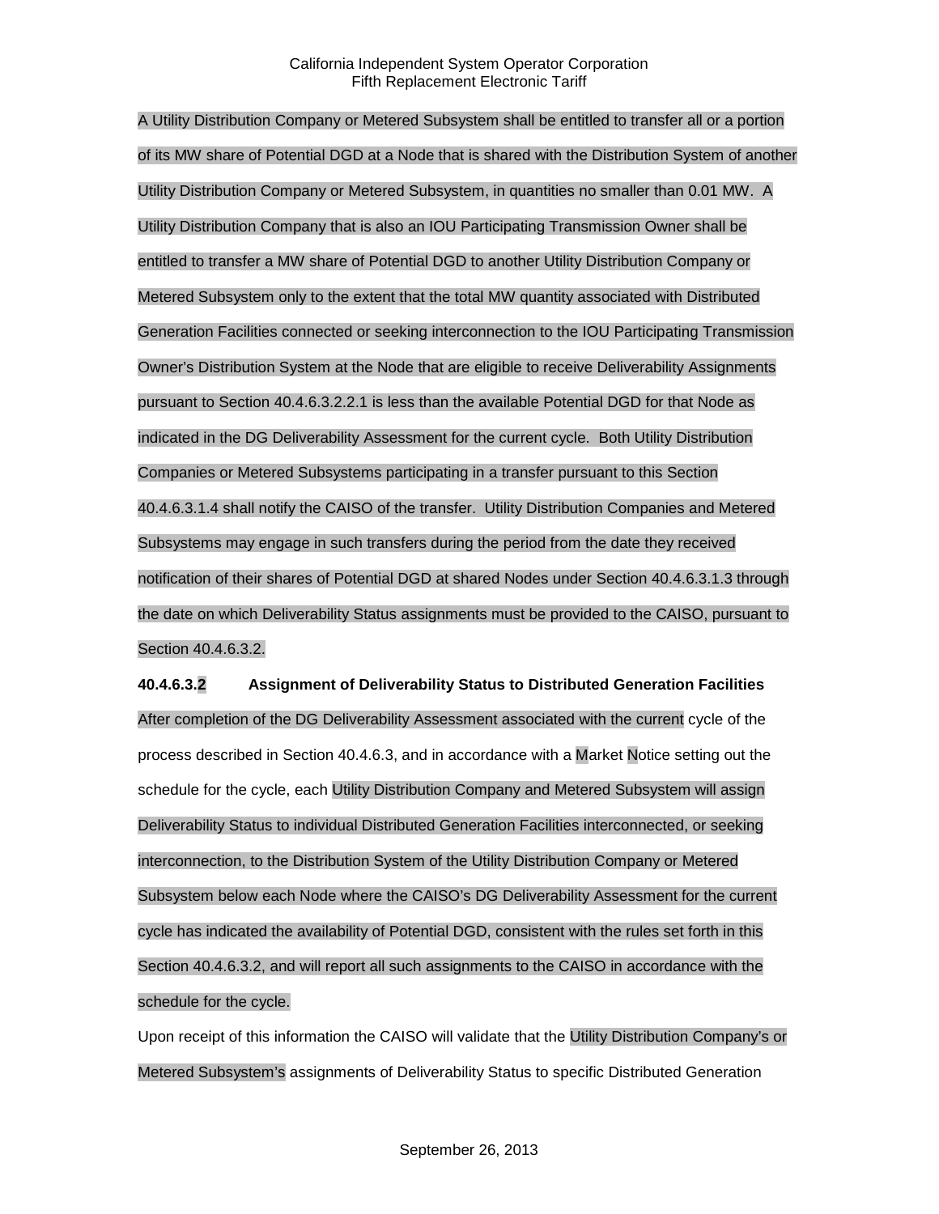A Utility Distribution Company or Metered Subsystem shall be entitled to transfer all or a portion of its MW share of Potential DGD at a Node that is shared with the Distribution System of another Utility Distribution Company or Metered Subsystem, in quantities no smaller than 0.01 MW. A Utility Distribution Company that is also an IOU Participating Transmission Owner shall be entitled to transfer a MW share of Potential DGD to another Utility Distribution Company or Metered Subsystem only to the extent that the total MW quantity associated with Distributed Generation Facilities connected or seeking interconnection to the IOU Participating Transmission Owner's Distribution System at the Node that are eligible to receive Deliverability Assignments pursuant to Section 40.4.6.3.2.2.1 is less than the available Potential DGD for that Node as indicated in the DG Deliverability Assessment for the current cycle. Both Utility Distribution Companies or Metered Subsystems participating in a transfer pursuant to this Section 40.4.6.3.1.4 shall notify the CAISO of the transfer. Utility Distribution Companies and Metered Subsystems may engage in such transfers during the period from the date they received notification of their shares of Potential DGD at shared Nodes under Section 40.4.6.3.1.3 through the date on which Deliverability Status assignments must be provided to the CAISO, pursuant to Section 40.4.6.3.2.

**40.4.6.3.2 Assignment of Deliverability Status to Distributed Generation Facilities**

After completion of the DG Deliverability Assessment associated with the current cycle of the process described in Section 40.4.6.3, and in accordance with a Market Notice setting out the schedule for the cycle, each Utility Distribution Company and Metered Subsystem will assign Deliverability Status to individual Distributed Generation Facilities interconnected, or seeking interconnection, to the Distribution System of the Utility Distribution Company or Metered Subsystem below each Node where the CAISO's DG Deliverability Assessment for the current cycle has indicated the availability of Potential DGD, consistent with the rules set forth in this Section 40.4.6.3.2, and will report all such assignments to the CAISO in accordance with the schedule for the cycle.

Upon receipt of this information the CAISO will validate that the Utility Distribution Company's or Metered Subsystem's assignments of Deliverability Status to specific Distributed Generation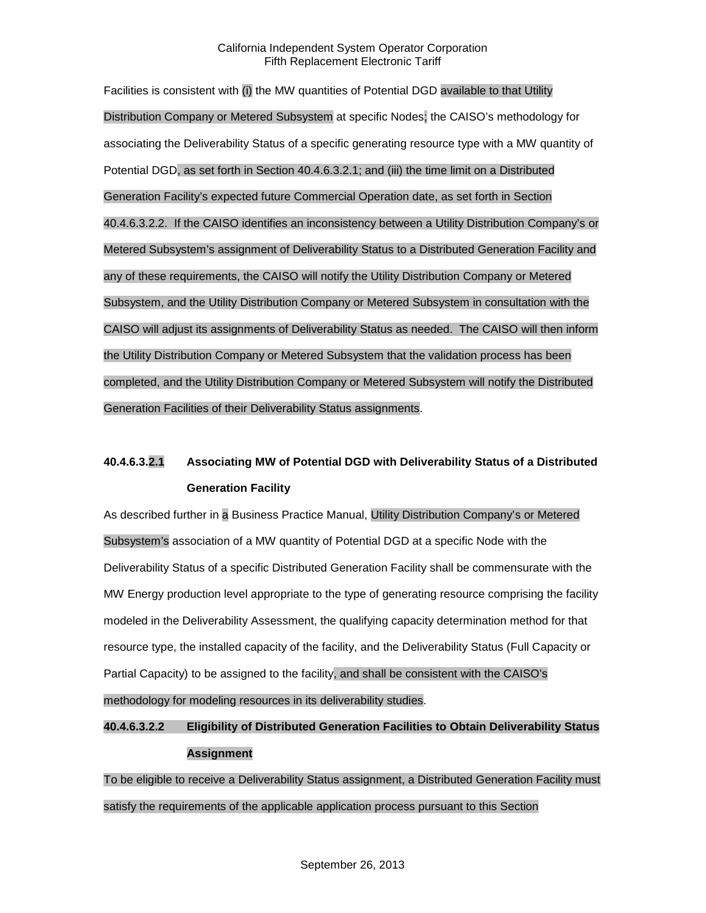Facilities is consistent with (i) the MW quantities of Potential DGD available to that Utility Distribution Company or Metered Subsystem at specific Nodes; the CAISO's methodology for associating the Deliverability Status of a specific generating resource type with a MW quantity of Potential DGD, as set forth in Section 40.4.6.3.2.1; and (iii) the time limit on a Distributed Generation Facility's expected future Commercial Operation date, as set forth in Section 40.4.6.3.2.2. If the CAISO identifies an inconsistency between a Utility Distribution Company's or Metered Subsystem's assignment of Deliverability Status to a Distributed Generation Facility and any of these requirements, the CAISO will notify the Utility Distribution Company or Metered Subsystem, and the Utility Distribution Company or Metered Subsystem in consultation with the CAISO will adjust its assignments of Deliverability Status as needed. The CAISO will then inform the Utility Distribution Company or Metered Subsystem that the validation process has been completed, and the Utility Distribution Company or Metered Subsystem will notify the Distributed Generation Facilities of their Deliverability Status assignments.

#### 40.4.6.3.2.1 Associating MW of Potential DGD with Deliverability Status of a Distributed Generation Facility

As described further in a Business Practice Manual, Utility Distribution Company's or Metered Subsystem's association of a MW quantity of Potential DGD at a specific Node with the Deliverability Status of a specific Distributed Generation Facility shall be commensurate with the MW Energy production level appropriate to the type of generating resource comprising the facility modeled in the Deliverability Assessment, the qualifying capacity determination method for that resource type, the installed capacity of the facility, and the Deliverability Status (Full Capacity or Partial Capacity) to be assigned to the facility, and shall be consistent with the CAISO's methodology for modeling resources in its deliverability studies.

#### 40.4.6.3.2.2 Eligibility of Distributed Generation Facilities to Obtain Deliverability Status Assignment

To be eligible to receive a Deliverability Status assignment, a Distributed Generation Facility must satisfy the requirements of the applicable application process pursuant to this Section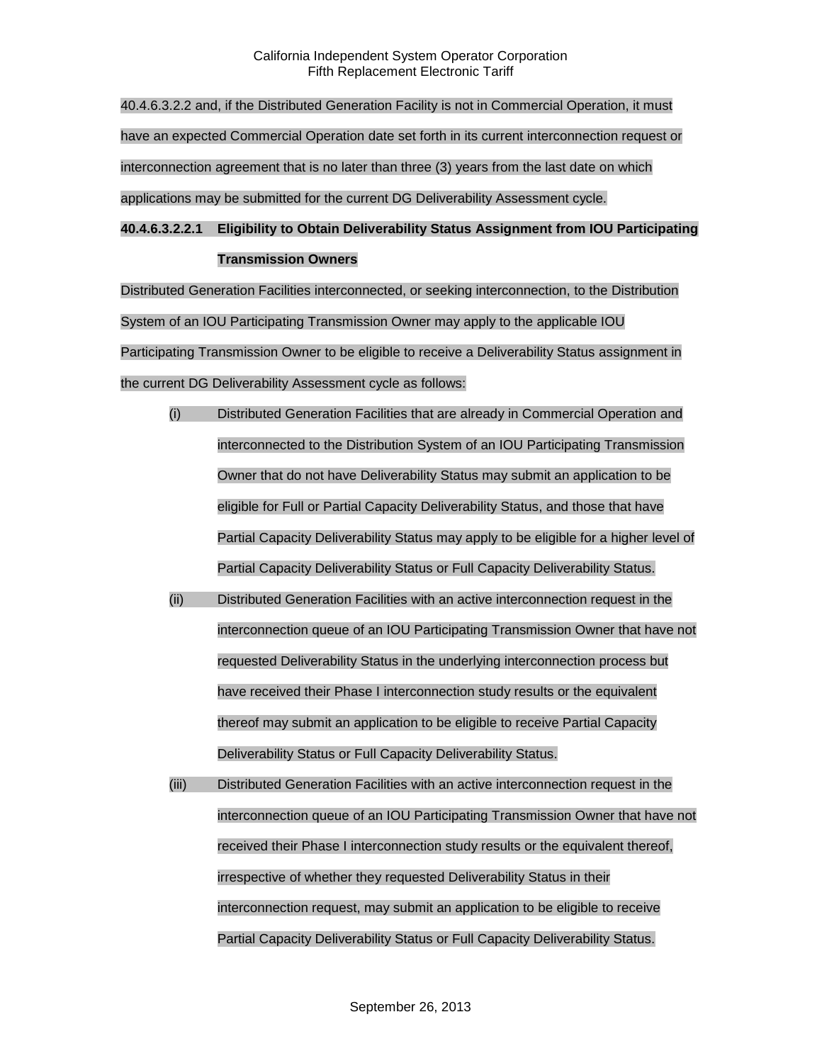40.4.6.3.2.2 and, if the Distributed Generation Facility is not in Commercial Operation, it must have an expected Commercial Operation date set forth in its current interconnection request or interconnection agreement that is no later than three (3) years from the last date on which applications may be submitted for the current DG Deliverability Assessment cycle.

**40.4.6.3.2.2.1 Eligibility to Obtain Deliverability Status Assignment from IOU Participating Transmission Owners**

Distributed Generation Facilities interconnected, or seeking interconnection, to the Distribution System of an IOU Participating Transmission Owner may apply to the applicable IOU Participating Transmission Owner to be eligible to receive a Deliverability Status assignment in the current DG Deliverability Assessment cycle as follows:

(i) Distributed Generation Facilities that are already in Commercial Operation and interconnected to the Distribution System of an IOU Participating Transmission Owner that do not have Deliverability Status may submit an application to be eligible for Full or Partial Capacity Deliverability Status, and those that have Partial Capacity Deliverability Status may apply to be eligible for a higher level of Partial Capacity Deliverability Status or Full Capacity Deliverability Status.

(ii) Distributed Generation Facilities with an active interconnection request in the interconnection queue of an IOU Participating Transmission Owner that have not requested Deliverability Status in the underlying interconnection process but have received their Phase I interconnection study results or the equivalent thereof may submit an application to be eligible to receive Partial Capacity Deliverability Status or Full Capacity Deliverability Status.

(iii) Distributed Generation Facilities with an active interconnection request in the interconnection queue of an IOU Participating Transmission Owner that have not received their Phase I interconnection study results or the equivalent thereof, irrespective of whether they requested Deliverability Status in their interconnection request, may submit an application to be eligible to receive Partial Capacity Deliverability Status or Full Capacity Deliverability Status.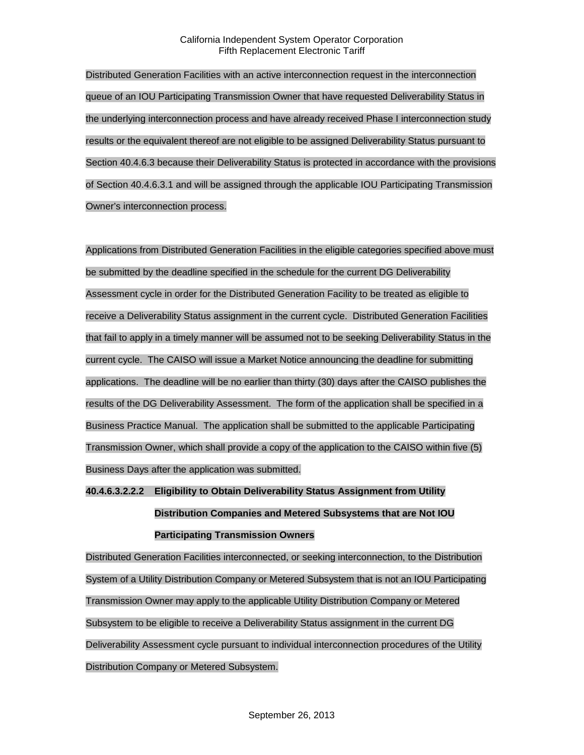Distributed Generation Facilities with an active interconnection request in the interconnection queue of an IOU Participating Transmission Owner that have requested Deliverability Status in the underlying interconnection process and have already received Phase I interconnection study results or the equivalent thereof are not eligible to be assigned Deliverability Status pursuant to Section 40.4.6.3 because their Deliverability Status is protected in accordance with the provisions of Section 40.4.6.3.1 and will be assigned through the applicable IOU Participating Transmission Owner's interconnection process.

Applications from Distributed Generation Facilities in the eligible categories specified above must be submitted by the deadline specified in the schedule for the current DG Deliverability Assessment cycle in order for the Distributed Generation Facility to be treated as eligible to receive a Deliverability Status assignment in the current cycle. Distributed Generation Facilities that fail to apply in a timely manner will be assumed not to be seeking Deliverability Status in the current cycle. The CAISO will issue a Market Notice announcing the deadline for submitting applications. The deadline will be no earlier than thirty (30) days after the CAISO publishes the results of the DG Deliverability Assessment. The form of the application shall be specified in a Business Practice Manual. The application shall be submitted to the applicable Participating Transmission Owner, which shall provide a copy of the application to the CAISO within five (5) Business Days after the application was submitted.

**40.4.6.3.2.2.2 Eligibility to Obtain Deliverability Status Assignment from Utility Distribution Companies and Metered Subsystems that are Not IOU Participating Transmission Owners**

Distributed Generation Facilities interconnected, or seeking interconnection, to the Distribution System of a Utility Distribution Company or Metered Subsystem that is not an IOU Participating Transmission Owner may apply to the applicable Utility Distribution Company or Metered Subsystem to be eligible to receive a Deliverability Status assignment in the current DG Deliverability Assessment cycle pursuant to individual interconnection procedures of the Utility Distribution Company or Metered Subsystem.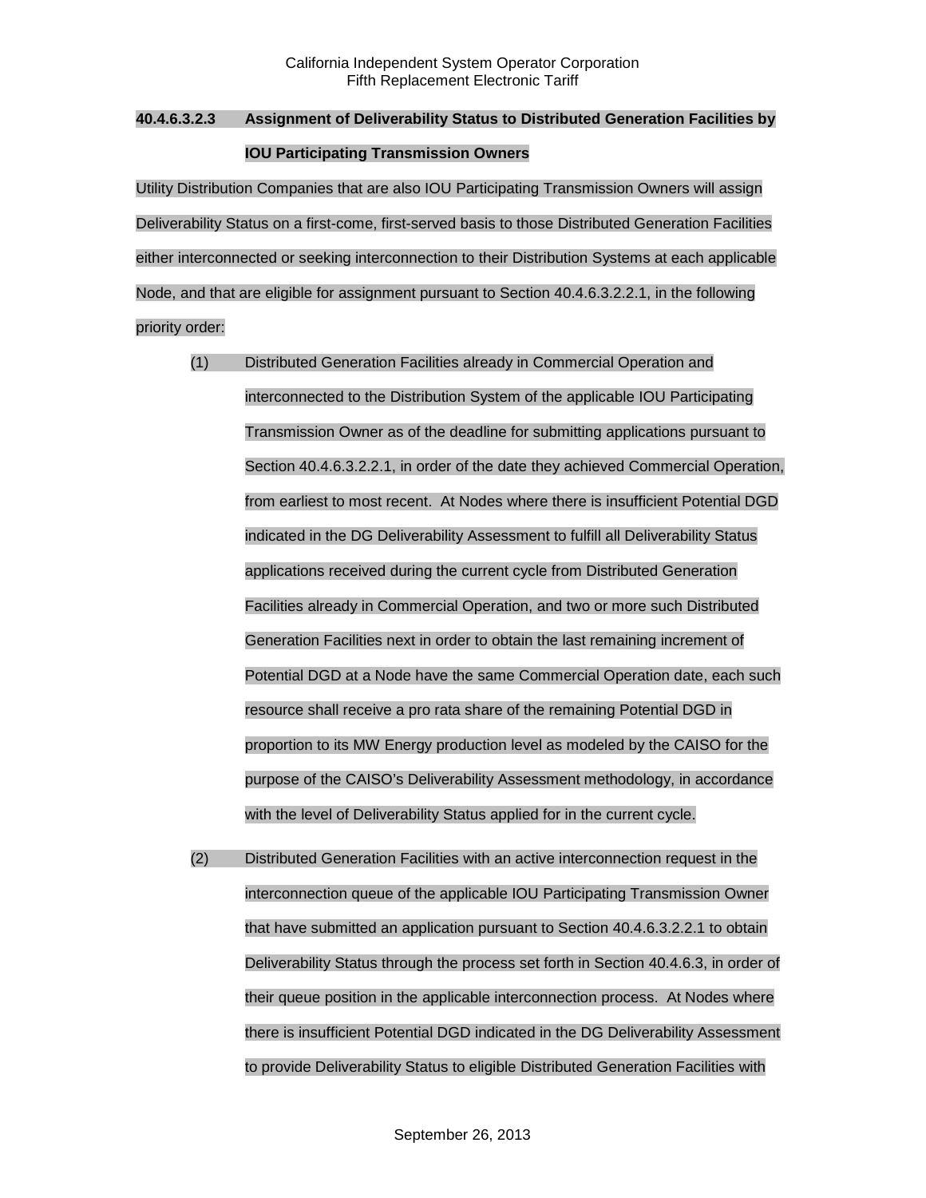**40.4.6.3.2.3 Assignment of Deliverability Status to Distributed Generation Facilities by IOU Participating Transmission Owners**

Utility Distribution Companies that are also IOU Participating Transmission Owners will assign Deliverability Status on a first-come, first-served basis to those Distributed Generation Facilities either interconnected or seeking interconnection to their Distribution Systems at each applicable Node, and that are eligible for assignment pursuant to Section 40.4.6.3.2.2.1, in the following priority order:

(1) Distributed Generation Facilities already in Commercial Operation and interconnected to the Distribution System of the applicable IOU Participating Transmission Owner as of the deadline for submitting applications pursuant to Section 40.4.6.3.2.2.1, in order of the date they achieved Commercial Operation, from earliest to most recent. At Nodes where there is insufficient Potential DGD indicated in the DG Deliverability Assessment to fulfill all Deliverability Status applications received during the current cycle from Distributed Generation Facilities already in Commercial Operation, and two or more such Distributed Generation Facilities next in order to obtain the last remaining increment of Potential DGD at a Node have the same Commercial Operation date, each such resource shall receive a pro rata share of the remaining Potential DGD in proportion to its MW Energy production level as modeled by the CAISO for the purpose of the CAISO's Deliverability Assessment methodology, in accordance with the level of Deliverability Status applied for in the current cycle.

(2) Distributed Generation Facilities with an active interconnection request in the interconnection queue of the applicable IOU Participating Transmission Owner that have submitted an application pursuant to Section 40.4.6.3.2.2.1 to obtain Deliverability Status through the process set forth in Section 40.4.6.3, in order of their queue position in the applicable interconnection process. At Nodes where there is insufficient Potential DGD indicated in the DG Deliverability Assessment to provide Deliverability Status to eligible Distributed Generation Facilities with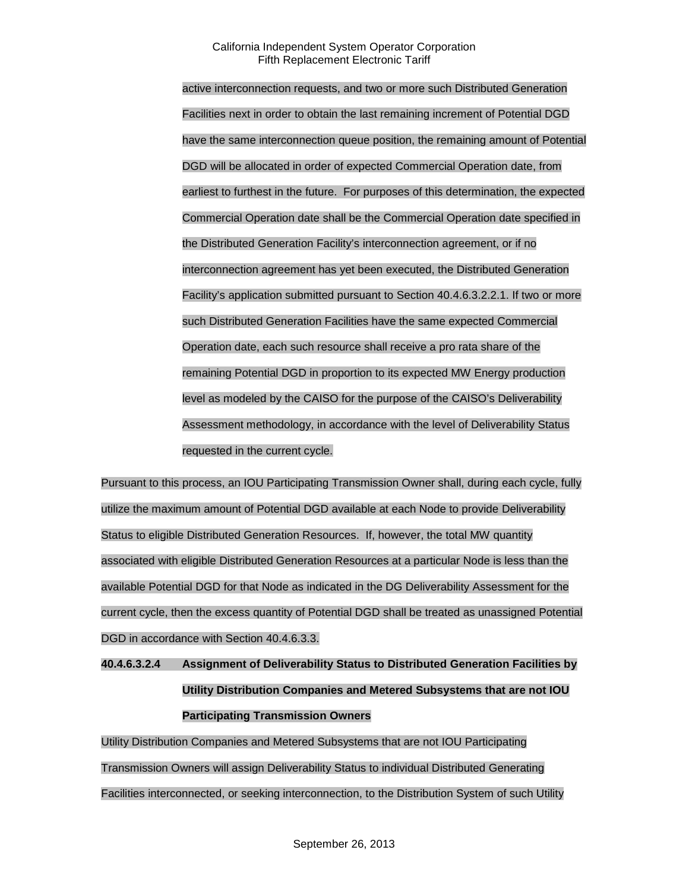active interconnection requests, and two or more such Distributed Generation Facilities next in order to obtain the last remaining increment of Potential DGD have the same interconnection queue position, the remaining amount of Potential DGD will be allocated in order of expected Commercial Operation date, from earliest to furthest in the future. For purposes of this determination, the expected Commercial Operation date shall be the Commercial Operation date specified in the Distributed Generation Facility's interconnection agreement, or if no interconnection agreement has yet been executed, the Distributed Generation Facility's application submitted pursuant to Section 40.4.6.3.2.2.1. If two or more such Distributed Generation Facilities have the same expected Commercial Operation date, each such resource shall receive a pro rata share of the remaining Potential DGD in proportion to its expected MW Energy production level as modeled by the CAISO for the purpose of the CAISO's Deliverability Assessment methodology, in accordance with the level of Deliverability Status requested in the current cycle.

Pursuant to this process, an IOU Participating Transmission Owner shall, during each cycle, fully utilize the maximum amount of Potential DGD available at each Node to provide Deliverability Status to eligible Distributed Generation Resources. If, however, the total MW quantity associated with eligible Distributed Generation Resources at a particular Node is less than the available Potential DGD for that Node as indicated in the DG Deliverability Assessment for the current cycle, then the excess quantity of Potential DGD shall be treated as unassigned Potential DGD in accordance with Section 40.4.6.3.3.

**40.4.6.3.2.4 Assignment of Deliverability Status to Distributed Generation Facilities by Utility Distribution Companies and Metered Subsystems that are not IOU Participating Transmission Owners**

Utility Distribution Companies and Metered Subsystems that are not IOU Participating Transmission Owners will assign Deliverability Status to individual Distributed Generating Facilities interconnected, or seeking interconnection, to the Distribution System of such Utility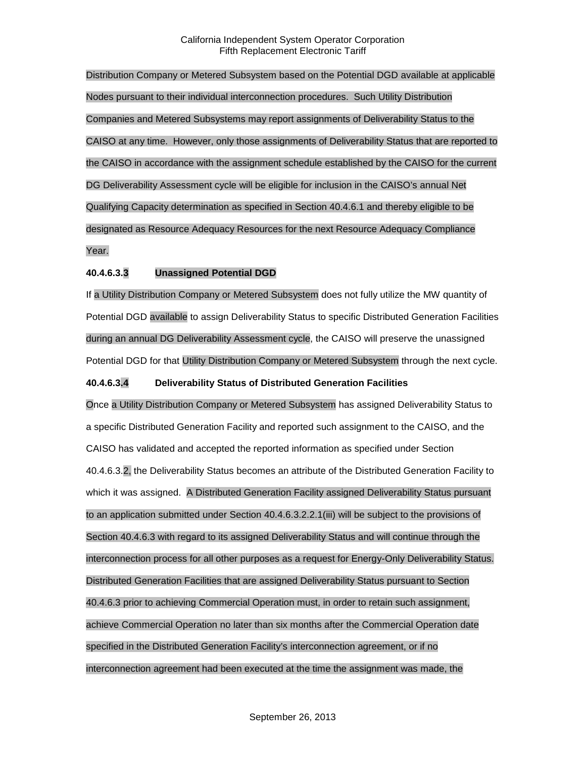Distribution Company or Metered Subsystem based on the Potential DGD available at applicable Nodes pursuant to their individual interconnection procedures. Such Utility Distribution Companies and Metered Subsystems may report assignments of Deliverability Status to the CAISO at any time. However, only those assignments of Deliverability Status that are reported to the CAISO in accordance with the assignment schedule established by the CAISO for the current DG Deliverability Assessment cycle will be eligible for inclusion in the CAISO's annual Net Qualifying Capacity determination as specified in Section 40.4.6.1 and thereby eligible to be designated as Resource Adequacy Resources for the next Resource Adequacy Compliance Year.

**40.4.6.3.3 Unassigned Potential DGD**

If a Utility Distribution Company or Metered Subsystem does not fully utilize the MW quantity of Potential DGD available to assign Deliverability Status to specific Distributed Generation Facilities during an annual DG Deliverability Assessment cycle, the CAISO will preserve the unassigned Potential DGD for that Utility Distribution Company or Metered Subsystem through the next cycle.

**40.4.6.3.4 Deliverability Status of Distributed Generation Facilities**

Once a Utility Distribution Company or Metered Subsystem has assigned Deliverability Status to a specific Distributed Generation Facility and reported such assignment to the CAISO, and the CAISO has validated and accepted the reported information as specified under Section 40.4.6.3.2, the Deliverability Status becomes an attribute of the Distributed Generation Facility to which it was assigned. A Distributed Generation Facility assigned Deliverability Status pursuant to an application submitted under Section 40.4.6.3.2.2.1(iii) will be subject to the provisions of Section 40.4.6.3 with regard to its assigned Deliverability Status and will continue through the interconnection process for all other purposes as a request for Energy-Only Deliverability Status. Distributed Generation Facilities that are assigned Deliverability Status pursuant to Section 40.4.6.3 prior to achieving Commercial Operation must, in order to retain such assignment, achieve Commercial Operation no later than six months after the Commercial Operation date specified in the Distributed Generation Facility's interconnection agreement, or if no interconnection agreement had been executed at the time the assignment was made, the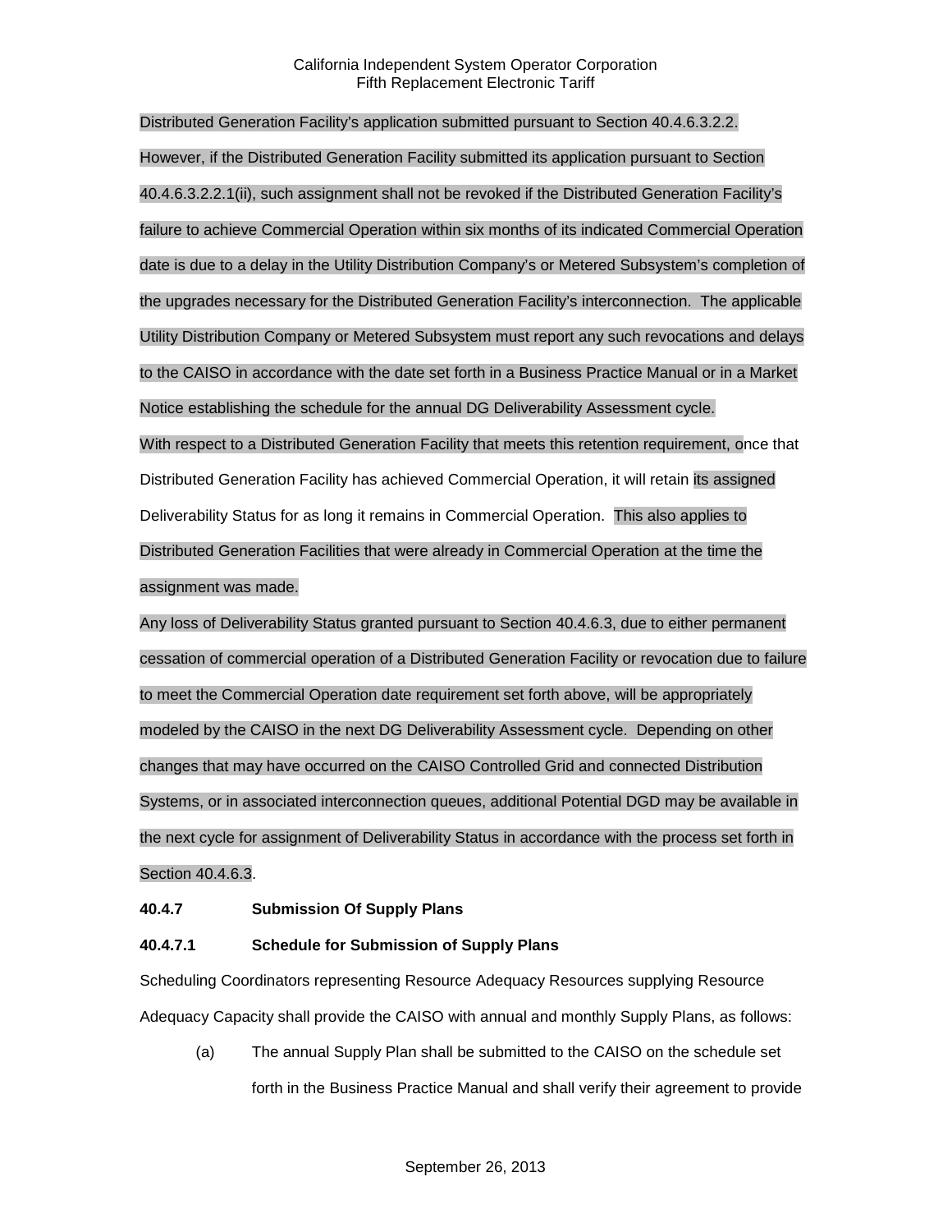Distributed Generation Facility's application submitted pursuant to Section 40.4.6.3.2.2. However, if the Distributed Generation Facility submitted its application pursuant to Section 40.4.6.3.2.2.1(ii), such assignment shall not be revoked if the Distributed Generation Facility's failure to achieve Commercial Operation within six months of its indicated Commercial Operation date is due to a delay in the Utility Distribution Company's or Metered Subsystem's completion of the upgrades necessary for the Distributed Generation Facility's interconnection. The applicable Utility Distribution Company or Metered Subsystem must report any such revocations and delays to the CAISO in accordance with the date set forth in a Business Practice Manual or in a Market Notice establishing the schedule for the annual DG Deliverability Assessment cycle.

With respect to a Distributed Generation Facility that meets this retention requirement, once that Distributed Generation Facility has achieved Commercial Operation, it will retain its assigned Deliverability Status for as long it remains in Commercial Operation. This also applies to Distributed Generation Facilities that were already in Commercial Operation at the time the assignment was made.

Any loss of Deliverability Status granted pursuant to Section 40.4.6.3, due to either permanent cessation of commercial operation of a Distributed Generation Facility or revocation due to failure to meet the Commercial Operation date requirement set forth above, will be appropriately modeled by the CAISO in the next DG Deliverability Assessment cycle. Depending on other changes that may have occurred on the CAISO Controlled Grid and connected Distribution Systems, or in associated interconnection queues, additional Potential DGD may be available in the next cycle for assignment of Deliverability Status in accordance with the process set forth in Section 40.4.6.3.

**40.4.7 Submission Of Supply Plans**

**40.4.7.1 Schedule for Submission of Supply Plans**

Scheduling Coordinators representing Resource Adequacy Resources supplying Resource Adequacy Capacity shall provide the CAISO with annual and monthly Supply Plans, as follows:

(a) The annual Supply Plan shall be submitted to the CAISO on the schedule set forth in the Business Practice Manual and shall verify their agreement to provide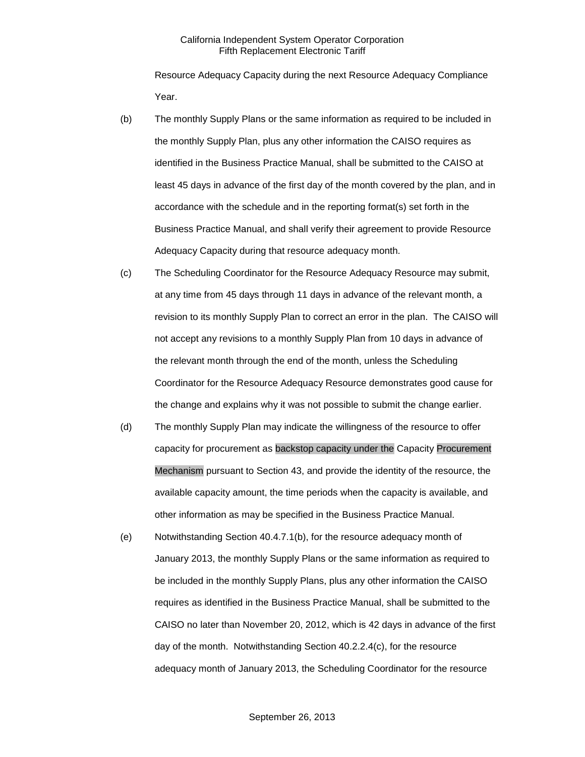Resource Adequacy Capacity during the next Resource Adequacy Compliance Year.

(b) The monthly Supply Plans or the same information as required to be included in the monthly Supply Plan, plus any other information the CAISO requires as identified in the Business Practice Manual, shall be submitted to the CAISO at least 45 days in advance of the first day of the month covered by the plan, and in accordance with the schedule and in the reporting format(s) set forth in the Business Practice Manual, and shall verify their agreement to provide Resource Adequacy Capacity during that resource adequacy month.

(c) The Scheduling Coordinator for the Resource Adequacy Resource may submit, at any time from 45 days through 11 days in advance of the relevant month, a revision to its monthly Supply Plan to correct an error in the plan. The CAISO will not accept any revisions to a monthly Supply Plan from 10 days in advance of the relevant month through the end of the month, unless the Scheduling Coordinator for the Resource Adequacy Resource demonstrates good cause for the change and explains why it was not possible to submit the change earlier.

(d) The monthly Supply Plan may indicate the willingness of the resource to offer capacity for procurement as backstop capacity under the Capacity Procurement Mechanism pursuant to Section 43, and provide the identity of the resource, the available capacity amount, the time periods when the capacity is available, and other information as may be specified in the Business Practice Manual.

(e) Notwithstanding Section 40.4.7.1(b), for the resource adequacy month of January 2013, the monthly Supply Plans or the same information as required to be included in the monthly Supply Plans, plus any other information the CAISO requires as identified in the Business Practice Manual, shall be submitted to the CAISO no later than November 20, 2012, which is 42 days in advance of the first day of the month. Notwithstanding Section 40.2.2.4(c), for the resource adequacy month of January 2013, the Scheduling Coordinator for the resource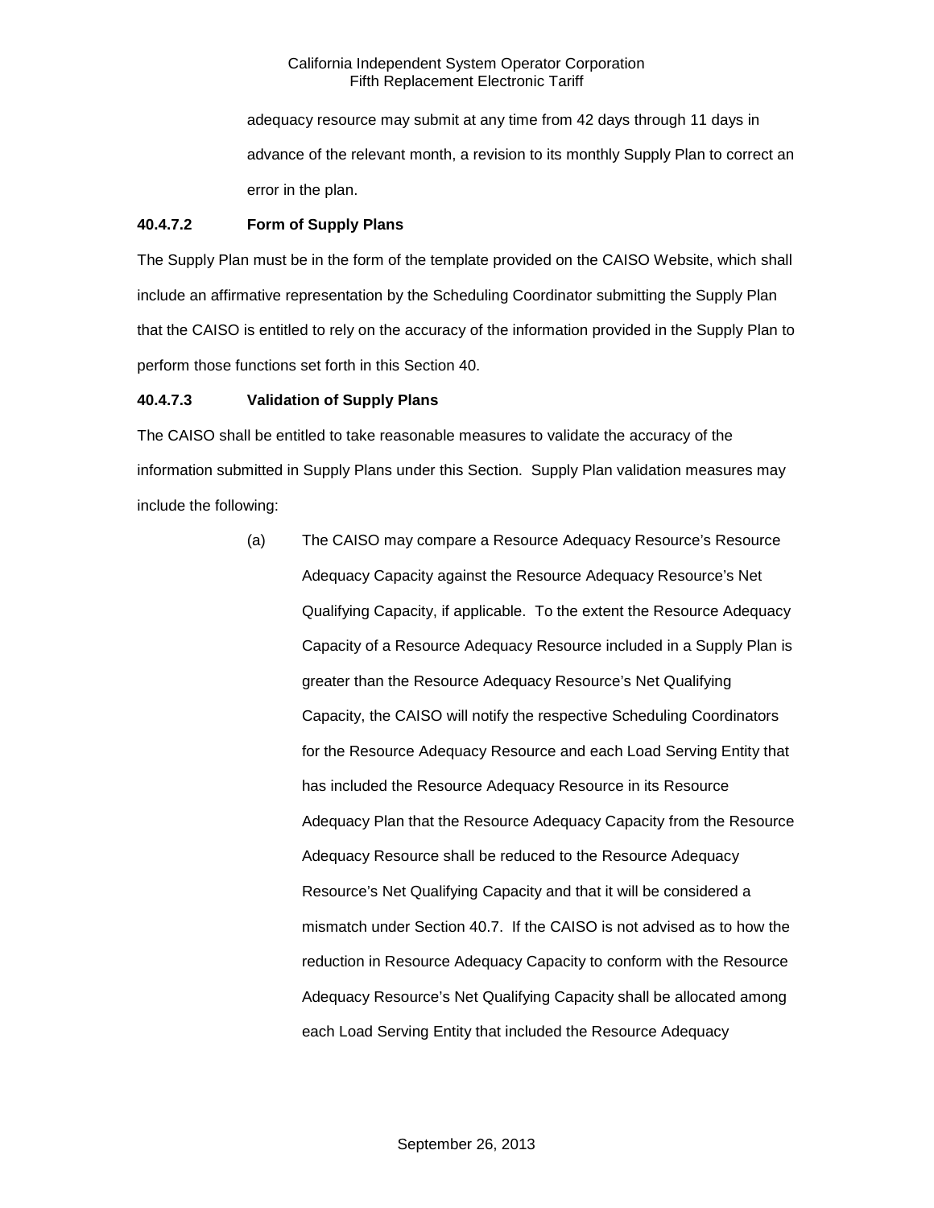adequacy resource may submit at any time from 42 days through 11 days in advance of the relevant month, a revision to its monthly Supply Plan to correct an error in the plan.

**40.4.7.2 Form of Supply Plans**

The Supply Plan must be in the form of the template provided on the CAISO Website, which shall include an affirmative representation by the Scheduling Coordinator submitting the Supply Plan that the CAISO is entitled to rely on the accuracy of the information provided in the Supply Plan to perform those functions set forth in this Section 40.

**40.4.7.3 Validation of Supply Plans**

The CAISO shall be entitled to take reasonable measures to validate the accuracy of the information submitted in Supply Plans under this Section. Supply Plan validation measures may include the following:

(a) The CAISO may compare a Resource Adequacy Resource's Resource Adequacy Capacity against the Resource Adequacy Resource's Net Qualifying Capacity, if applicable. To the extent the Resource Adequacy Capacity of a Resource Adequacy Resource included in a Supply Plan is greater than the Resource Adequacy Resource's Net Qualifying Capacity, the CAISO will notify the respective Scheduling Coordinators for the Resource Adequacy Resource and each Load Serving Entity that has included the Resource Adequacy Resource in its Resource Adequacy Plan that the Resource Adequacy Capacity from the Resource Adequacy Resource shall be reduced to the Resource Adequacy Resource's Net Qualifying Capacity and that it will be considered a mismatch under Section 40.7. If the CAISO is not advised as to how the reduction in Resource Adequacy Capacity to conform with the Resource Adequacy Resource's Net Qualifying Capacity shall be allocated among each Load Serving Entity that included the Resource Adequacy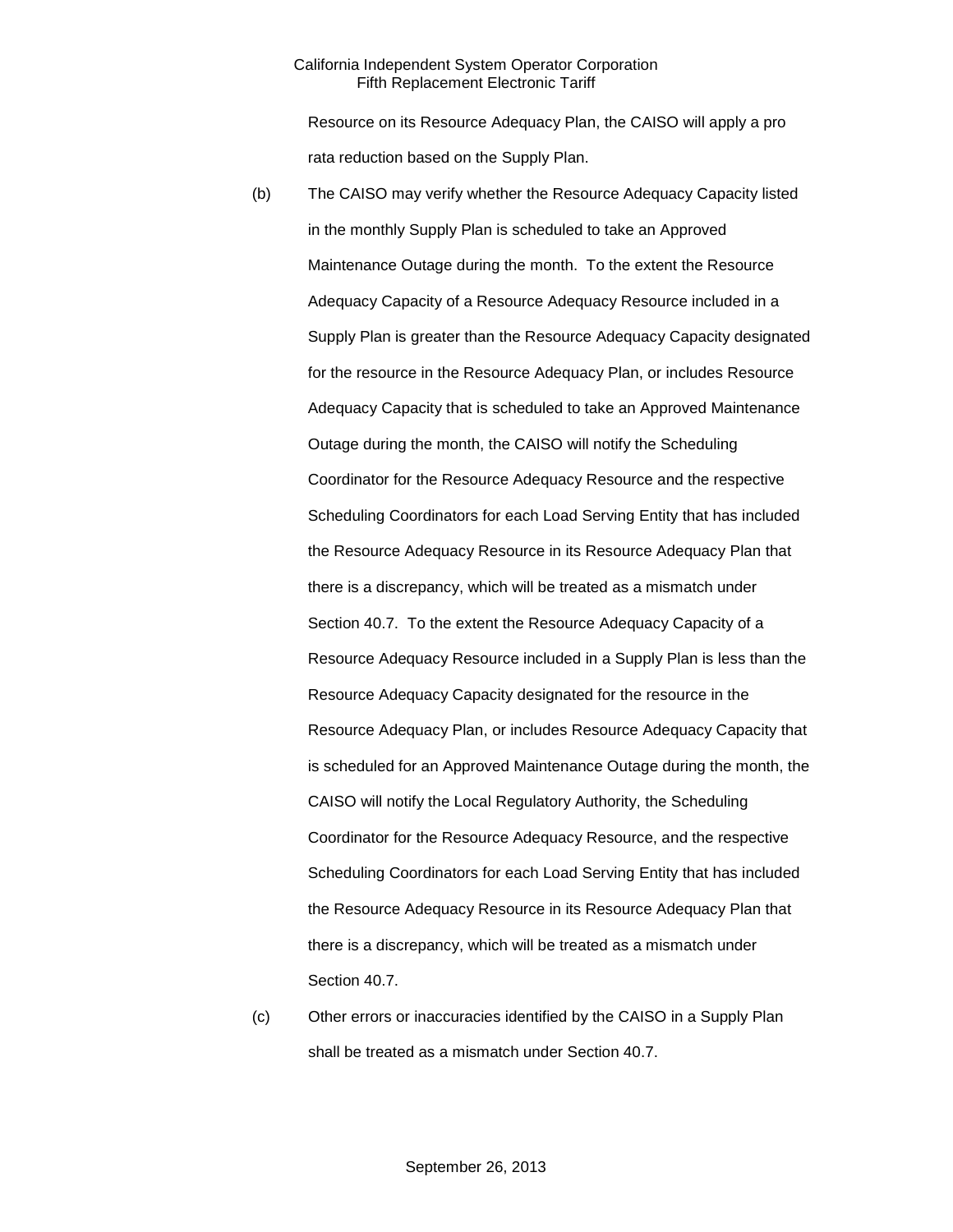Resource on its Resource Adequacy Plan, the CAISO will apply a pro rata reduction based on the Supply Plan.

(b) The CAISO may verify whether the Resource Adequacy Capacity listed in the monthly Supply Plan is scheduled to take an Approved Maintenance Outage during the month. To the extent the Resource Adequacy Capacity of a Resource Adequacy Resource included in a Supply Plan is greater than the Resource Adequacy Capacity designated for the resource in the Resource Adequacy Plan, or includes Resource Adequacy Capacity that is scheduled to take an Approved Maintenance Outage during the month, the CAISO will notify the Scheduling Coordinator for the Resource Adequacy Resource and the respective Scheduling Coordinators for each Load Serving Entity that has included the Resource Adequacy Resource in its Resource Adequacy Plan that there is a discrepancy, which will be treated as a mismatch under Section 40.7. To the extent the Resource Adequacy Capacity of a Resource Adequacy Resource included in a Supply Plan is less than the Resource Adequacy Capacity designated for the resource in the Resource Adequacy Plan, or includes Resource Adequacy Capacity that is scheduled for an Approved Maintenance Outage during the month, the CAISO will notify the Local Regulatory Authority, the Scheduling Coordinator for the Resource Adequacy Resource, and the respective Scheduling Coordinators for each Load Serving Entity that has included the Resource Adequacy Resource in its Resource Adequacy Plan that there is a discrepancy, which will be treated as a mismatch under Section 40.7.

(c) Other errors or inaccuracies identified by the CAISO in a Supply Plan shall be treated as a mismatch under Section 40.7.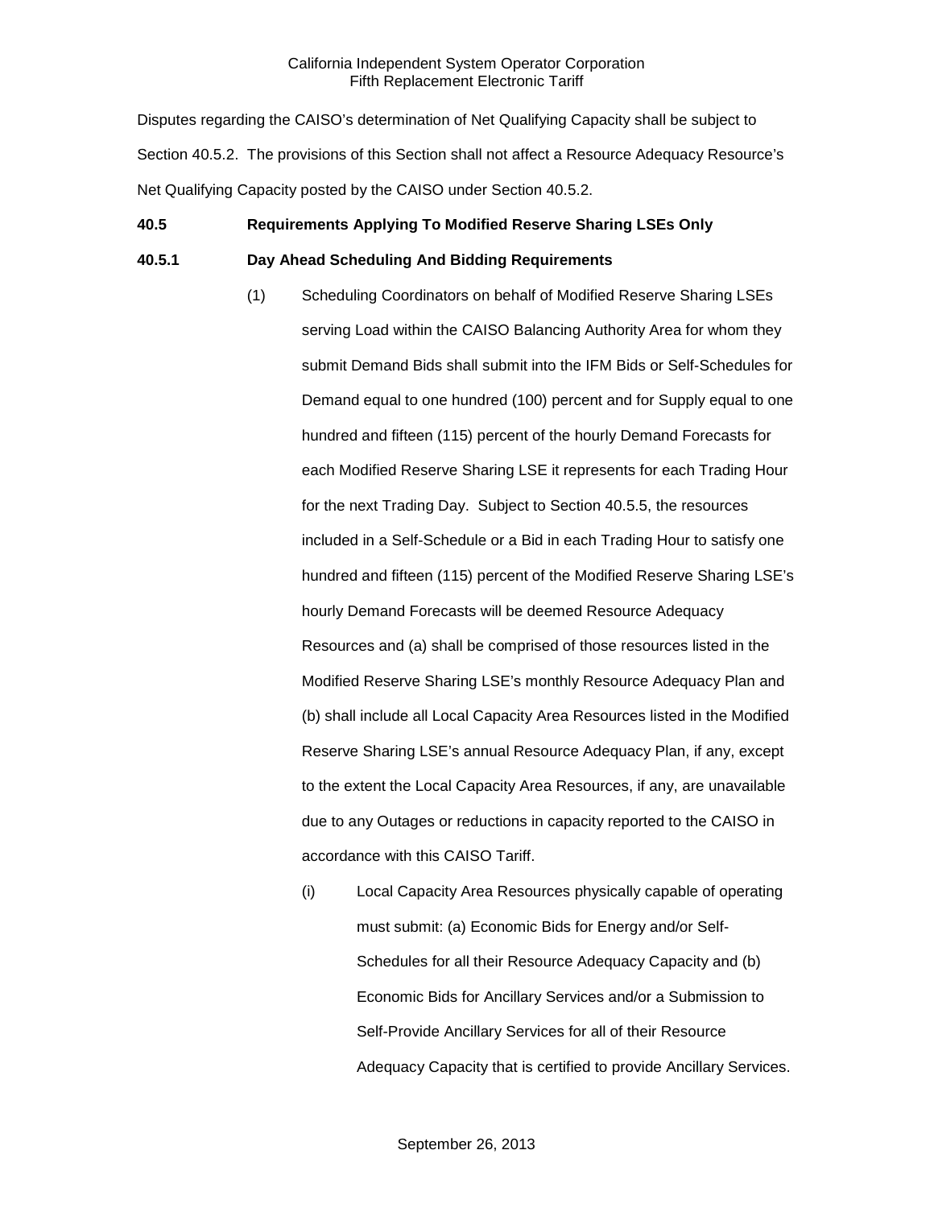Disputes regarding the CAISO's determination of Net Qualifying Capacity shall be subject to Section 40.5.2. The provisions of this Section shall not affect a Resource Adequacy Resource's Net Qualifying Capacity posted by the CAISO under Section 40.5.2.

**40.5 Requirements Applying To Modified Reserve Sharing LSEs Only**

**40.5.1 Day Ahead Scheduling And Bidding Requirements**

(1) Scheduling Coordinators on behalf of Modified Reserve Sharing LSEs serving Load within the CAISO Balancing Authority Area for whom they submit Demand Bids shall submit into the IFM Bids or Self-Schedules for Demand equal to one hundred (100) percent and for Supply equal to one hundred and fifteen (115) percent of the hourly Demand Forecasts for each Modified Reserve Sharing LSE it represents for each Trading Hour for the next Trading Day. Subject to Section 40.5.5, the resources included in a Self-Schedule or a Bid in each Trading Hour to satisfy one hundred and fifteen (115) percent of the Modified Reserve Sharing LSE's hourly Demand Forecasts will be deemed Resource Adequacy Resources and (a) shall be comprised of those resources listed in the Modified Reserve Sharing LSE's monthly Resource Adequacy Plan and (b) shall include all Local Capacity Area Resources listed in the Modified Reserve Sharing LSE's annual Resource Adequacy Plan, if any, except to the extent the Local Capacity Area Resources, if any, are unavailable due to any Outages or reductions in capacity reported to the CAISO in accordance with this CAISO Tariff.

(i) Local Capacity Area Resources physically capable of operating must submit: (a) Economic Bids for Energy and/or Self-Schedules for all their Resource Adequacy Capacity and (b) Economic Bids for Ancillary Services and/or a Submission to Self-Provide Ancillary Services for all of their Resource Adequacy Capacity that is certified to provide Ancillary Services.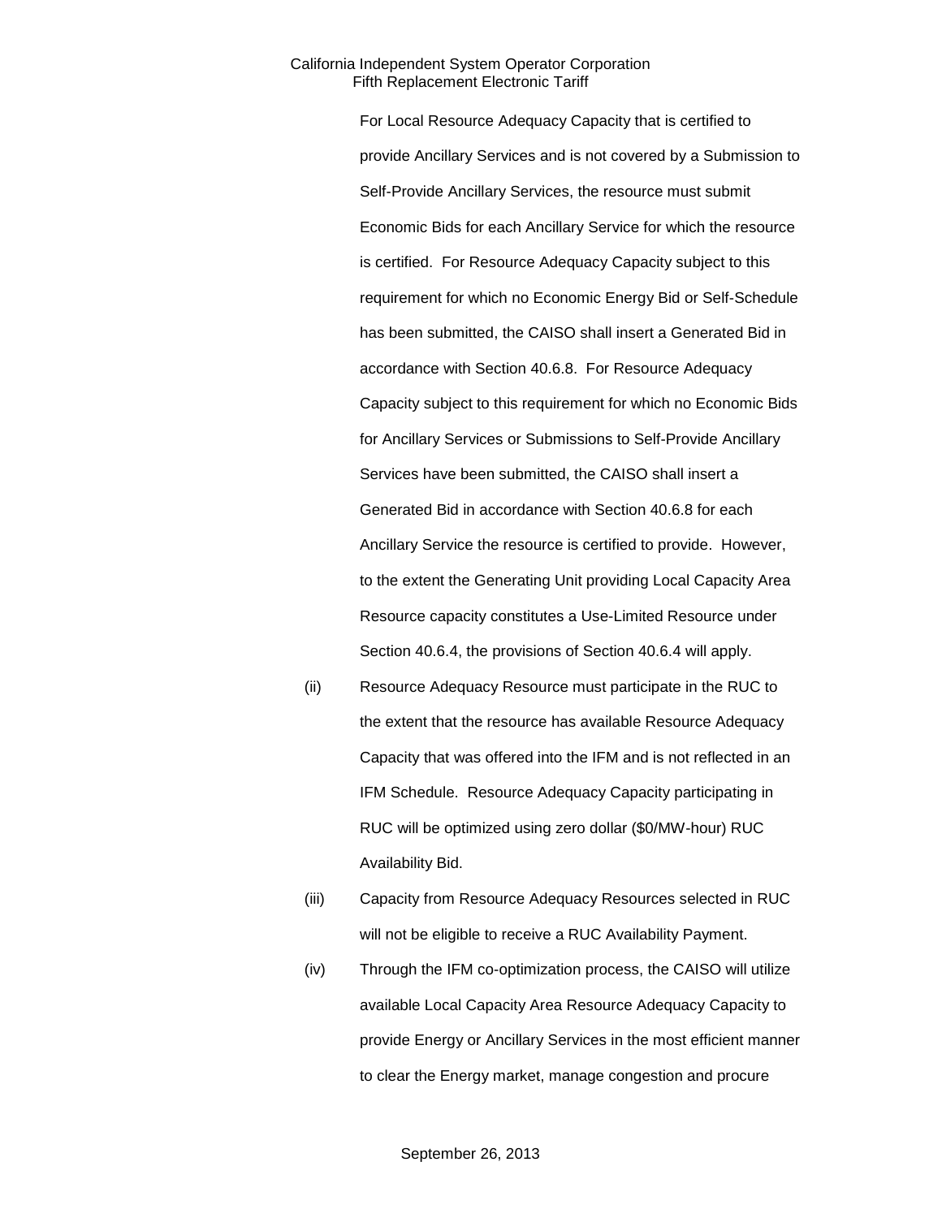For Local Resource Adequacy Capacity that is certified to provide Ancillary Services and is not covered by a Submission to Self-Provide Ancillary Services, the resource must submit Economic Bids for each Ancillary Service for which the resource is certified. For Resource Adequacy Capacity subject to this requirement for which no Economic Energy Bid or Self-Schedule has been submitted, the CAISO shall insert a Generated Bid in accordance with Section 40.6.8. For Resource Adequacy Capacity subject to this requirement for which no Economic Bids for Ancillary Services or Submissions to Self-Provide Ancillary Services have been submitted, the CAISO shall insert a Generated Bid in accordance with Section 40.6.8 for each Ancillary Service the resource is certified to provide. However, to the extent the Generating Unit providing Local Capacity Area Resource capacity constitutes a Use-Limited Resource under Section 40.6.4, the provisions of Section 40.6.4 will apply.

(ii) Resource Adequacy Resource must participate in the RUC to the extent that the resource has available Resource Adequacy Capacity that was offered into the IFM and is not reflected in an IFM Schedule. Resource Adequacy Capacity participating in RUC will be optimized using zero dollar ($0/MW-hour) RUC Availability Bid.

(iii) Capacity from Resource Adequacy Resources selected in RUC will not be eligible to receive a RUC Availability Payment.

(iv) Through the IFM co-optimization process, the CAISO will utilize available Local Capacity Area Resource Adequacy Capacity to provide Energy or Ancillary Services in the most efficient manner to clear the Energy market, manage congestion and procure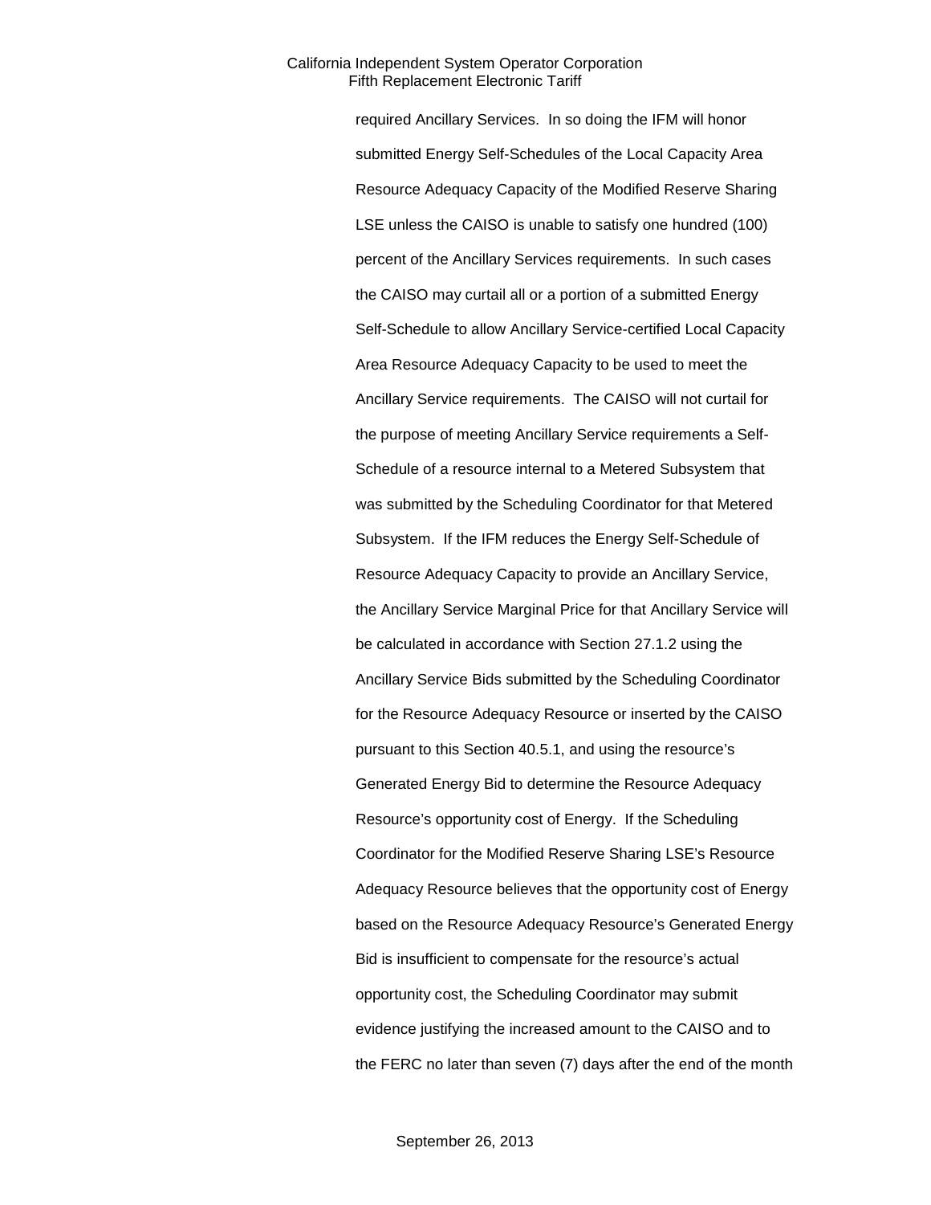required Ancillary Services. In so doing the IFM will honor submitted Energy Self-Schedules of the Local Capacity Area Resource Adequacy Capacity of the Modified Reserve Sharing LSE unless the CAISO is unable to satisfy one hundred (100) percent of the Ancillary Services requirements. In such cases the CAISO may curtail all or a portion of a submitted Energy Self-Schedule to allow Ancillary Service-certified Local Capacity Area Resource Adequacy Capacity to be used to meet the Ancillary Service requirements. The CAISO will not curtail for the purpose of meeting Ancillary Service requirements a Self-Schedule of a resource internal to a Metered Subsystem that was submitted by the Scheduling Coordinator for that Metered Subsystem. If the IFM reduces the Energy Self-Schedule of Resource Adequacy Capacity to provide an Ancillary Service, the Ancillary Service Marginal Price for that Ancillary Service will be calculated in accordance with Section 27.1.2 using the Ancillary Service Bids submitted by the Scheduling Coordinator for the Resource Adequacy Resource or inserted by the CAISO pursuant to this Section 40.5.1, and using the resource's Generated Energy Bid to determine the Resource Adequacy Resource's opportunity cost of Energy. If the Scheduling Coordinator for the Modified Reserve Sharing LSE's Resource Adequacy Resource believes that the opportunity cost of Energy based on the Resource Adequacy Resource's Generated Energy Bid is insufficient to compensate for the resource's actual opportunity cost, the Scheduling Coordinator may submit evidence justifying the increased amount to the CAISO and to the FERC no later than seven (7) days after the end of the month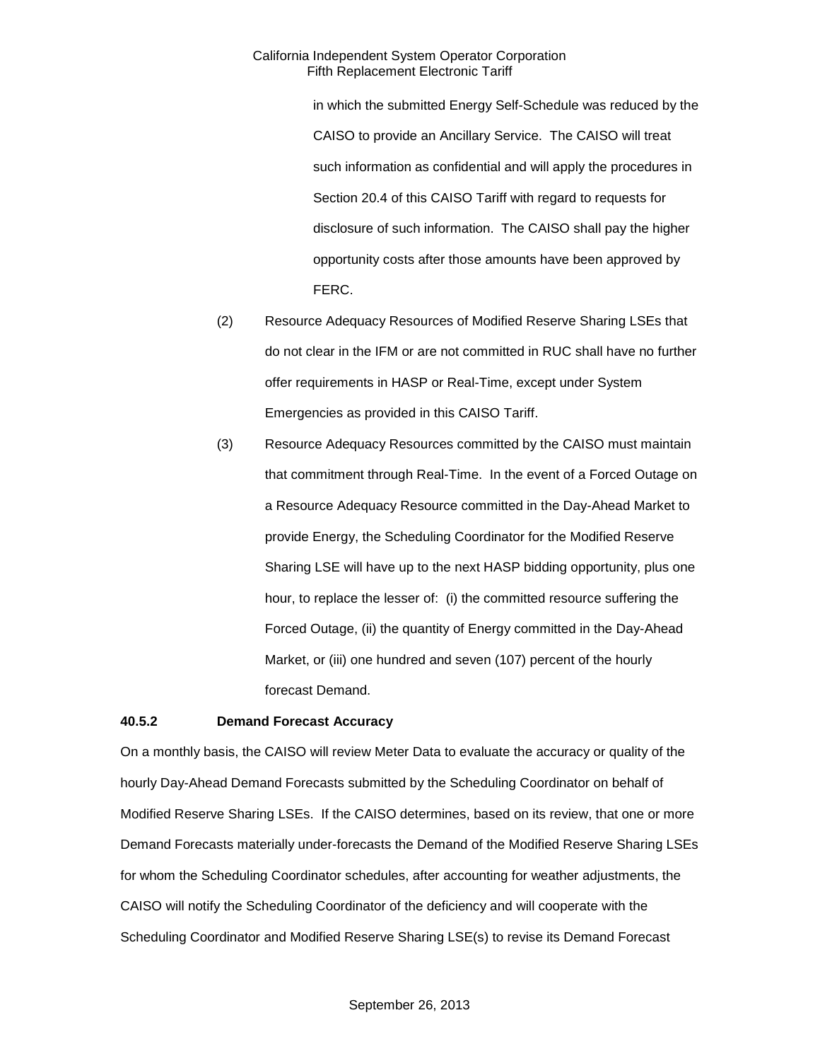in which the submitted Energy Self-Schedule was reduced by the CAISO to provide an Ancillary Service. The CAISO will treat such information as confidential and will apply the procedures in Section 20.4 of this CAISO Tariff with regard to requests for disclosure of such information. The CAISO shall pay the higher opportunity costs after those amounts have been approved by FERC.

(2) Resource Adequacy Resources of Modified Reserve Sharing LSEs that do not clear in the IFM or are not committed in RUC shall have no further offer requirements in HASP or Real-Time, except under System Emergencies as provided in this CAISO Tariff.

(3) Resource Adequacy Resources committed by the CAISO must maintain that commitment through Real-Time. In the event of a Forced Outage on a Resource Adequacy Resource committed in the Day-Ahead Market to provide Energy, the Scheduling Coordinator for the Modified Reserve Sharing LSE will have up to the next HASP bidding opportunity, plus one hour, to replace the lesser of: (i) the committed resource suffering the Forced Outage, (ii) the quantity of Energy committed in the Day-Ahead Market, or (iii) one hundred and seven (107) percent of the hourly forecast Demand.

**40.5.2 Demand Forecast Accuracy**

On a monthly basis, the CAISO will review Meter Data to evaluate the accuracy or quality of the hourly Day-Ahead Demand Forecasts submitted by the Scheduling Coordinator on behalf of Modified Reserve Sharing LSEs. If the CAISO determines, based on its review, that one or more Demand Forecasts materially under-forecasts the Demand of the Modified Reserve Sharing LSEs for whom the Scheduling Coordinator schedules, after accounting for weather adjustments, the CAISO will notify the Scheduling Coordinator of the deficiency and will cooperate with the Scheduling Coordinator and Modified Reserve Sharing LSE(s) to revise its Demand Forecast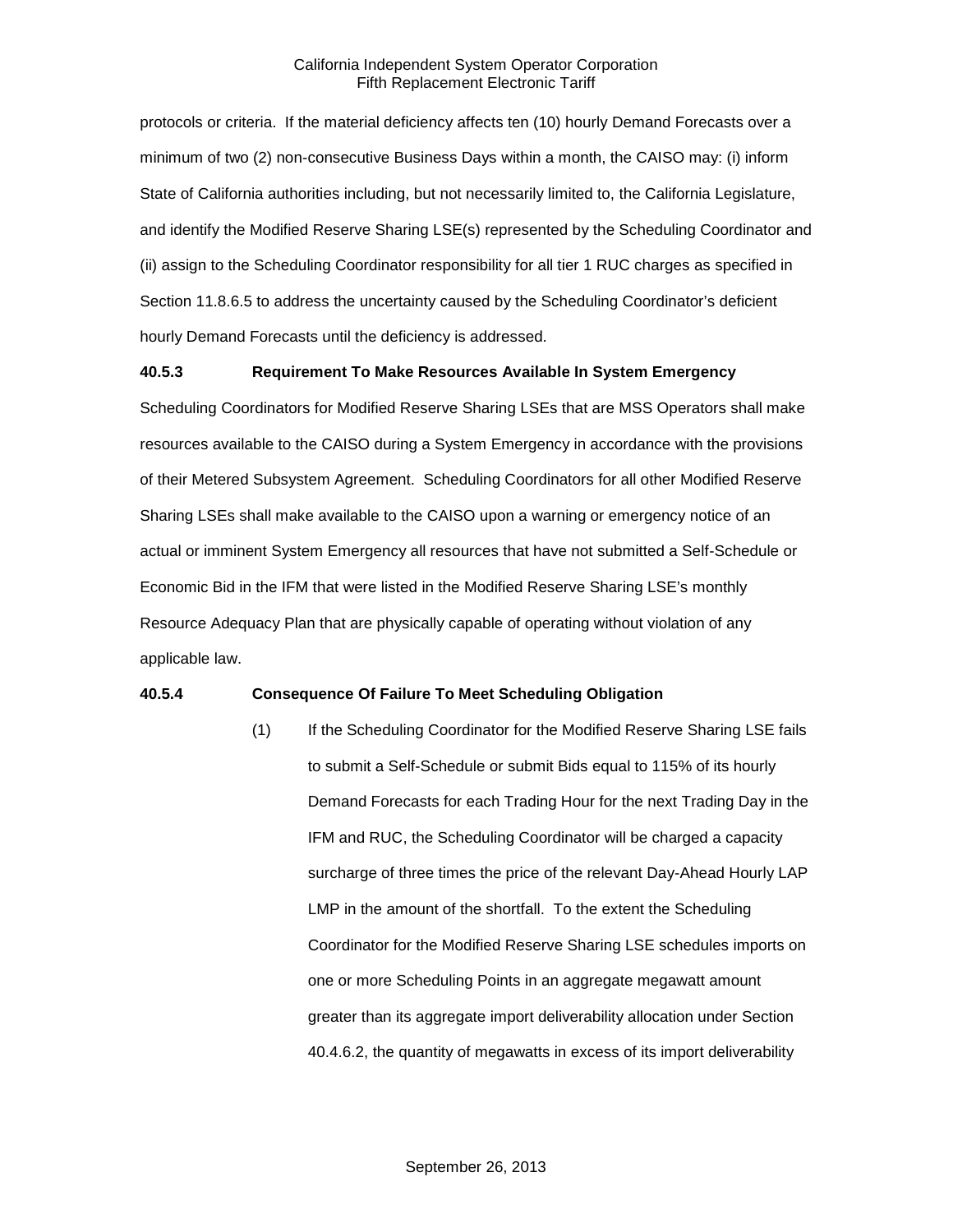protocols or criteria. If the material deficiency affects ten (10) hourly Demand Forecasts over a minimum of two (2) non-consecutive Business Days within a month, the CAISO may: (i) inform State of California authorities including, but not necessarily limited to, the California Legislature, and identify the Modified Reserve Sharing LSE(s) represented by the Scheduling Coordinator and (ii) assign to the Scheduling Coordinator responsibility for all tier 1 RUC charges as specified in Section 11.8.6.5 to address the uncertainty caused by the Scheduling Coordinator's deficient hourly Demand Forecasts until the deficiency is addressed.

**40.5.3 Requirement To Make Resources Available In System Emergency**

Scheduling Coordinators for Modified Reserve Sharing LSEs that are MSS Operators shall make resources available to the CAISO during a System Emergency in accordance with the provisions of their Metered Subsystem Agreement. Scheduling Coordinators for all other Modified Reserve Sharing LSEs shall make available to the CAISO upon a warning or emergency notice of an actual or imminent System Emergency all resources that have not submitted a Self-Schedule or Economic Bid in the IFM that were listed in the Modified Reserve Sharing LSE's monthly Resource Adequacy Plan that are physically capable of operating without violation of any applicable law.

**40.5.4 Consequence Of Failure To Meet Scheduling Obligation**

(1) If the Scheduling Coordinator for the Modified Reserve Sharing LSE fails to submit a Self-Schedule or submit Bids equal to 115% of its hourly Demand Forecasts for each Trading Hour for the next Trading Day in the IFM and RUC, the Scheduling Coordinator will be charged a capacity surcharge of three times the price of the relevant Day-Ahead Hourly LAP LMP in the amount of the shortfall. To the extent the Scheduling Coordinator for the Modified Reserve Sharing LSE schedules imports on one or more Scheduling Points in an aggregate megawatt amount greater than its aggregate import deliverability allocation under Section 40.4.6.2, the quantity of megawatts in excess of its import deliverability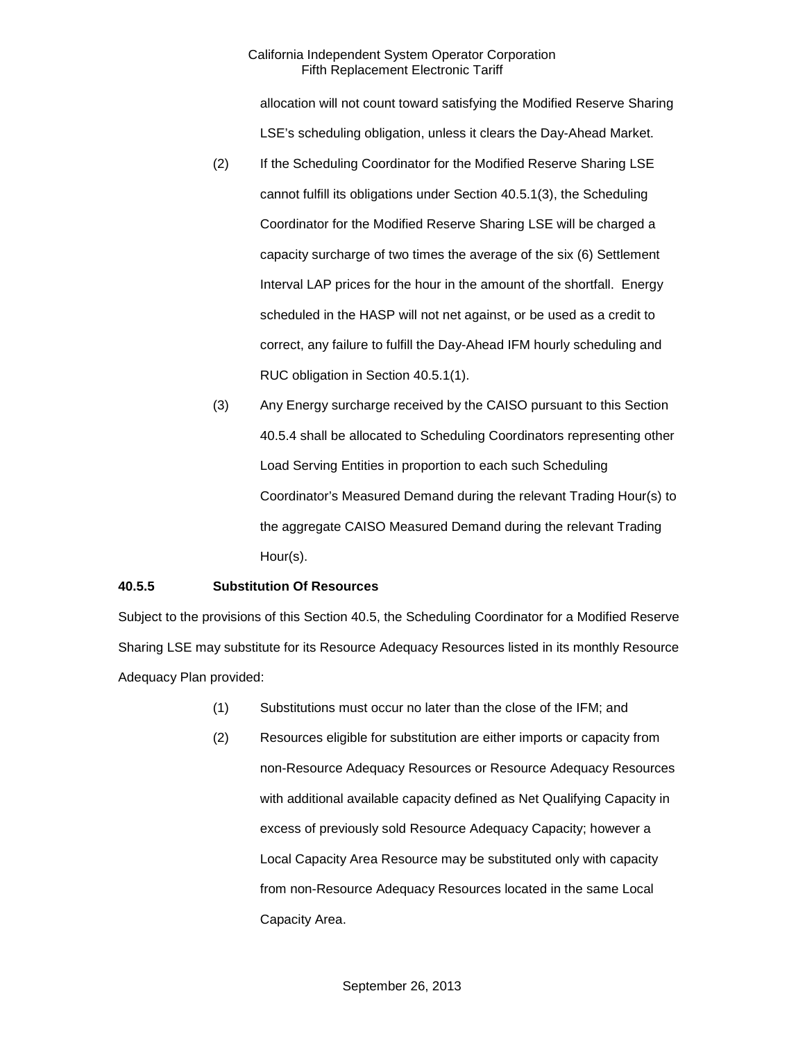allocation will not count toward satisfying the Modified Reserve Sharing LSE's scheduling obligation, unless it clears the Day-Ahead Market.

(2) If the Scheduling Coordinator for the Modified Reserve Sharing LSE cannot fulfill its obligations under Section 40.5.1(3), the Scheduling Coordinator for the Modified Reserve Sharing LSE will be charged a capacity surcharge of two times the average of the six (6) Settlement Interval LAP prices for the hour in the amount of the shortfall. Energy scheduled in the HASP will not net against, or be used as a credit to correct, any failure to fulfill the Day-Ahead IFM hourly scheduling and RUC obligation in Section 40.5.1(1).

(3) Any Energy surcharge received by the CAISO pursuant to this Section 40.5.4 shall be allocated to Scheduling Coordinators representing other Load Serving Entities in proportion to each such Scheduling Coordinator's Measured Demand during the relevant Trading Hour(s) to the aggregate CAISO Measured Demand during the relevant Trading Hour(s).

**40.5.5 Substitution Of Resources**

Subject to the provisions of this Section 40.5, the Scheduling Coordinator for a Modified Reserve Sharing LSE may substitute for its Resource Adequacy Resources listed in its monthly Resource Adequacy Plan provided:

(1) Substitutions must occur no later than the close of the IFM; and

(2) Resources eligible for substitution are either imports or capacity from non-Resource Adequacy Resources or Resource Adequacy Resources with additional available capacity defined as Net Qualifying Capacity in excess of previously sold Resource Adequacy Capacity; however a Local Capacity Area Resource may be substituted only with capacity from non-Resource Adequacy Resources located in the same Local Capacity Area.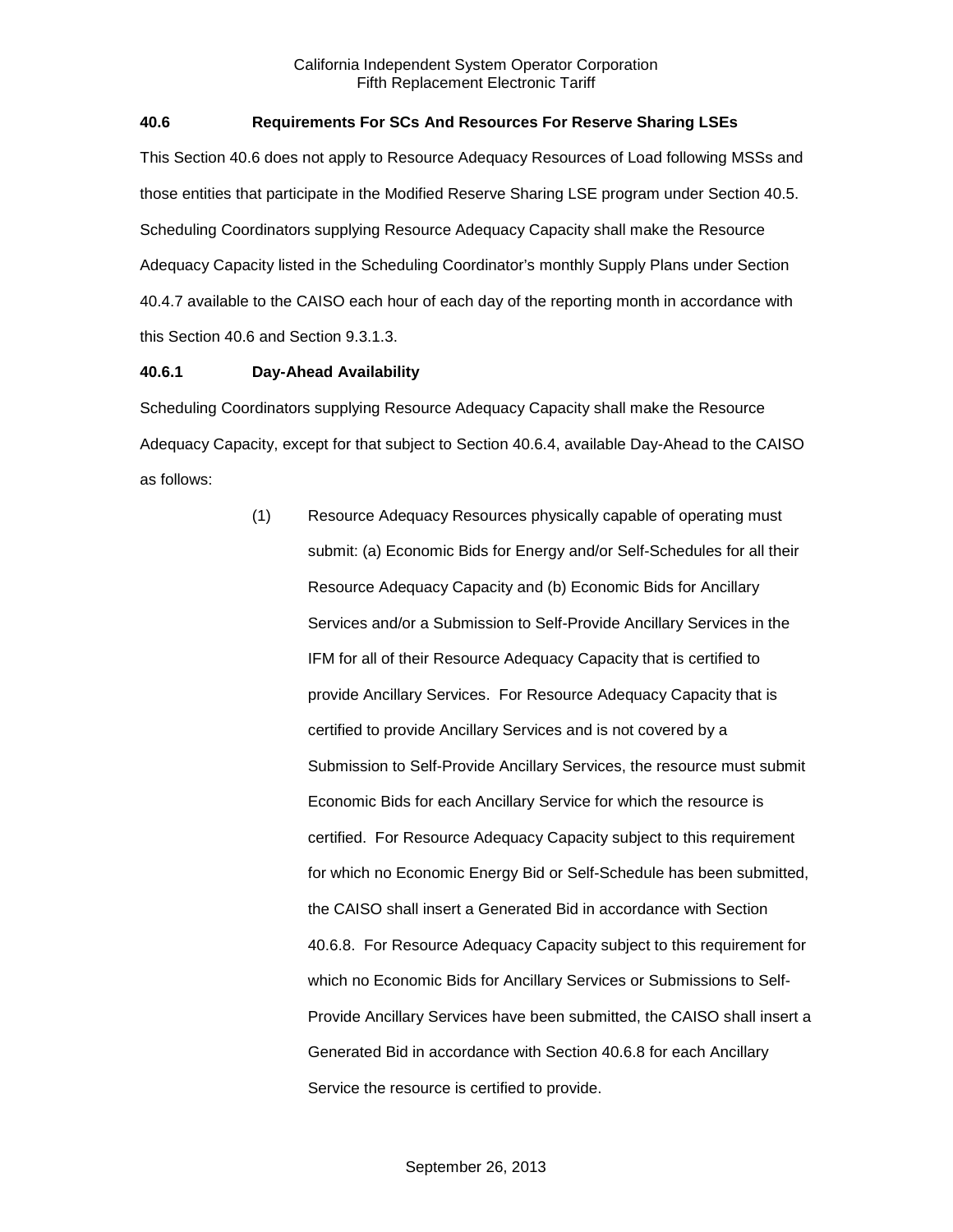**40.6 Requirements For SCs And Resources For Reserve Sharing LSEs**

This Section 40.6 does not apply to Resource Adequacy Resources of Load following MSSs and those entities that participate in the Modified Reserve Sharing LSE program under Section 40.5. Scheduling Coordinators supplying Resource Adequacy Capacity shall make the Resource Adequacy Capacity listed in the Scheduling Coordinator's monthly Supply Plans under Section 40.4.7 available to the CAISO each hour of each day of the reporting month in accordance with this Section 40.6 and Section 9.3.1.3.

**40.6.1 Day-Ahead Availability**

Scheduling Coordinators supplying Resource Adequacy Capacity shall make the Resource Adequacy Capacity, except for that subject to Section 40.6.4, available Day-Ahead to the CAISO as follows:

(1) Resource Adequacy Resources physically capable of operating must submit: (a) Economic Bids for Energy and/or Self-Schedules for all their Resource Adequacy Capacity and (b) Economic Bids for Ancillary Services and/or a Submission to Self-Provide Ancillary Services in the IFM for all of their Resource Adequacy Capacity that is certified to provide Ancillary Services. For Resource Adequacy Capacity that is certified to provide Ancillary Services and is not covered by a Submission to Self-Provide Ancillary Services, the resource must submit Economic Bids for each Ancillary Service for which the resource is certified. For Resource Adequacy Capacity subject to this requirement for which no Economic Energy Bid or Self-Schedule has been submitted, the CAISO shall insert a Generated Bid in accordance with Section 40.6.8. For Resource Adequacy Capacity subject to this requirement for which no Economic Bids for Ancillary Services or Submissions to Self-Provide Ancillary Services have been submitted, the CAISO shall insert a Generated Bid in accordance with Section 40.6.8 for each Ancillary Service the resource is certified to provide.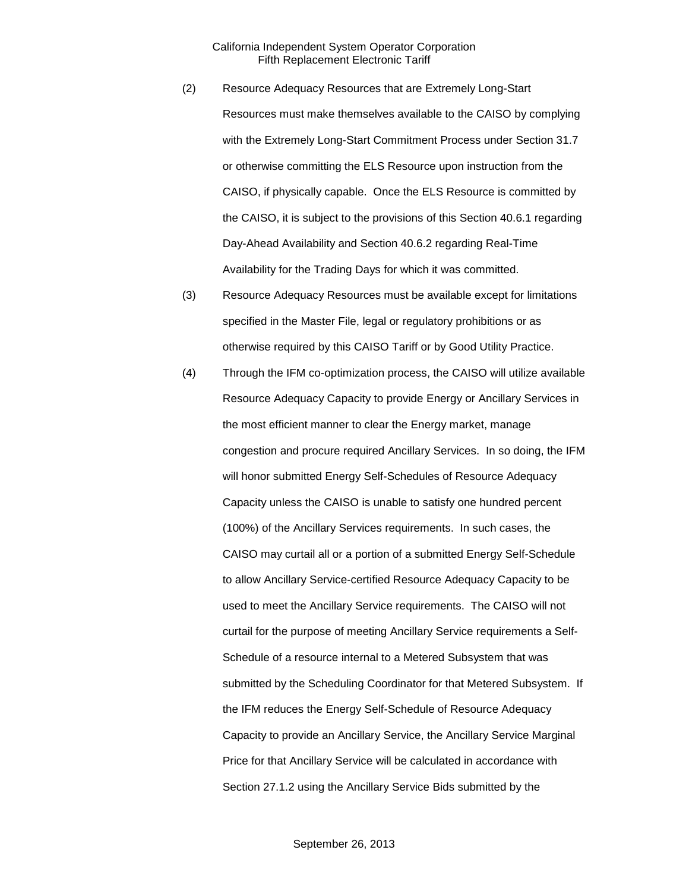(2) Resource Adequacy Resources that are Extremely Long-Start Resources must make themselves available to the CAISO by complying with the Extremely Long-Start Commitment Process under Section 31.7 or otherwise committing the ELS Resource upon instruction from the CAISO, if physically capable. Once the ELS Resource is committed by the CAISO, it is subject to the provisions of this Section 40.6.1 regarding Day-Ahead Availability and Section 40.6.2 regarding Real-Time Availability for the Trading Days for which it was committed.

(3) Resource Adequacy Resources must be available except for limitations specified in the Master File, legal or regulatory prohibitions or as otherwise required by this CAISO Tariff or by Good Utility Practice.

(4) Through the IFM co-optimization process, the CAISO will utilize available Resource Adequacy Capacity to provide Energy or Ancillary Services in the most efficient manner to clear the Energy market, manage congestion and procure required Ancillary Services. In so doing, the IFM will honor submitted Energy Self-Schedules of Resource Adequacy Capacity unless the CAISO is unable to satisfy one hundred percent (100%) of the Ancillary Services requirements. In such cases, the CAISO may curtail all or a portion of a submitted Energy Self-Schedule to allow Ancillary Service-certified Resource Adequacy Capacity to be used to meet the Ancillary Service requirements. The CAISO will not curtail for the purpose of meeting Ancillary Service requirements a Self-Schedule of a resource internal to a Metered Subsystem that was submitted by the Scheduling Coordinator for that Metered Subsystem. If the IFM reduces the Energy Self-Schedule of Resource Adequacy Capacity to provide an Ancillary Service, the Ancillary Service Marginal Price for that Ancillary Service will be calculated in accordance with Section 27.1.2 using the Ancillary Service Bids submitted by the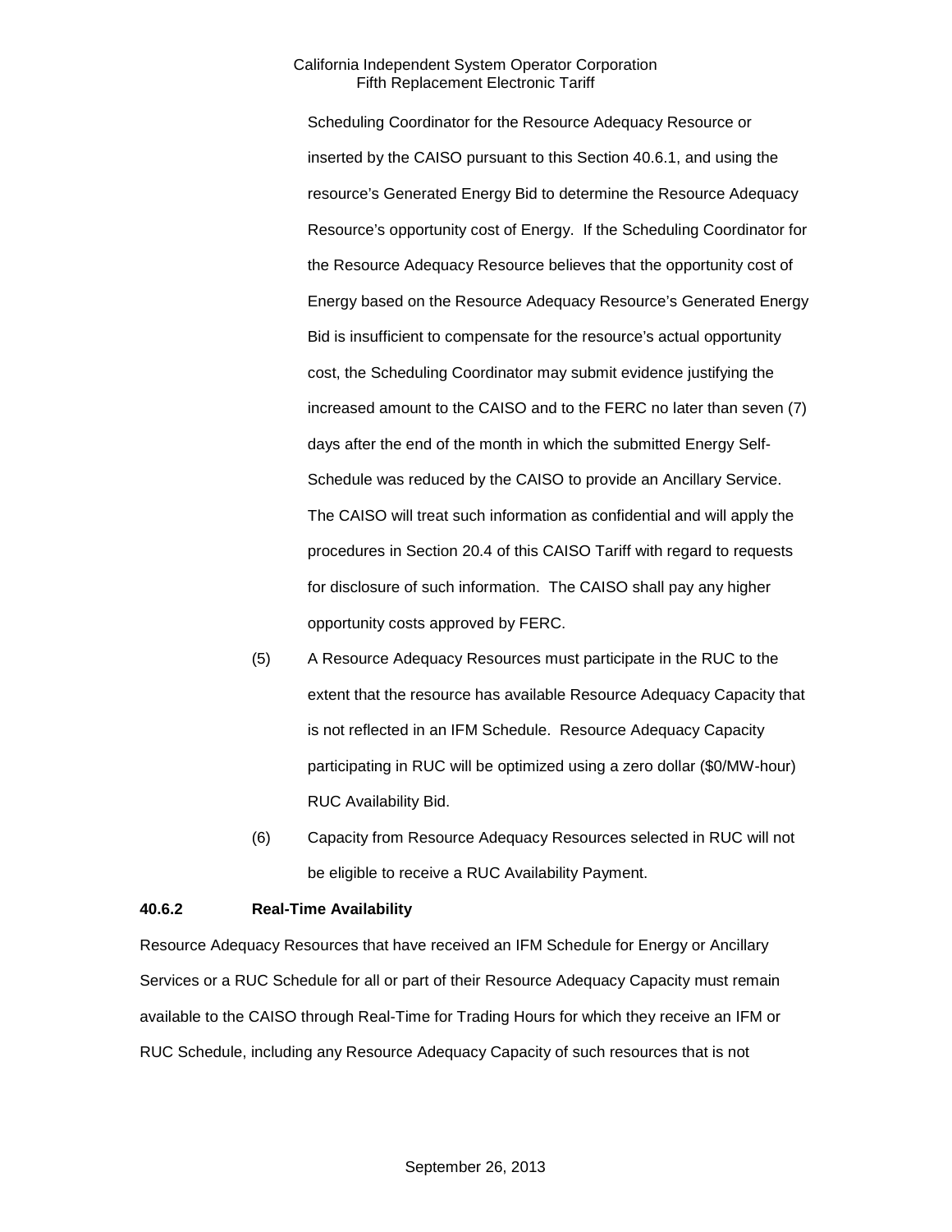Scheduling Coordinator for the Resource Adequacy Resource or inserted by the CAISO pursuant to this Section 40.6.1, and using the resource's Generated Energy Bid to determine the Resource Adequacy Resource's opportunity cost of Energy. If the Scheduling Coordinator for the Resource Adequacy Resource believes that the opportunity cost of Energy based on the Resource Adequacy Resource's Generated Energy Bid is insufficient to compensate for the resource's actual opportunity cost, the Scheduling Coordinator may submit evidence justifying the increased amount to the CAISO and to the FERC no later than seven (7) days after the end of the month in which the submitted Energy Self-Schedule was reduced by the CAISO to provide an Ancillary Service. The CAISO will treat such information as confidential and will apply the procedures in Section 20.4 of this CAISO Tariff with regard to requests for disclosure of such information. The CAISO shall pay any higher opportunity costs approved by FERC.

(5) A Resource Adequacy Resources must participate in the RUC to the extent that the resource has available Resource Adequacy Capacity that is not reflected in an IFM Schedule. Resource Adequacy Capacity participating in RUC will be optimized using a zero dollar ($0/MW-hour) RUC Availability Bid.

(6) Capacity from Resource Adequacy Resources selected in RUC will not be eligible to receive a RUC Availability Payment.

**40.6.2 Real-Time Availability**

Resource Adequacy Resources that have received an IFM Schedule for Energy or Ancillary Services or a RUC Schedule for all or part of their Resource Adequacy Capacity must remain available to the CAISO through Real-Time for Trading Hours for which they receive an IFM or RUC Schedule, including any Resource Adequacy Capacity of such resources that is not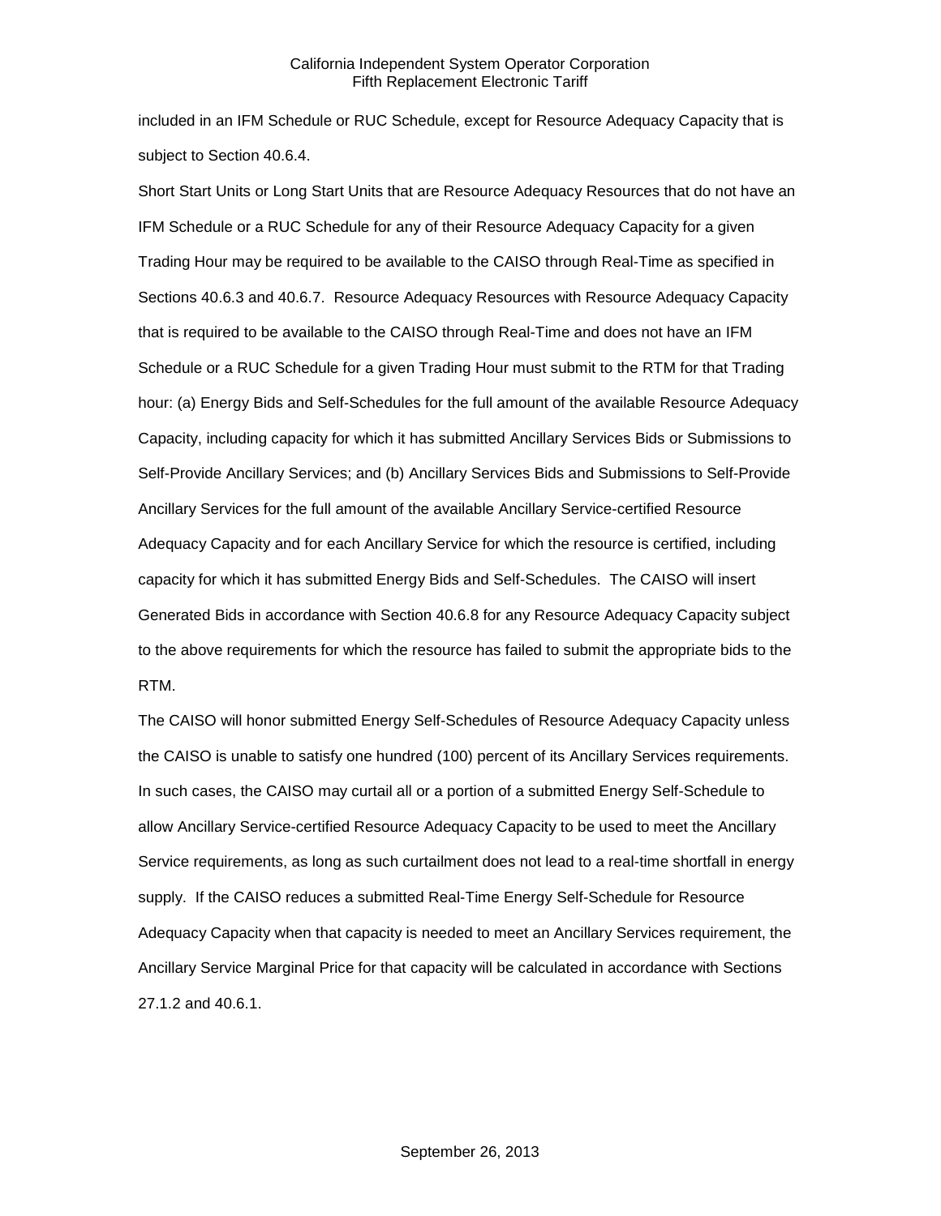included in an IFM Schedule or RUC Schedule, except for Resource Adequacy Capacity that is subject to Section 40.6.4.

Short Start Units or Long Start Units that are Resource Adequacy Resources that do not have an IFM Schedule or a RUC Schedule for any of their Resource Adequacy Capacity for a given Trading Hour may be required to be available to the CAISO through Real-Time as specified in Sections 40.6.3 and 40.6.7. Resource Adequacy Resources with Resource Adequacy Capacity that is required to be available to the CAISO through Real-Time and does not have an IFM Schedule or a RUC Schedule for a given Trading Hour must submit to the RTM for that Trading hour: (a) Energy Bids and Self-Schedules for the full amount of the available Resource Adequacy Capacity, including capacity for which it has submitted Ancillary Services Bids or Submissions to Self-Provide Ancillary Services; and (b) Ancillary Services Bids and Submissions to Self-Provide Ancillary Services for the full amount of the available Ancillary Service-certified Resource Adequacy Capacity and for each Ancillary Service for which the resource is certified, including capacity for which it has submitted Energy Bids and Self-Schedules. The CAISO will insert Generated Bids in accordance with Section 40.6.8 for any Resource Adequacy Capacity subject to the above requirements for which the resource has failed to submit the appropriate bids to the RTM.

The CAISO will honor submitted Energy Self-Schedules of Resource Adequacy Capacity unless the CAISO is unable to satisfy one hundred (100) percent of its Ancillary Services requirements. In such cases, the CAISO may curtail all or a portion of a submitted Energy Self-Schedule to allow Ancillary Service-certified Resource Adequacy Capacity to be used to meet the Ancillary Service requirements, as long as such curtailment does not lead to a real-time shortfall in energy supply. If the CAISO reduces a submitted Real-Time Energy Self-Schedule for Resource Adequacy Capacity when that capacity is needed to meet an Ancillary Services requirement, the Ancillary Service Marginal Price for that capacity will be calculated in accordance with Sections 27.1.2 and 40.6.1.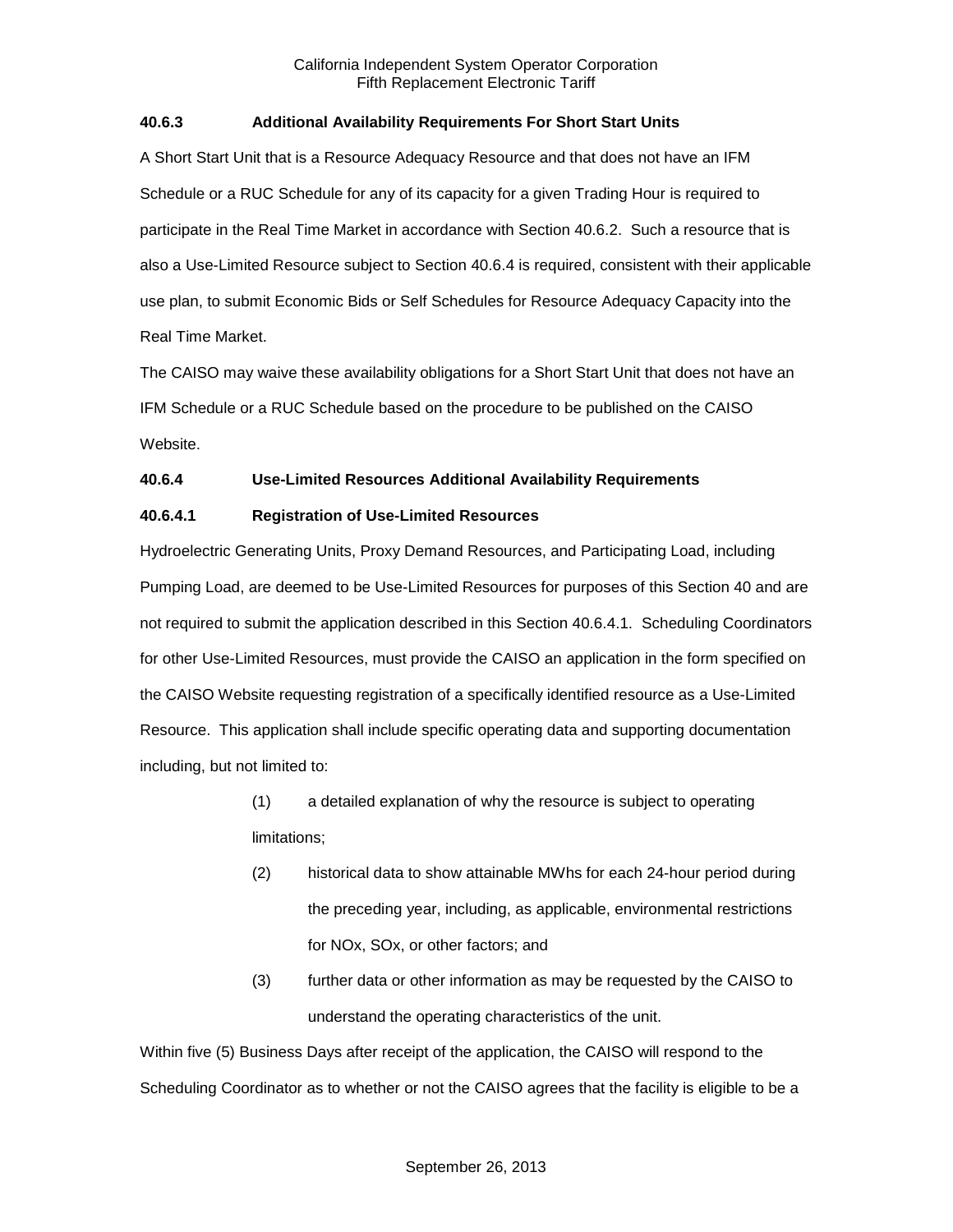### 40.6.3 Additional Availability Requirements For Short Start Units

A Short Start Unit that is a Resource Adequacy Resource and that does not have an IFM Schedule or a RUC Schedule for any of its capacity for a given Trading Hour is required to participate in the Real Time Market in accordance with Section 40.6.2. Such a resource that is also a Use-Limited Resource subject to Section 40.6.4 is required, consistent with their applicable use plan, to submit Economic Bids or Self Schedules for Resource Adequacy Capacity into the Real Time Market.

The CAISO may waive these availability obligations for a Short Start Unit that does not have an IFM Schedule or a RUC Schedule based on the procedure to be published on the CAISO Website.

### 40.6.4 Use-Limited Resources Additional Availability Requirements

#### 40.6.4.1 Registration of Use-Limited Resources

Hydroelectric Generating Units, Proxy Demand Resources, and Participating Load, including Pumping Load, are deemed to be Use-Limited Resources for purposes of this Section 40 and are not required to submit the application described in this Section 40.6.4.1. Scheduling Coordinators for other Use-Limited Resources, must provide the CAISO an application in the form specified on the CAISO Website requesting registration of a specifically identified resource as a Use-Limited Resource. This application shall include specific operating data and supporting documentation including, but not limited to:

(1) a detailed explanation of why the resource is subject to operating limitations;

(2) historical data to show attainable MWhs for each 24-hour period during the preceding year, including, as applicable, environmental restrictions for NOx, SOx, or other factors; and

(3) further data or other information as may be requested by the CAISO to understand the operating characteristics of the unit.

Within five (5) Business Days after receipt of the application, the CAISO will respond to the Scheduling Coordinator as to whether or not the CAISO agrees that the facility is eligible to be a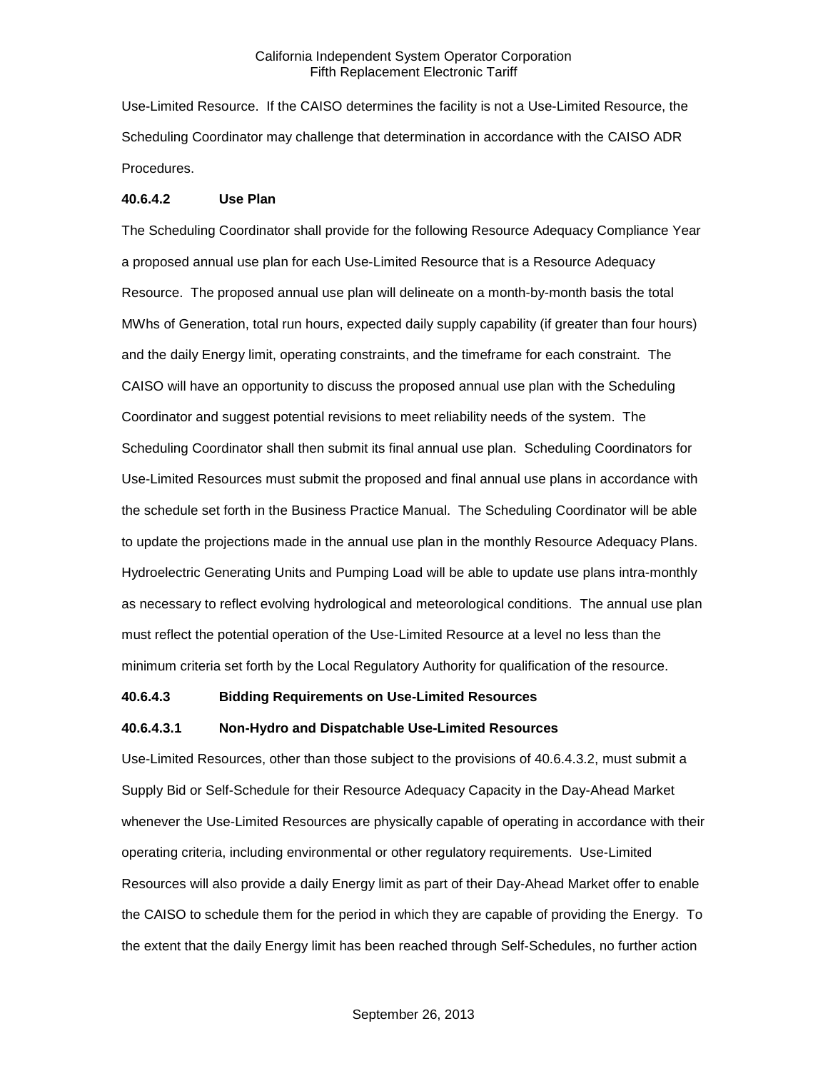Use-Limited Resource. If the CAISO determines the facility is not a Use-Limited Resource, the Scheduling Coordinator may challenge that determination in accordance with the CAISO ADR Procedures.

**40.6.4.2 Use Plan**

The Scheduling Coordinator shall provide for the following Resource Adequacy Compliance Year a proposed annual use plan for each Use-Limited Resource that is a Resource Adequacy Resource. The proposed annual use plan will delineate on a month-by-month basis the total MWhs of Generation, total run hours, expected daily supply capability (if greater than four hours) and the daily Energy limit, operating constraints, and the timeframe for each constraint. The CAISO will have an opportunity to discuss the proposed annual use plan with the Scheduling Coordinator and suggest potential revisions to meet reliability needs of the system. The Scheduling Coordinator shall then submit its final annual use plan. Scheduling Coordinators for Use-Limited Resources must submit the proposed and final annual use plans in accordance with the schedule set forth in the Business Practice Manual. The Scheduling Coordinator will be able to update the projections made in the annual use plan in the monthly Resource Adequacy Plans. Hydroelectric Generating Units and Pumping Load will be able to update use plans intra-monthly as necessary to reflect evolving hydrological and meteorological conditions. The annual use plan must reflect the potential operation of the Use-Limited Resource at a level no less than the minimum criteria set forth by the Local Regulatory Authority for qualification of the resource.

**40.6.4.3 Bidding Requirements on Use-Limited Resources**

**40.6.4.3.1 Non-Hydro and Dispatchable Use-Limited Resources**

Use-Limited Resources, other than those subject to the provisions of 40.6.4.3.2, must submit a Supply Bid or Self-Schedule for their Resource Adequacy Capacity in the Day-Ahead Market whenever the Use-Limited Resources are physically capable of operating in accordance with their operating criteria, including environmental or other regulatory requirements. Use-Limited Resources will also provide a daily Energy limit as part of their Day-Ahead Market offer to enable the CAISO to schedule them for the period in which they are capable of providing the Energy. To the extent that the daily Energy limit has been reached through Self-Schedules, no further action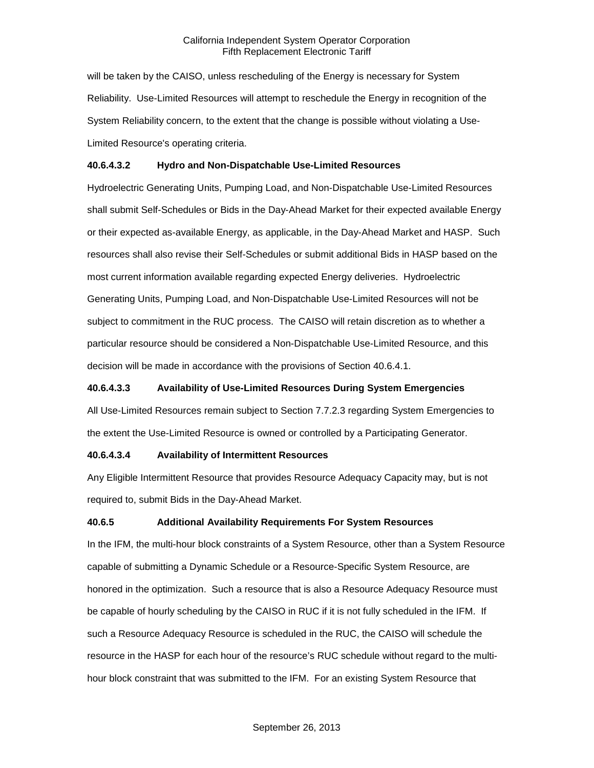will be taken by the CAISO, unless rescheduling of the Energy is necessary for System Reliability. Use-Limited Resources will attempt to reschedule the Energy in recognition of the System Reliability concern, to the extent that the change is possible without violating a Use-Limited Resource's operating criteria.

**40.6.4.3.2 Hydro and Non-Dispatchable Use-Limited Resources**

Hydroelectric Generating Units, Pumping Load, and Non-Dispatchable Use-Limited Resources shall submit Self-Schedules or Bids in the Day-Ahead Market for their expected available Energy or their expected as-available Energy, as applicable, in the Day-Ahead Market and HASP. Such resources shall also revise their Self-Schedules or submit additional Bids in HASP based on the most current information available regarding expected Energy deliveries. Hydroelectric Generating Units, Pumping Load, and Non-Dispatchable Use-Limited Resources will not be subject to commitment in the RUC process. The CAISO will retain discretion as to whether a particular resource should be considered a Non-Dispatchable Use-Limited Resource, and this decision will be made in accordance with the provisions of Section 40.6.4.1.

**40.6.4.3.3 Availability of Use-Limited Resources During System Emergencies**

All Use-Limited Resources remain subject to Section 7.7.2.3 regarding System Emergencies to the extent the Use-Limited Resource is owned or controlled by a Participating Generator.

**40.6.4.3.4 Availability of Intermittent Resources**

Any Eligible Intermittent Resource that provides Resource Adequacy Capacity may, but is not required to, submit Bids in the Day-Ahead Market.

**40.6.5 Additional Availability Requirements For System Resources**

In the IFM, the multi-hour block constraints of a System Resource, other than a System Resource capable of submitting a Dynamic Schedule or a Resource-Specific System Resource, are honored in the optimization. Such a resource that is also a Resource Adequacy Resource must be capable of hourly scheduling by the CAISO in RUC if it is not fully scheduled in the IFM. If such a Resource Adequacy Resource is scheduled in the RUC, the CAISO will schedule the resource in the HASP for each hour of the resource's RUC schedule without regard to the multi-hour block constraint that was submitted to the IFM. For an existing System Resource that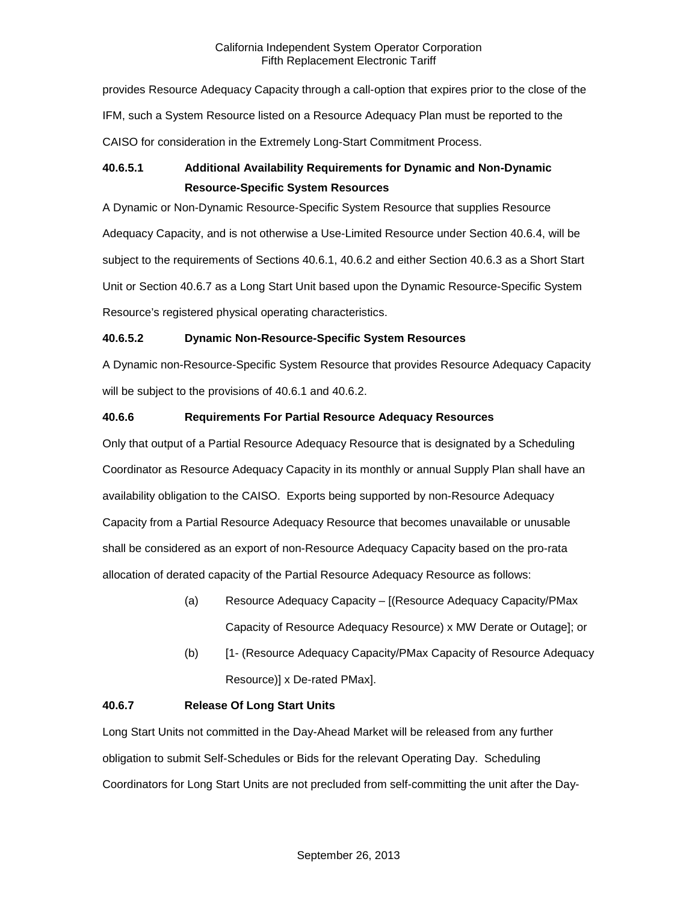provides Resource Adequacy Capacity through a call-option that expires prior to the close of the IFM, such a System Resource listed on a Resource Adequacy Plan must be reported to the CAISO for consideration in the Extremely Long-Start Commitment Process.

### 40.6.5.1 Additional Availability Requirements for Dynamic and Non-Dynamic Resource-Specific System Resources

A Dynamic or Non-Dynamic Resource-Specific System Resource that supplies Resource Adequacy Capacity, and is not otherwise a Use-Limited Resource under Section 40.6.4, will be subject to the requirements of Sections 40.6.1, 40.6.2 and either Section 40.6.3 as a Short Start Unit or Section 40.6.7 as a Long Start Unit based upon the Dynamic Resource-Specific System Resource's registered physical operating characteristics.

### 40.6.5.2 Dynamic Non-Resource-Specific System Resources

A Dynamic non-Resource-Specific System Resource that provides Resource Adequacy Capacity will be subject to the provisions of 40.6.1 and 40.6.2.

### 40.6.6 Requirements For Partial Resource Adequacy Resources

Only that output of a Partial Resource Adequacy Resource that is designated by a Scheduling Coordinator as Resource Adequacy Capacity in its monthly or annual Supply Plan shall have an availability obligation to the CAISO. Exports being supported by non-Resource Adequacy Capacity from a Partial Resource Adequacy Resource that becomes unavailable or unusable shall be considered as an export of non-Resource Adequacy Capacity based on the pro-rata allocation of derated capacity of the Partial Resource Adequacy Resource as follows:

(a) Resource Adequacy Capacity – [(Resource Adequacy Capacity/PMax Capacity of Resource Adequacy Resource) x MW Derate or Outage]; or

(b) [1- (Resource Adequacy Capacity/PMax Capacity of Resource Adequacy Resource)] x De-rated PMax].

### 40.6.7 Release Of Long Start Units

Long Start Units not committed in the Day-Ahead Market will be released from any further obligation to submit Self-Schedules or Bids for the relevant Operating Day. Scheduling Coordinators for Long Start Units are not precluded from self-committing the unit after the Day-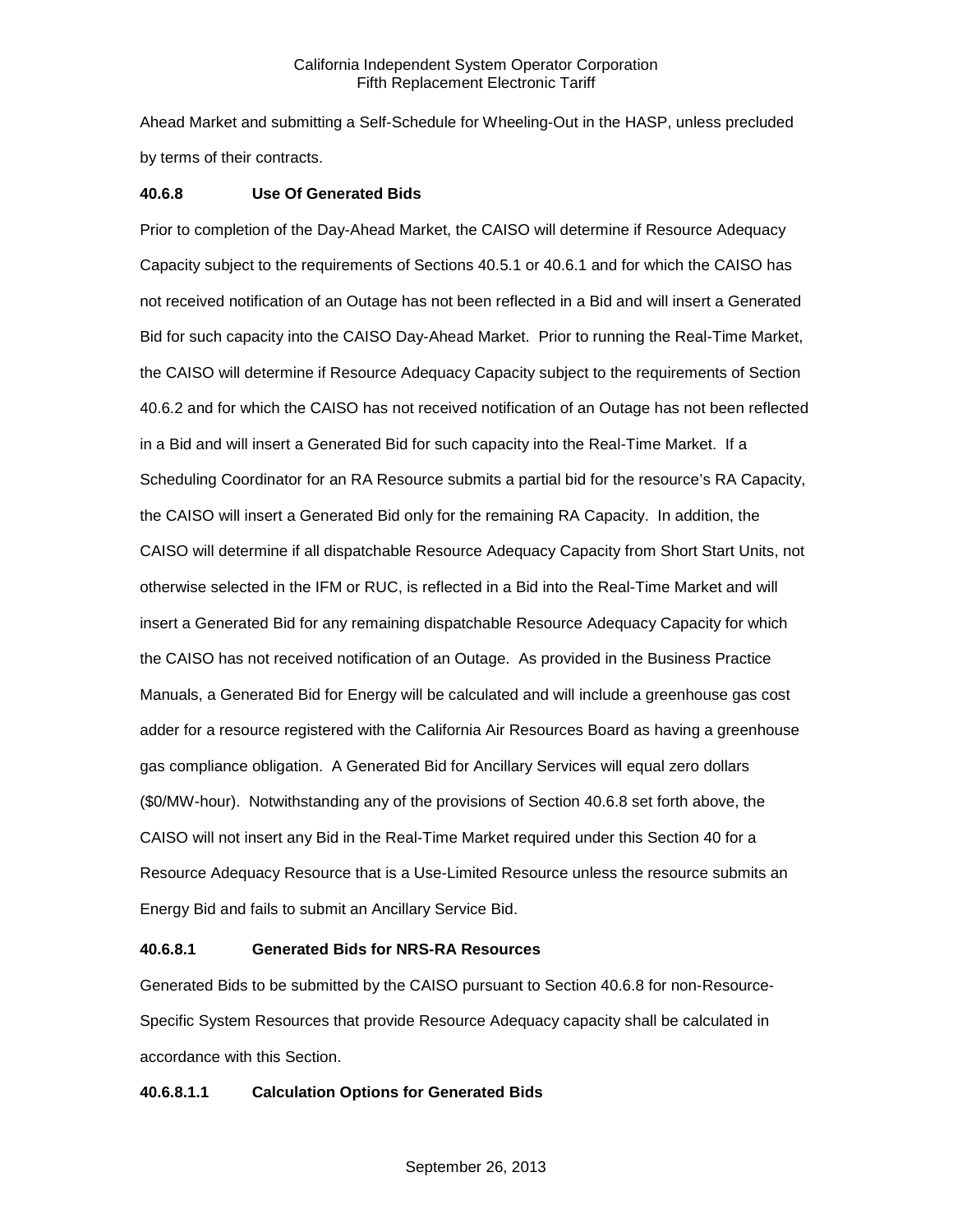Ahead Market and submitting a Self-Schedule for Wheeling-Out in the HASP, unless precluded by terms of their contracts.

**40.6.8 Use Of Generated Bids**

Prior to completion of the Day-Ahead Market, the CAISO will determine if Resource Adequacy Capacity subject to the requirements of Sections 40.5.1 or 40.6.1 and for which the CAISO has not received notification of an Outage has not been reflected in a Bid and will insert a Generated Bid for such capacity into the CAISO Day-Ahead Market. Prior to running the Real-Time Market, the CAISO will determine if Resource Adequacy Capacity subject to the requirements of Section 40.6.2 and for which the CAISO has not received notification of an Outage has not been reflected in a Bid and will insert a Generated Bid for such capacity into the Real-Time Market. If a Scheduling Coordinator for an RA Resource submits a partial bid for the resource's RA Capacity, the CAISO will insert a Generated Bid only for the remaining RA Capacity. In addition, the CAISO will determine if all dispatchable Resource Adequacy Capacity from Short Start Units, not otherwise selected in the IFM or RUC, is reflected in a Bid into the Real-Time Market and will insert a Generated Bid for any remaining dispatchable Resource Adequacy Capacity for which the CAISO has not received notification of an Outage. As provided in the Business Practice Manuals, a Generated Bid for Energy will be calculated and will include a greenhouse gas cost adder for a resource registered with the California Air Resources Board as having a greenhouse gas compliance obligation. A Generated Bid for Ancillary Services will equal zero dollars ($0/MW-hour). Notwithstanding any of the provisions of Section 40.6.8 set forth above, the CAISO will not insert any Bid in the Real-Time Market required under this Section 40 for a Resource Adequacy Resource that is a Use-Limited Resource unless the resource submits an Energy Bid and fails to submit an Ancillary Service Bid.

**40.6.8.1 Generated Bids for NRS-RA Resources**

Generated Bids to be submitted by the CAISO pursuant to Section 40.6.8 for non-Resource-Specific System Resources that provide Resource Adequacy capacity shall be calculated in accordance with this Section.

**40.6.8.1.1 Calculation Options for Generated Bids**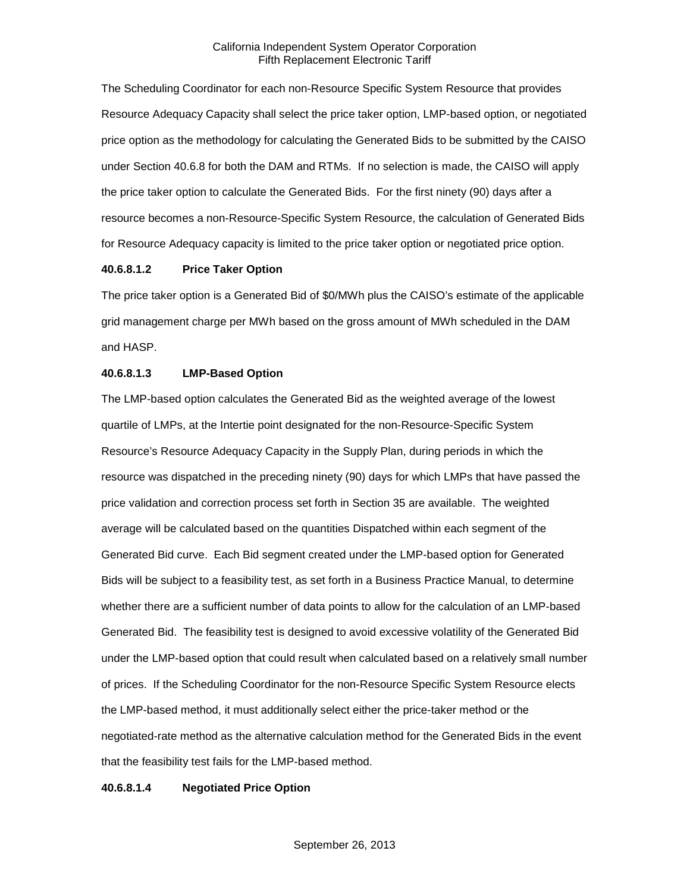The Scheduling Coordinator for each non-Resource Specific System Resource that provides Resource Adequacy Capacity shall select the price taker option, LMP-based option, or negotiated price option as the methodology for calculating the Generated Bids to be submitted by the CAISO under Section 40.6.8 for both the DAM and RTMs. If no selection is made, the CAISO will apply the price taker option to calculate the Generated Bids. For the first ninety (90) days after a resource becomes a non-Resource-Specific System Resource, the calculation of Generated Bids for Resource Adequacy capacity is limited to the price taker option or negotiated price option.

**40.6.8.1.2 Price Taker Option**

The price taker option is a Generated Bid of $0/MWh plus the CAISO's estimate of the applicable grid management charge per MWh based on the gross amount of MWh scheduled in the DAM and HASP.

**40.6.8.1.3 LMP-Based Option**

The LMP-based option calculates the Generated Bid as the weighted average of the lowest quartile of LMPs, at the Intertie point designated for the non-Resource-Specific System Resource's Resource Adequacy Capacity in the Supply Plan, during periods in which the resource was dispatched in the preceding ninety (90) days for which LMPs that have passed the price validation and correction process set forth in Section 35 are available. The weighted average will be calculated based on the quantities Dispatched within each segment of the Generated Bid curve. Each Bid segment created under the LMP-based option for Generated Bids will be subject to a feasibility test, as set forth in a Business Practice Manual, to determine whether there are a sufficient number of data points to allow for the calculation of an LMP-based Generated Bid. The feasibility test is designed to avoid excessive volatility of the Generated Bid under the LMP-based option that could result when calculated based on a relatively small number of prices. If the Scheduling Coordinator for the non-Resource Specific System Resource elects the LMP-based method, it must additionally select either the price-taker method or the negotiated-rate method as the alternative calculation method for the Generated Bids in the event that the feasibility test fails for the LMP-based method.

**40.6.8.1.4 Negotiated Price Option**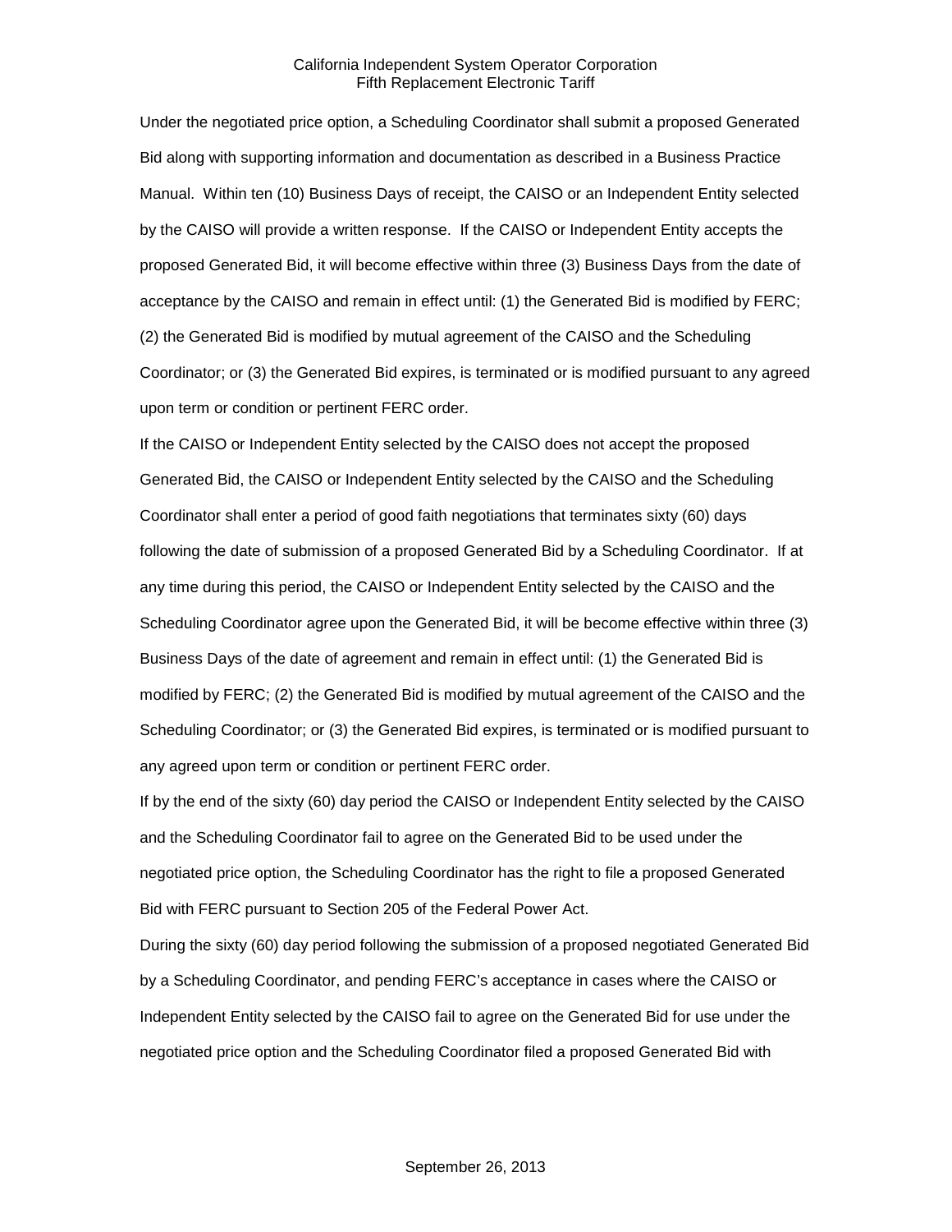Under the negotiated price option, a Scheduling Coordinator shall submit a proposed Generated Bid along with supporting information and documentation as described in a Business Practice Manual. Within ten (10) Business Days of receipt, the CAISO or an Independent Entity selected by the CAISO will provide a written response. If the CAISO or Independent Entity accepts the proposed Generated Bid, it will become effective within three (3) Business Days from the date of acceptance by the CAISO and remain in effect until: (1) the Generated Bid is modified by FERC; (2) the Generated Bid is modified by mutual agreement of the CAISO and the Scheduling Coordinator; or (3) the Generated Bid expires, is terminated or is modified pursuant to any agreed upon term or condition or pertinent FERC order.

If the CAISO or Independent Entity selected by the CAISO does not accept the proposed Generated Bid, the CAISO or Independent Entity selected by the CAISO and the Scheduling Coordinator shall enter a period of good faith negotiations that terminates sixty (60) days following the date of submission of a proposed Generated Bid by a Scheduling Coordinator. If at any time during this period, the CAISO or Independent Entity selected by the CAISO and the Scheduling Coordinator agree upon the Generated Bid, it will be become effective within three (3) Business Days of the date of agreement and remain in effect until: (1) the Generated Bid is modified by FERC; (2) the Generated Bid is modified by mutual agreement of the CAISO and the Scheduling Coordinator; or (3) the Generated Bid expires, is terminated or is modified pursuant to any agreed upon term or condition or pertinent FERC order.

If by the end of the sixty (60) day period the CAISO or Independent Entity selected by the CAISO and the Scheduling Coordinator fail to agree on the Generated Bid to be used under the negotiated price option, the Scheduling Coordinator has the right to file a proposed Generated Bid with FERC pursuant to Section 205 of the Federal Power Act.

During the sixty (60) day period following the submission of a proposed negotiated Generated Bid by a Scheduling Coordinator, and pending FERC's acceptance in cases where the CAISO or Independent Entity selected by the CAISO fail to agree on the Generated Bid for use under the negotiated price option and the Scheduling Coordinator filed a proposed Generated Bid with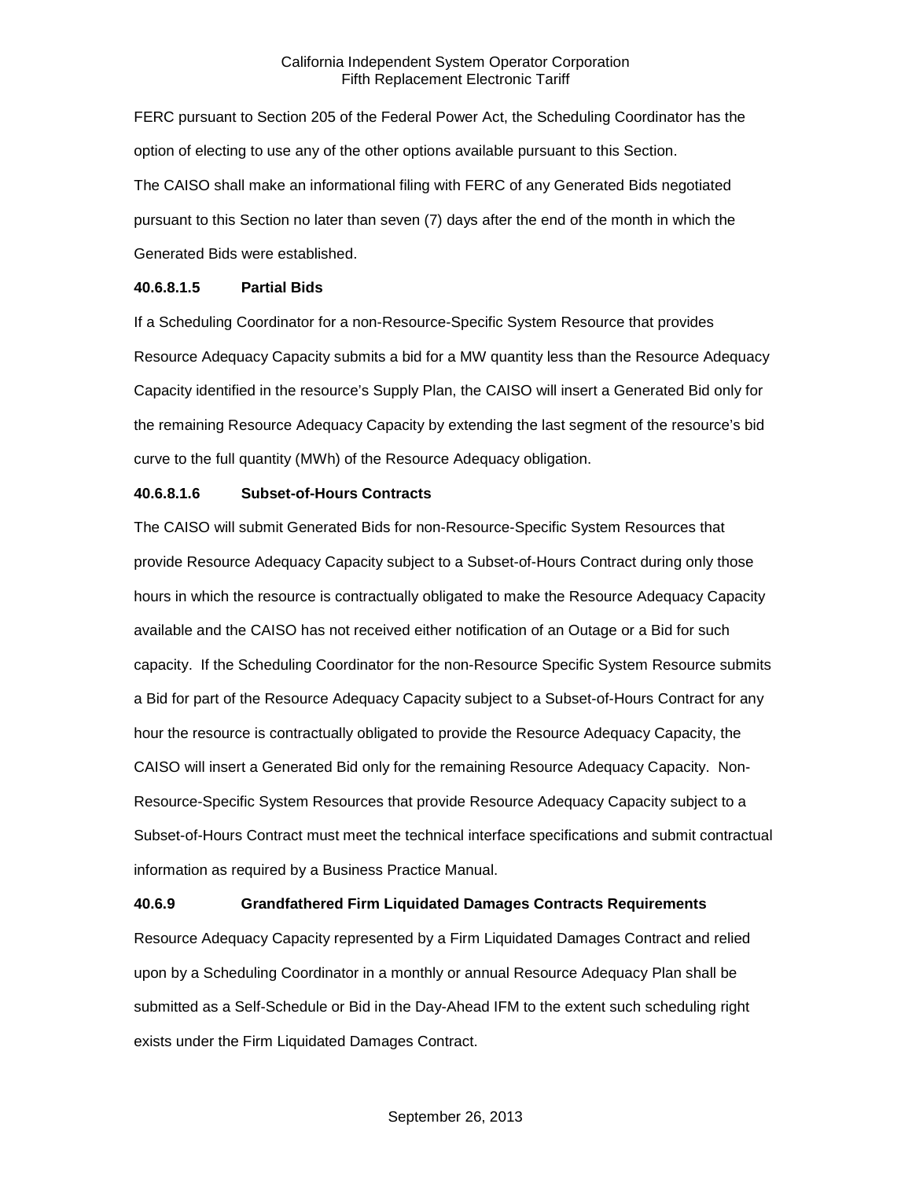FERC pursuant to Section 205 of the Federal Power Act, the Scheduling Coordinator has the option of electing to use any of the other options available pursuant to this Section.

The CAISO shall make an informational filing with FERC of any Generated Bids negotiated pursuant to this Section no later than seven (7) days after the end of the month in which the Generated Bids were established.

**40.6.8.1.5 Partial Bids**

If a Scheduling Coordinator for a non-Resource-Specific System Resource that provides Resource Adequacy Capacity submits a bid for a MW quantity less than the Resource Adequacy Capacity identified in the resource's Supply Plan, the CAISO will insert a Generated Bid only for the remaining Resource Adequacy Capacity by extending the last segment of the resource's bid curve to the full quantity (MWh) of the Resource Adequacy obligation.

**40.6.8.1.6 Subset-of-Hours Contracts**

The CAISO will submit Generated Bids for non-Resource-Specific System Resources that provide Resource Adequacy Capacity subject to a Subset-of-Hours Contract during only those hours in which the resource is contractually obligated to make the Resource Adequacy Capacity available and the CAISO has not received either notification of an Outage or a Bid for such capacity. If the Scheduling Coordinator for the non-Resource Specific System Resource submits a Bid for part of the Resource Adequacy Capacity subject to a Subset-of-Hours Contract for any hour the resource is contractually obligated to provide the Resource Adequacy Capacity, the CAISO will insert a Generated Bid only for the remaining Resource Adequacy Capacity. Non-Resource-Specific System Resources that provide Resource Adequacy Capacity subject to a Subset-of-Hours Contract must meet the technical interface specifications and submit contractual information as required by a Business Practice Manual.

**40.6.9 Grandfathered Firm Liquidated Damages Contracts Requirements**

Resource Adequacy Capacity represented by a Firm Liquidated Damages Contract and relied upon by a Scheduling Coordinator in a monthly or annual Resource Adequacy Plan shall be submitted as a Self-Schedule or Bid in the Day-Ahead IFM to the extent such scheduling right exists under the Firm Liquidated Damages Contract.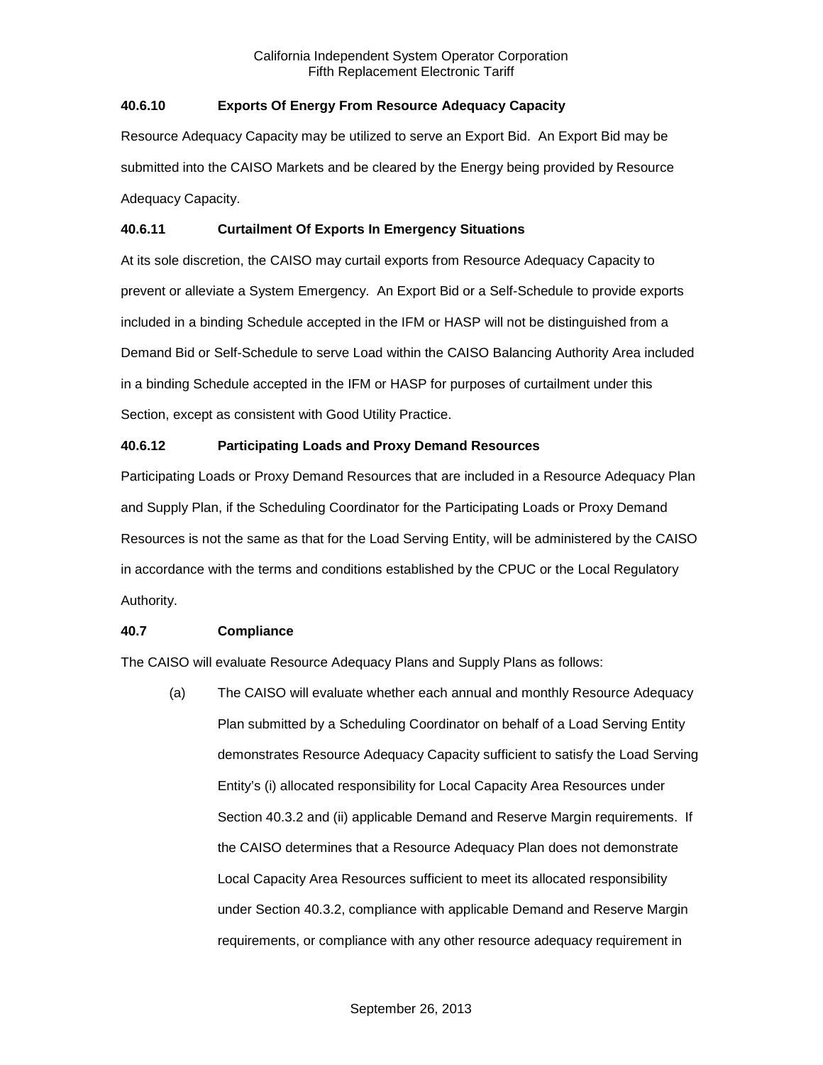### 40.6.10 Exports Of Energy From Resource Adequacy Capacity

Resource Adequacy Capacity may be utilized to serve an Export Bid. An Export Bid may be submitted into the CAISO Markets and be cleared by the Energy being provided by Resource Adequacy Capacity.

### 40.6.11 Curtailment Of Exports In Emergency Situations

At its sole discretion, the CAISO may curtail exports from Resource Adequacy Capacity to prevent or alleviate a System Emergency. An Export Bid or a Self-Schedule to provide exports included in a binding Schedule accepted in the IFM or HASP will not be distinguished from a Demand Bid or Self-Schedule to serve Load within the CAISO Balancing Authority Area included in a binding Schedule accepted in the IFM or HASP for purposes of curtailment under this Section, except as consistent with Good Utility Practice.

### 40.6.12 Participating Loads and Proxy Demand Resources

Participating Loads or Proxy Demand Resources that are included in a Resource Adequacy Plan and Supply Plan, if the Scheduling Coordinator for the Participating Loads or Proxy Demand Resources is not the same as that for the Load Serving Entity, will be administered by the CAISO in accordance with the terms and conditions established by the CPUC or the Local Regulatory Authority.

### 40.7 Compliance

The CAISO will evaluate Resource Adequacy Plans and Supply Plans as follows:

(a) The CAISO will evaluate whether each annual and monthly Resource Adequacy Plan submitted by a Scheduling Coordinator on behalf of a Load Serving Entity demonstrates Resource Adequacy Capacity sufficient to satisfy the Load Serving Entity's (i) allocated responsibility for Local Capacity Area Resources under Section 40.3.2 and (ii) applicable Demand and Reserve Margin requirements. If the CAISO determines that a Resource Adequacy Plan does not demonstrate Local Capacity Area Resources sufficient to meet its allocated responsibility under Section 40.3.2, compliance with applicable Demand and Reserve Margin requirements, or compliance with any other resource adequacy requirement in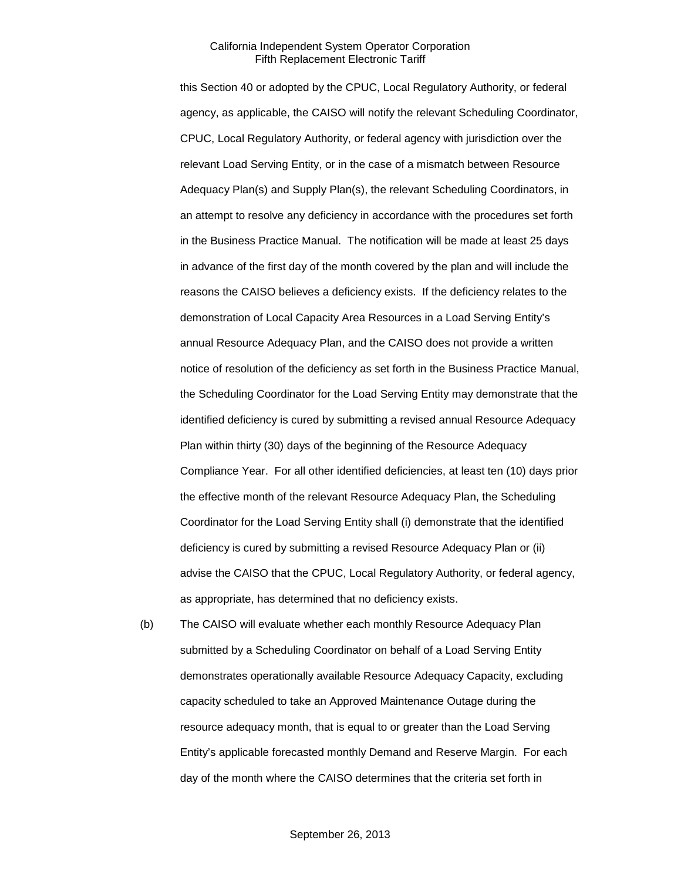this Section 40 or adopted by the CPUC, Local Regulatory Authority, or federal agency, as applicable, the CAISO will notify the relevant Scheduling Coordinator, CPUC, Local Regulatory Authority, or federal agency with jurisdiction over the relevant Load Serving Entity, or in the case of a mismatch between Resource Adequacy Plan(s) and Supply Plan(s), the relevant Scheduling Coordinators, in an attempt to resolve any deficiency in accordance with the procedures set forth in the Business Practice Manual. The notification will be made at least 25 days in advance of the first day of the month covered by the plan and will include the reasons the CAISO believes a deficiency exists. If the deficiency relates to the demonstration of Local Capacity Area Resources in a Load Serving Entity's annual Resource Adequacy Plan, and the CAISO does not provide a written notice of resolution of the deficiency as set forth in the Business Practice Manual, the Scheduling Coordinator for the Load Serving Entity may demonstrate that the identified deficiency is cured by submitting a revised annual Resource Adequacy Plan within thirty (30) days of the beginning of the Resource Adequacy Compliance Year. For all other identified deficiencies, at least ten (10) days prior the effective month of the relevant Resource Adequacy Plan, the Scheduling Coordinator for the Load Serving Entity shall (i) demonstrate that the identified deficiency is cured by submitting a revised Resource Adequacy Plan or (ii) advise the CAISO that the CPUC, Local Regulatory Authority, or federal agency, as appropriate, has determined that no deficiency exists.

(b) The CAISO will evaluate whether each monthly Resource Adequacy Plan submitted by a Scheduling Coordinator on behalf of a Load Serving Entity demonstrates operationally available Resource Adequacy Capacity, excluding capacity scheduled to take an Approved Maintenance Outage during the resource adequacy month, that is equal to or greater than the Load Serving Entity's applicable forecasted monthly Demand and Reserve Margin. For each day of the month where the CAISO determines that the criteria set forth in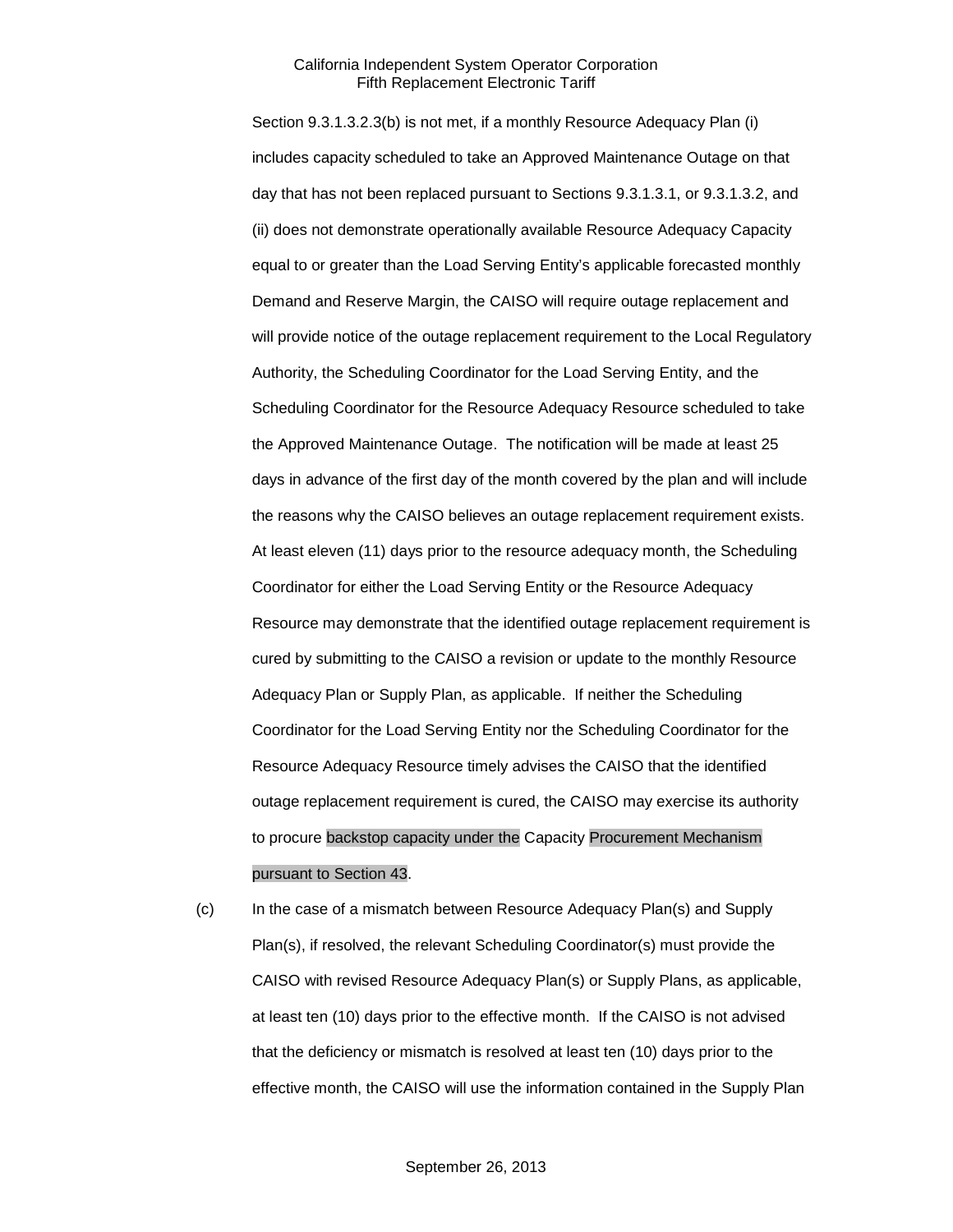Section 9.3.1.3.2.3(b) is not met, if a monthly Resource Adequacy Plan (i) includes capacity scheduled to take an Approved Maintenance Outage on that day that has not been replaced pursuant to Sections 9.3.1.3.1, or 9.3.1.3.2, and (ii) does not demonstrate operationally available Resource Adequacy Capacity equal to or greater than the Load Serving Entity's applicable forecasted monthly Demand and Reserve Margin, the CAISO will require outage replacement and will provide notice of the outage replacement requirement to the Local Regulatory Authority, the Scheduling Coordinator for the Load Serving Entity, and the Scheduling Coordinator for the Resource Adequacy Resource scheduled to take the Approved Maintenance Outage. The notification will be made at least 25 days in advance of the first day of the month covered by the plan and will include the reasons why the CAISO believes an outage replacement requirement exists. At least eleven (11) days prior to the resource adequacy month, the Scheduling Coordinator for either the Load Serving Entity or the Resource Adequacy Resource may demonstrate that the identified outage replacement requirement is cured by submitting to the CAISO a revision or update to the monthly Resource Adequacy Plan or Supply Plan, as applicable. If neither the Scheduling Coordinator for the Load Serving Entity nor the Scheduling Coordinator for the Resource Adequacy Resource timely advises the CAISO that the identified outage replacement requirement is cured, the CAISO may exercise its authority to procure backstop capacity under the Capacity Procurement Mechanism pursuant to Section 43.

(c) In the case of a mismatch between Resource Adequacy Plan(s) and Supply Plan(s), if resolved, the relevant Scheduling Coordinator(s) must provide the CAISO with revised Resource Adequacy Plan(s) or Supply Plans, as applicable, at least ten (10) days prior to the effective month. If the CAISO is not advised that the deficiency or mismatch is resolved at least ten (10) days prior to the effective month, the CAISO will use the information contained in the Supply Plan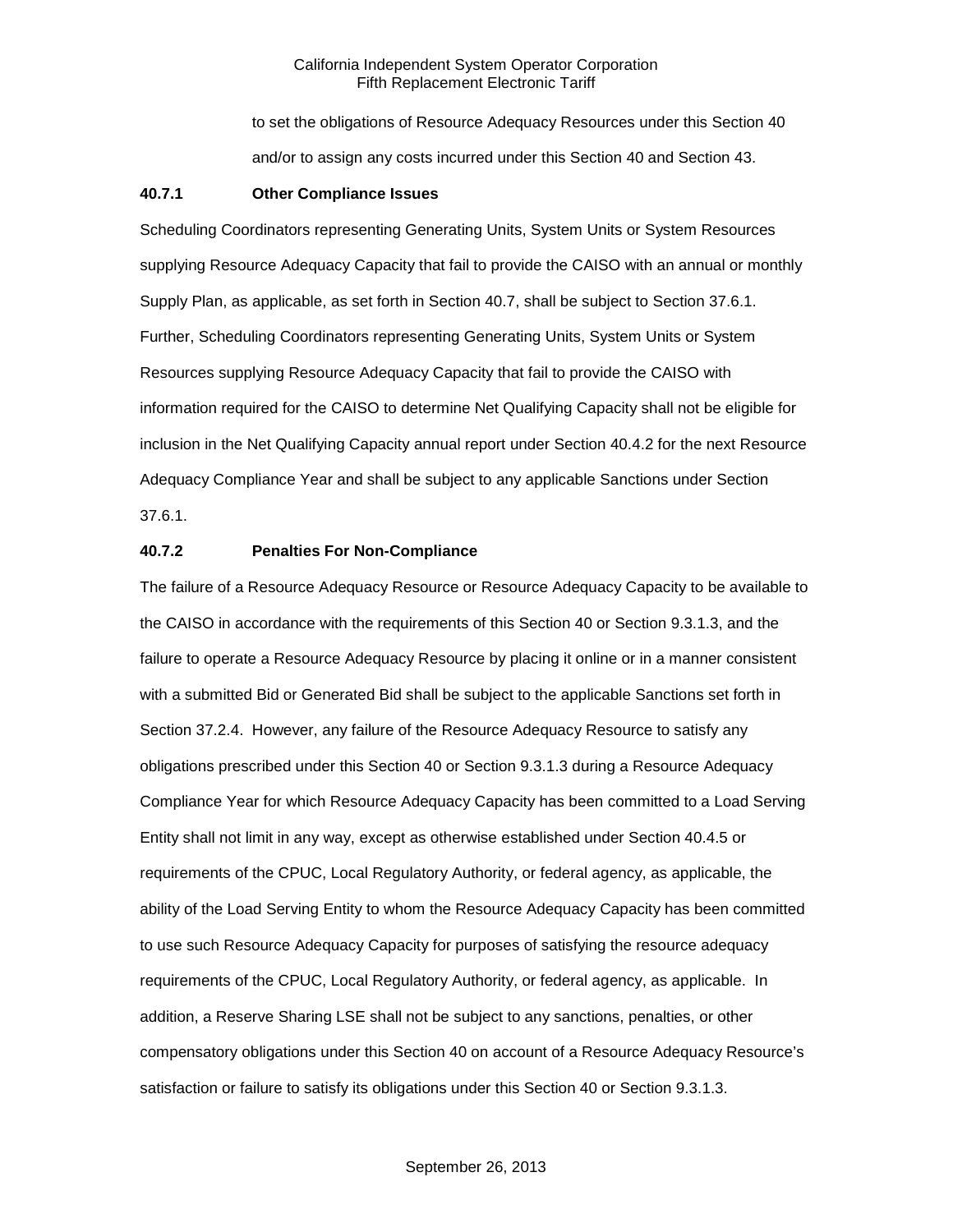to set the obligations of Resource Adequacy Resources under this Section 40 and/or to assign any costs incurred under this Section 40 and Section 43.

**40.7.1 Other Compliance Issues**

Scheduling Coordinators representing Generating Units, System Units or System Resources supplying Resource Adequacy Capacity that fail to provide the CAISO with an annual or monthly Supply Plan, as applicable, as set forth in Section 40.7, shall be subject to Section 37.6.1. Further, Scheduling Coordinators representing Generating Units, System Units or System Resources supplying Resource Adequacy Capacity that fail to provide the CAISO with information required for the CAISO to determine Net Qualifying Capacity shall not be eligible for inclusion in the Net Qualifying Capacity annual report under Section 40.4.2 for the next Resource Adequacy Compliance Year and shall be subject to any applicable Sanctions under Section 37.6.1.

**40.7.2 Penalties For Non-Compliance**

The failure of a Resource Adequacy Resource or Resource Adequacy Capacity to be available to the CAISO in accordance with the requirements of this Section 40 or Section 9.3.1.3, and the failure to operate a Resource Adequacy Resource by placing it online or in a manner consistent with a submitted Bid or Generated Bid shall be subject to the applicable Sanctions set forth in Section 37.2.4. However, any failure of the Resource Adequacy Resource to satisfy any obligations prescribed under this Section 40 or Section 9.3.1.3 during a Resource Adequacy Compliance Year for which Resource Adequacy Capacity has been committed to a Load Serving Entity shall not limit in any way, except as otherwise established under Section 40.4.5 or requirements of the CPUC, Local Regulatory Authority, or federal agency, as applicable, the ability of the Load Serving Entity to whom the Resource Adequacy Capacity has been committed to use such Resource Adequacy Capacity for purposes of satisfying the resource adequacy requirements of the CPUC, Local Regulatory Authority, or federal agency, as applicable. In addition, a Reserve Sharing LSE shall not be subject to any sanctions, penalties, or other compensatory obligations under this Section 40 on account of a Resource Adequacy Resource's satisfaction or failure to satisfy its obligations under this Section 40 or Section 9.3.1.3.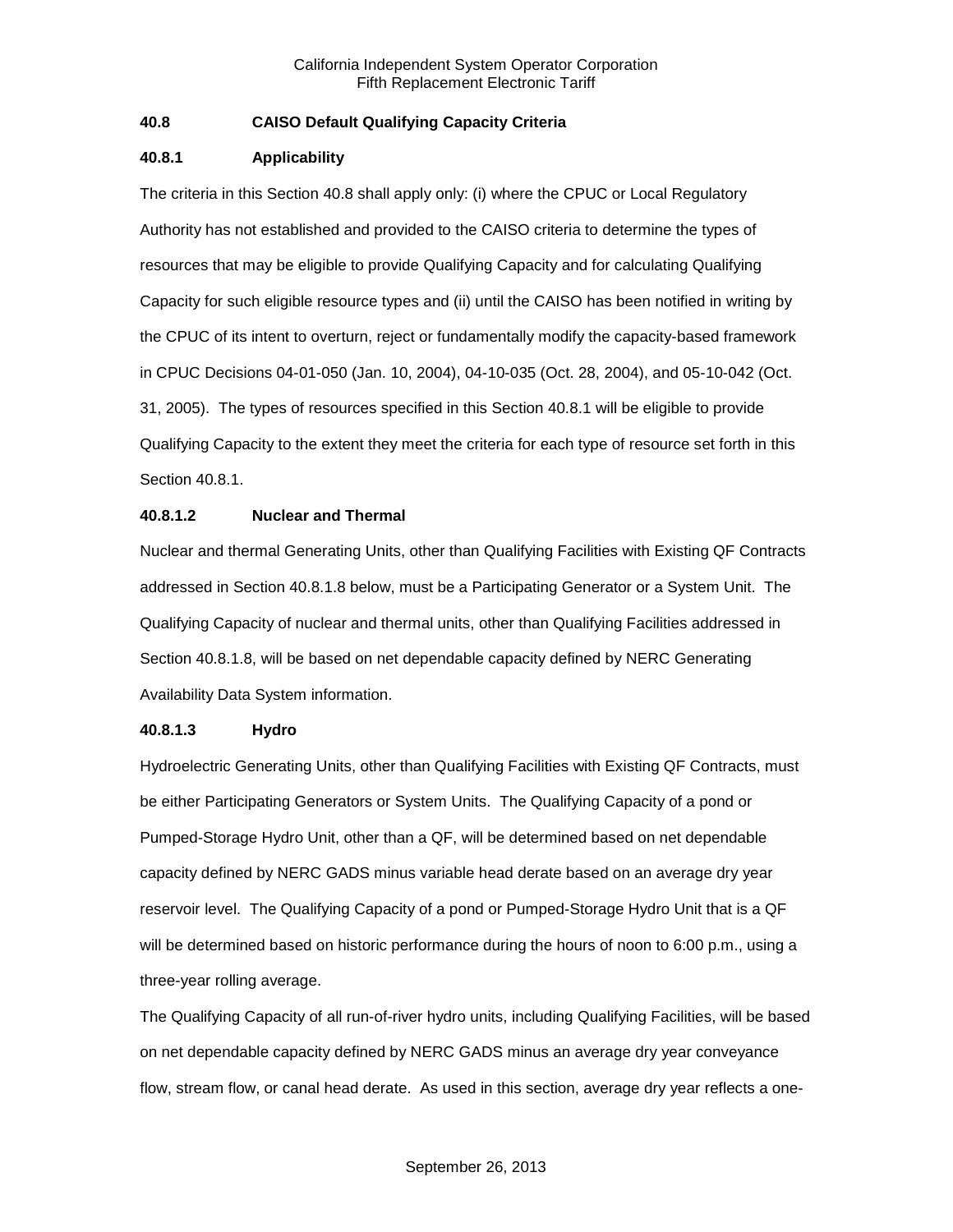### 40.8 CAISO Default Qualifying Capacity Criteria

#### 40.8.1 Applicability

The criteria in this Section 40.8 shall apply only: (i) where the CPUC or Local Regulatory Authority has not established and provided to the CAISO criteria to determine the types of resources that may be eligible to provide Qualifying Capacity and for calculating Qualifying Capacity for such eligible resource types and (ii) until the CAISO has been notified in writing by the CPUC of its intent to overturn, reject or fundamentally modify the capacity-based framework in CPUC Decisions 04-01-050 (Jan. 10, 2004), 04-10-035 (Oct. 28, 2004), and 05-10-042 (Oct. 31, 2005). The types of resources specified in this Section 40.8.1 will be eligible to provide Qualifying Capacity to the extent they meet the criteria for each type of resource set forth in this Section 40.8.1.

#### 40.8.1.2 Nuclear and Thermal

Nuclear and thermal Generating Units, other than Qualifying Facilities with Existing QF Contracts addressed in Section 40.8.1.8 below, must be a Participating Generator or a System Unit. The Qualifying Capacity of nuclear and thermal units, other than Qualifying Facilities addressed in Section 40.8.1.8, will be based on net dependable capacity defined by NERC Generating Availability Data System information.

#### 40.8.1.3 Hydro

Hydroelectric Generating Units, other than Qualifying Facilities with Existing QF Contracts, must be either Participating Generators or System Units. The Qualifying Capacity of a pond or Pumped-Storage Hydro Unit, other than a QF, will be determined based on net dependable capacity defined by NERC GADS minus variable head derate based on an average dry year reservoir level. The Qualifying Capacity of a pond or Pumped-Storage Hydro Unit that is a QF will be determined based on historic performance during the hours of noon to 6:00 p.m., using a three-year rolling average.

The Qualifying Capacity of all run-of-river hydro units, including Qualifying Facilities, will be based on net dependable capacity defined by NERC GADS minus an average dry year conveyance flow, stream flow, or canal head derate. As used in this section, average dry year reflects a one-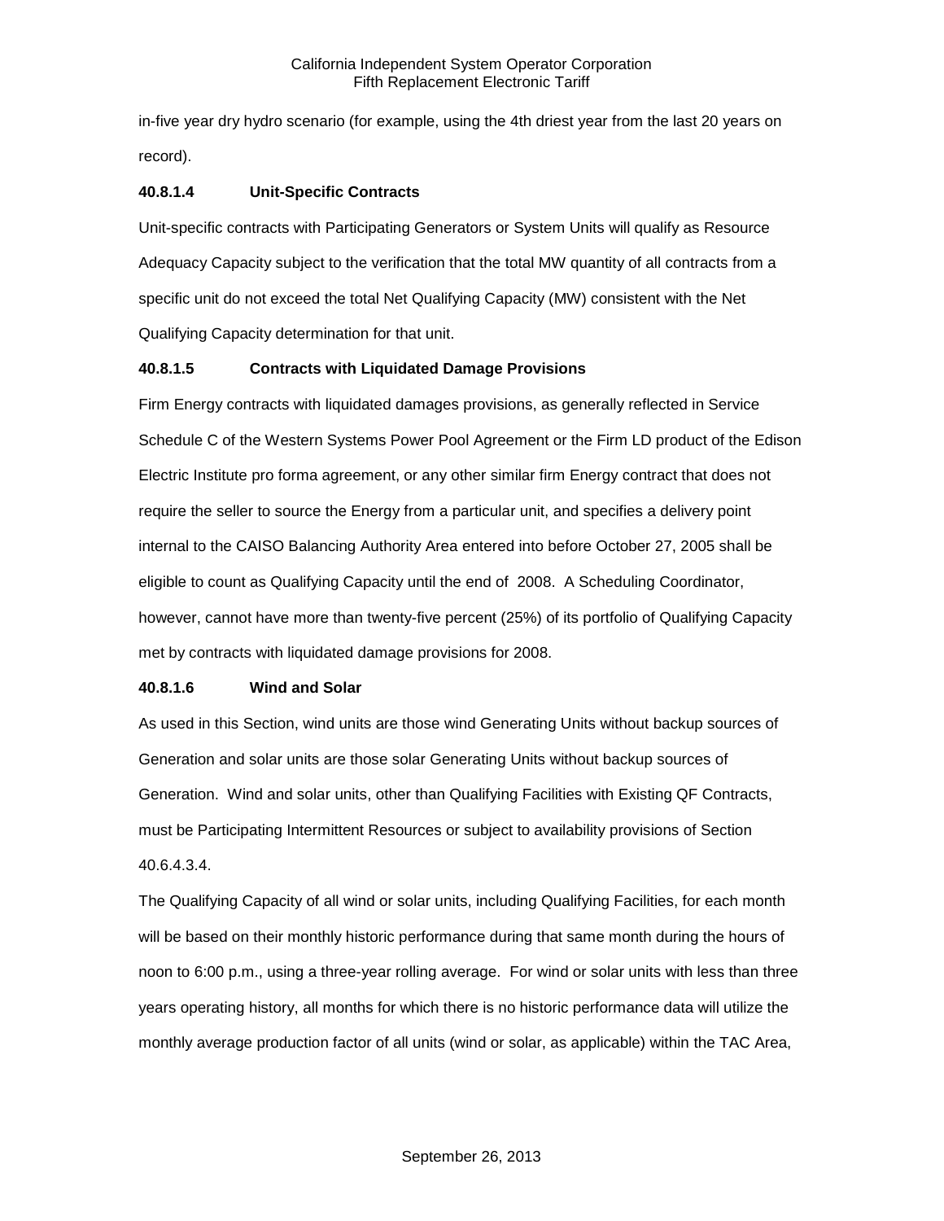in-five year dry hydro scenario (for example, using the 4th driest year from the last 20 years on record).

#### 40.8.1.4 Unit-Specific Contracts

Unit-specific contracts with Participating Generators or System Units will qualify as Resource Adequacy Capacity subject to the verification that the total MW quantity of all contracts from a specific unit do not exceed the total Net Qualifying Capacity (MW) consistent with the Net Qualifying Capacity determination for that unit.

#### 40.8.1.5 Contracts with Liquidated Damage Provisions

Firm Energy contracts with liquidated damages provisions, as generally reflected in Service Schedule C of the Western Systems Power Pool Agreement or the Firm LD product of the Edison Electric Institute pro forma agreement, or any other similar firm Energy contract that does not require the seller to source the Energy from a particular unit, and specifies a delivery point internal to the CAISO Balancing Authority Area entered into before October 27, 2005 shall be eligible to count as Qualifying Capacity until the end of 2008. A Scheduling Coordinator, however, cannot have more than twenty-five percent (25%) of its portfolio of Qualifying Capacity met by contracts with liquidated damage provisions for 2008.

#### 40.8.1.6 Wind and Solar

As used in this Section, wind units are those wind Generating Units without backup sources of Generation and solar units are those solar Generating Units without backup sources of Generation. Wind and solar units, other than Qualifying Facilities with Existing QF Contracts, must be Participating Intermittent Resources or subject to availability provisions of Section 40.6.4.3.4.

The Qualifying Capacity of all wind or solar units, including Qualifying Facilities, for each month will be based on their monthly historic performance during that same month during the hours of noon to 6:00 p.m., using a three-year rolling average. For wind or solar units with less than three years operating history, all months for which there is no historic performance data will utilize the monthly average production factor of all units (wind or solar, as applicable) within the TAC Area,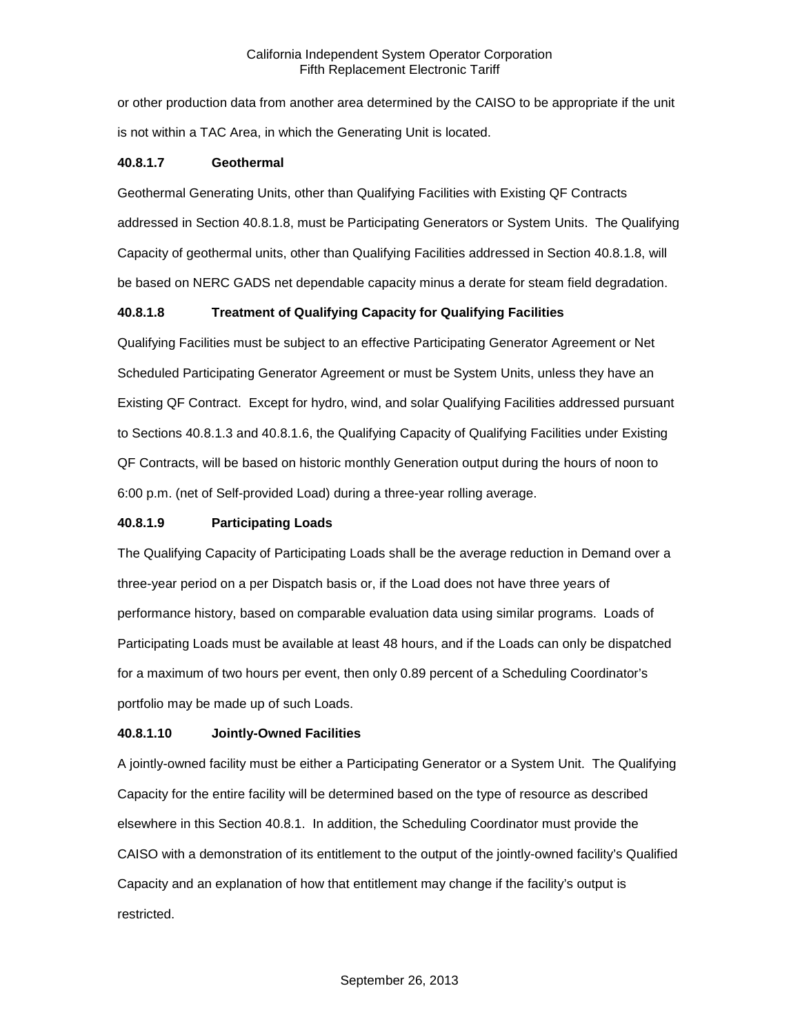or other production data from another area determined by the CAISO to be appropriate if the unit is not within a TAC Area, in which the Generating Unit is located.

#### 40.8.1.7 Geothermal

Geothermal Generating Units, other than Qualifying Facilities with Existing QF Contracts addressed in Section 40.8.1.8, must be Participating Generators or System Units. The Qualifying Capacity of geothermal units, other than Qualifying Facilities addressed in Section 40.8.1.8, will be based on NERC GADS net dependable capacity minus a derate for steam field degradation.

#### 40.8.1.8 Treatment of Qualifying Capacity for Qualifying Facilities

Qualifying Facilities must be subject to an effective Participating Generator Agreement or Net Scheduled Participating Generator Agreement or must be System Units, unless they have an Existing QF Contract. Except for hydro, wind, and solar Qualifying Facilities addressed pursuant to Sections 40.8.1.3 and 40.8.1.6, the Qualifying Capacity of Qualifying Facilities under Existing QF Contracts, will be based on historic monthly Generation output during the hours of noon to 6:00 p.m. (net of Self-provided Load) during a three-year rolling average.

#### 40.8.1.9 Participating Loads

The Qualifying Capacity of Participating Loads shall be the average reduction in Demand over a three-year period on a per Dispatch basis or, if the Load does not have three years of performance history, based on comparable evaluation data using similar programs. Loads of Participating Loads must be available at least 48 hours, and if the Loads can only be dispatched for a maximum of two hours per event, then only 0.89 percent of a Scheduling Coordinator's portfolio may be made up of such Loads.

#### 40.8.1.10 Jointly-Owned Facilities

A jointly-owned facility must be either a Participating Generator or a System Unit. The Qualifying Capacity for the entire facility will be determined based on the type of resource as described elsewhere in this Section 40.8.1. In addition, the Scheduling Coordinator must provide the CAISO with a demonstration of its entitlement to the output of the jointly-owned facility's Qualified Capacity and an explanation of how that entitlement may change if the facility's output is restricted.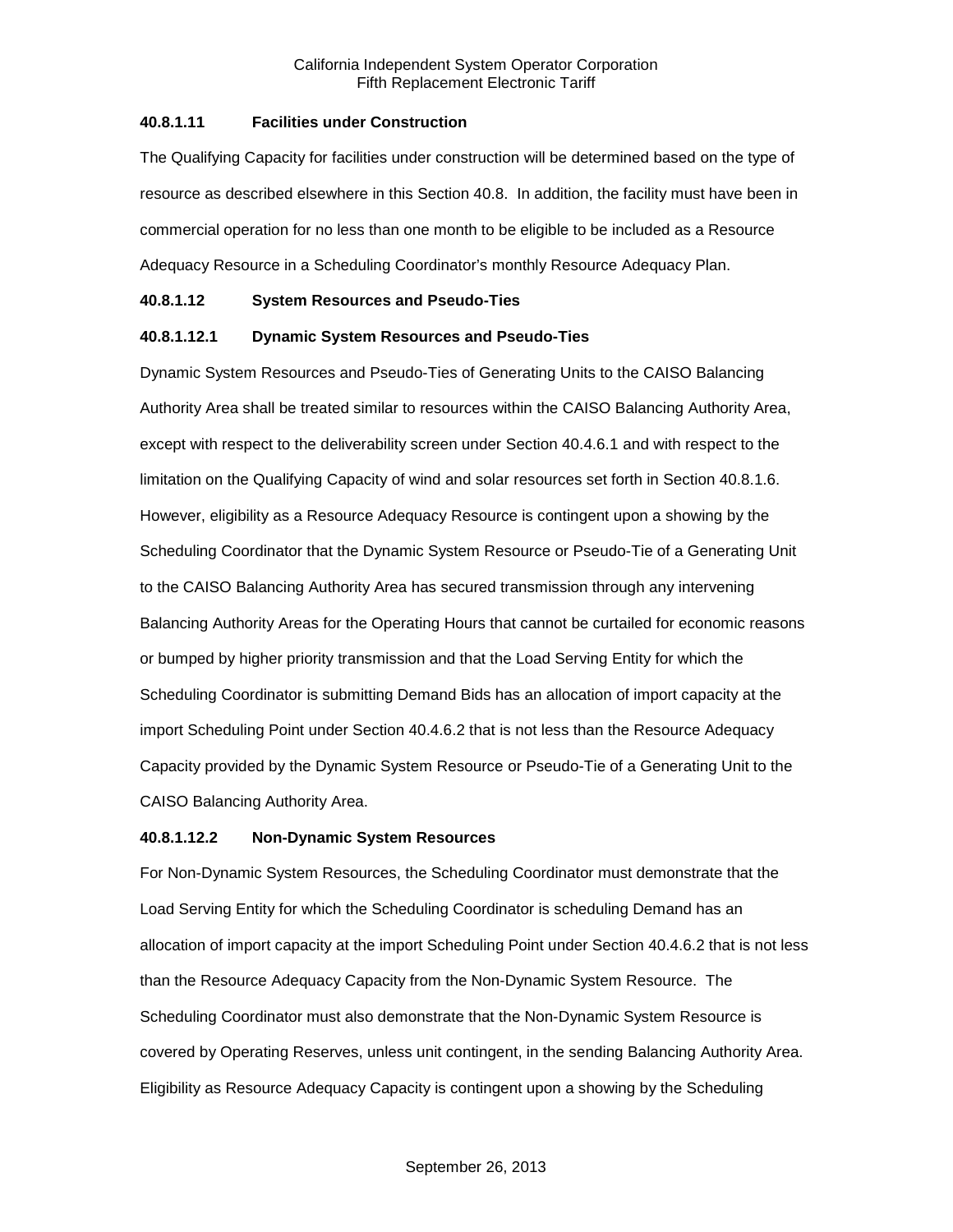#### 40.8.1.11 Facilities under Construction

The Qualifying Capacity for facilities under construction will be determined based on the type of resource as described elsewhere in this Section 40.8. In addition, the facility must have been in commercial operation for no less than one month to be eligible to be included as a Resource Adequacy Resource in a Scheduling Coordinator's monthly Resource Adequacy Plan.

#### 40.8.1.12 System Resources and Pseudo-Ties

##### 40.8.1.12.1 Dynamic System Resources and Pseudo-Ties

Dynamic System Resources and Pseudo-Ties of Generating Units to the CAISO Balancing Authority Area shall be treated similar to resources within the CAISO Balancing Authority Area, except with respect to the deliverability screen under Section 40.4.6.1 and with respect to the limitation on the Qualifying Capacity of wind and solar resources set forth in Section 40.8.1.6. However, eligibility as a Resource Adequacy Resource is contingent upon a showing by the Scheduling Coordinator that the Dynamic System Resource or Pseudo-Tie of a Generating Unit to the CAISO Balancing Authority Area has secured transmission through any intervening Balancing Authority Areas for the Operating Hours that cannot be curtailed for economic reasons or bumped by higher priority transmission and that the Load Serving Entity for which the Scheduling Coordinator is submitting Demand Bids has an allocation of import capacity at the import Scheduling Point under Section 40.4.6.2 that is not less than the Resource Adequacy Capacity provided by the Dynamic System Resource or Pseudo-Tie of a Generating Unit to the CAISO Balancing Authority Area.

##### 40.8.1.12.2 Non-Dynamic System Resources

For Non-Dynamic System Resources, the Scheduling Coordinator must demonstrate that the Load Serving Entity for which the Scheduling Coordinator is scheduling Demand has an allocation of import capacity at the import Scheduling Point under Section 40.4.6.2 that is not less than the Resource Adequacy Capacity from the Non-Dynamic System Resource. The Scheduling Coordinator must also demonstrate that the Non-Dynamic System Resource is covered by Operating Reserves, unless unit contingent, in the sending Balancing Authority Area. Eligibility as Resource Adequacy Capacity is contingent upon a showing by the Scheduling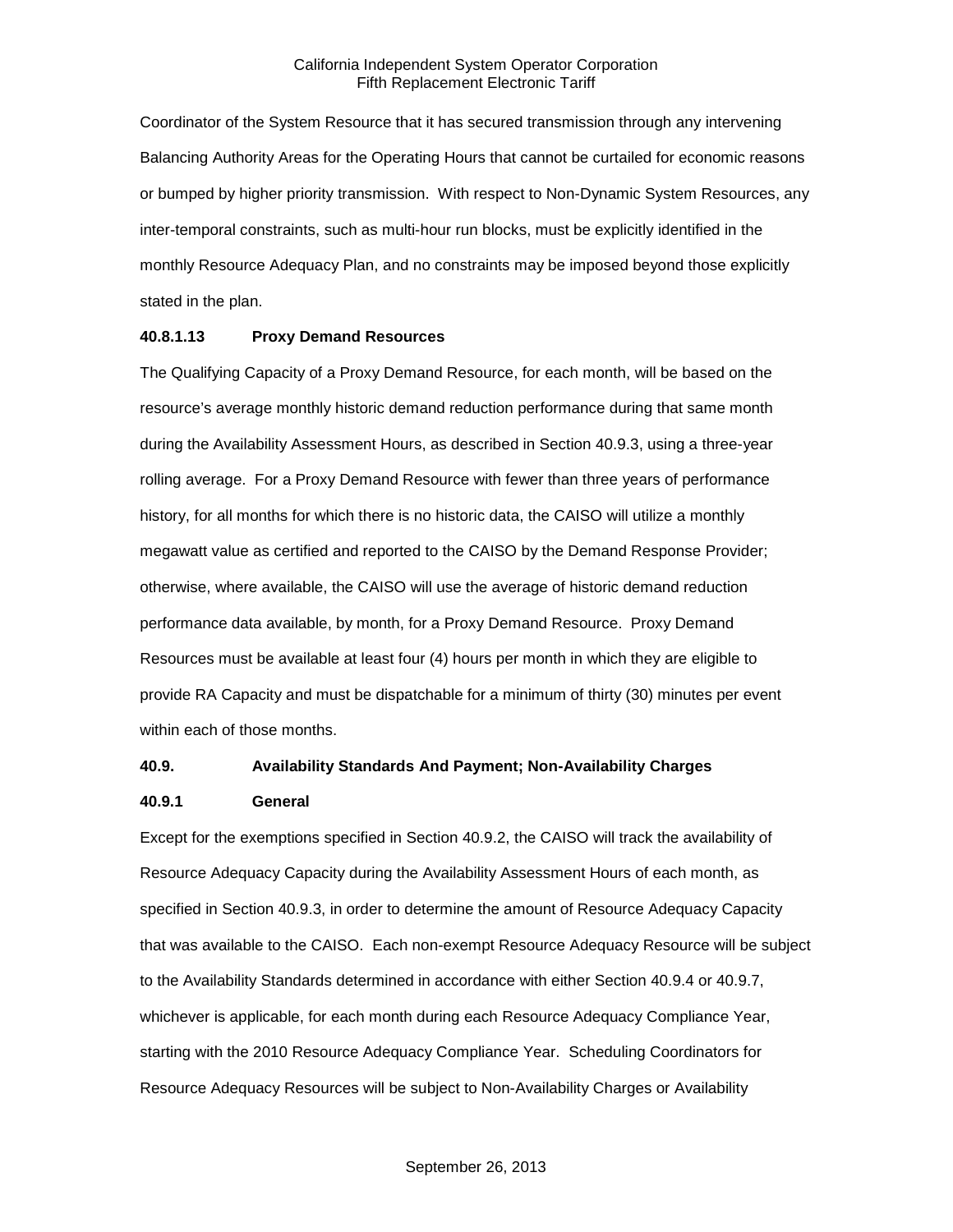Coordinator of the System Resource that it has secured transmission through any intervening Balancing Authority Areas for the Operating Hours that cannot be curtailed for economic reasons or bumped by higher priority transmission. With respect to Non-Dynamic System Resources, any inter-temporal constraints, such as multi-hour run blocks, must be explicitly identified in the monthly Resource Adequacy Plan, and no constraints may be imposed beyond those explicitly stated in the plan.

**40.8.1.13 Proxy Demand Resources**

The Qualifying Capacity of a Proxy Demand Resource, for each month, will be based on the resource's average monthly historic demand reduction performance during that same month during the Availability Assessment Hours, as described in Section 40.9.3, using a three-year rolling average. For a Proxy Demand Resource with fewer than three years of performance history, for all months for which there is no historic data, the CAISO will utilize a monthly megawatt value as certified and reported to the CAISO by the Demand Response Provider; otherwise, where available, the CAISO will use the average of historic demand reduction performance data available, by month, for a Proxy Demand Resource. Proxy Demand Resources must be available at least four (4) hours per month in which they are eligible to provide RA Capacity and must be dispatchable for a minimum of thirty (30) minutes per event within each of those months.

**40.9. Availability Standards And Payment; Non-Availability Charges**

**40.9.1 General**

Except for the exemptions specified in Section 40.9.2, the CAISO will track the availability of Resource Adequacy Capacity during the Availability Assessment Hours of each month, as specified in Section 40.9.3, in order to determine the amount of Resource Adequacy Capacity that was available to the CAISO. Each non-exempt Resource Adequacy Resource will be subject to the Availability Standards determined in accordance with either Section 40.9.4 or 40.9.7, whichever is applicable, for each month during each Resource Adequacy Compliance Year, starting with the 2010 Resource Adequacy Compliance Year. Scheduling Coordinators for Resource Adequacy Resources will be subject to Non-Availability Charges or Availability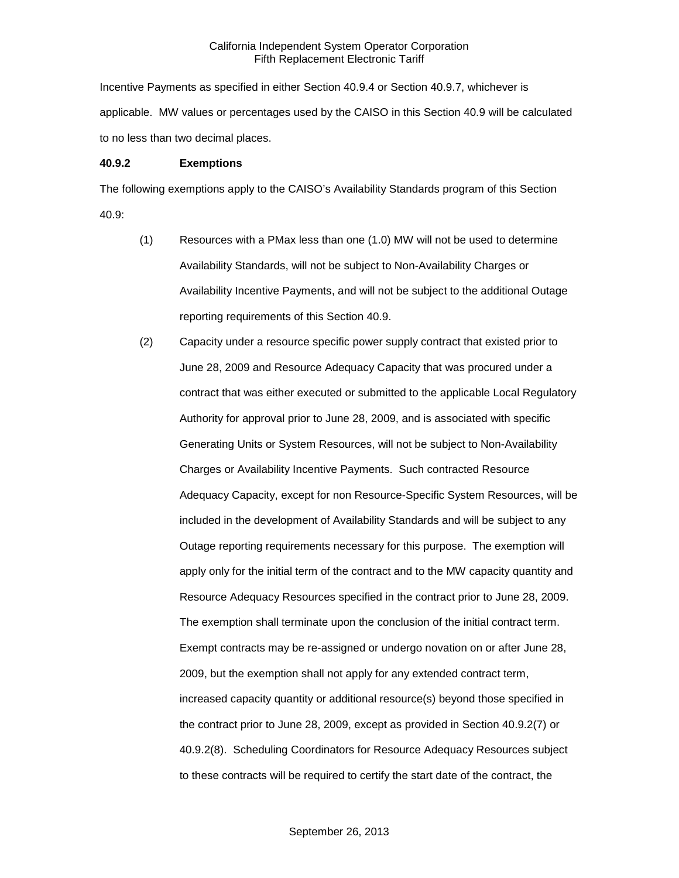Incentive Payments as specified in either Section 40.9.4 or Section 40.9.7, whichever is applicable. MW values or percentages used by the CAISO in this Section 40.9 will be calculated to no less than two decimal places.

**40.9.2 Exemptions**

The following exemptions apply to the CAISO's Availability Standards program of this Section 40.9:

(1) Resources with a PMax less than one (1.0) MW will not be used to determine Availability Standards, will not be subject to Non-Availability Charges or Availability Incentive Payments, and will not be subject to the additional Outage reporting requirements of this Section 40.9.

(2) Capacity under a resource specific power supply contract that existed prior to June 28, 2009 and Resource Adequacy Capacity that was procured under a contract that was either executed or submitted to the applicable Local Regulatory Authority for approval prior to June 28, 2009, and is associated with specific Generating Units or System Resources, will not be subject to Non-Availability Charges or Availability Incentive Payments. Such contracted Resource Adequacy Capacity, except for non Resource-Specific System Resources, will be included in the development of Availability Standards and will be subject to any Outage reporting requirements necessary for this purpose. The exemption will apply only for the initial term of the contract and to the MW capacity quantity and Resource Adequacy Resources specified in the contract prior to June 28, 2009. The exemption shall terminate upon the conclusion of the initial contract term. Exempt contracts may be re-assigned or undergo novation on or after June 28, 2009, but the exemption shall not apply for any extended contract term, increased capacity quantity or additional resource(s) beyond those specified in the contract prior to June 28, 2009, except as provided in Section 40.9.2(7) or 40.9.2(8). Scheduling Coordinators for Resource Adequacy Resources subject to these contracts will be required to certify the start date of the contract, the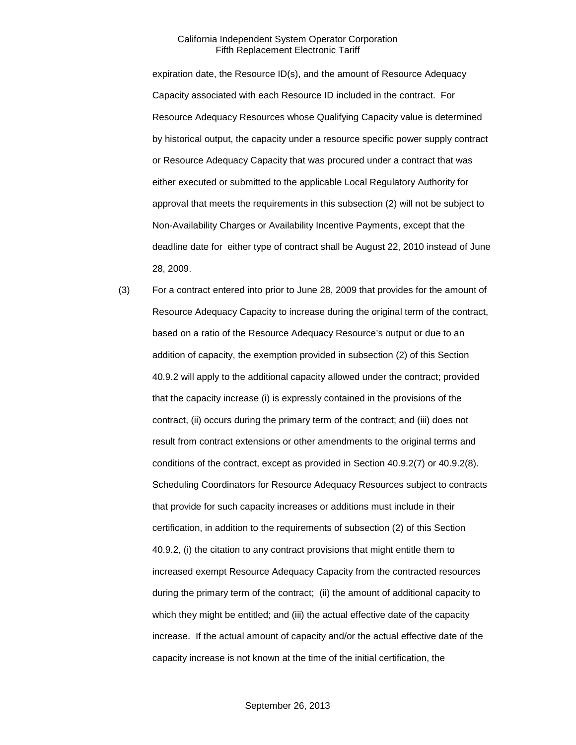expiration date, the Resource ID(s), and the amount of Resource Adequacy Capacity associated with each Resource ID included in the contract. For Resource Adequacy Resources whose Qualifying Capacity value is determined by historical output, the capacity under a resource specific power supply contract or Resource Adequacy Capacity that was procured under a contract that was either executed or submitted to the applicable Local Regulatory Authority for approval that meets the requirements in this subsection (2) will not be subject to Non-Availability Charges or Availability Incentive Payments, except that the deadline date for either type of contract shall be August 22, 2010 instead of June 28, 2009.

(3) For a contract entered into prior to June 28, 2009 that provides for the amount of Resource Adequacy Capacity to increase during the original term of the contract, based on a ratio of the Resource Adequacy Resource's output or due to an addition of capacity, the exemption provided in subsection (2) of this Section 40.9.2 will apply to the additional capacity allowed under the contract; provided that the capacity increase (i) is expressly contained in the provisions of the contract, (ii) occurs during the primary term of the contract; and (iii) does not result from contract extensions or other amendments to the original terms and conditions of the contract, except as provided in Section 40.9.2(7) or 40.9.2(8). Scheduling Coordinators for Resource Adequacy Resources subject to contracts that provide for such capacity increases or additions must include in their certification, in addition to the requirements of subsection (2) of this Section 40.9.2, (i) the citation to any contract provisions that might entitle them to increased exempt Resource Adequacy Capacity from the contracted resources during the primary term of the contract; (ii) the amount of additional capacity to which they might be entitled; and (iii) the actual effective date of the capacity increase. If the actual amount of capacity and/or the actual effective date of the capacity increase is not known at the time of the initial certification, the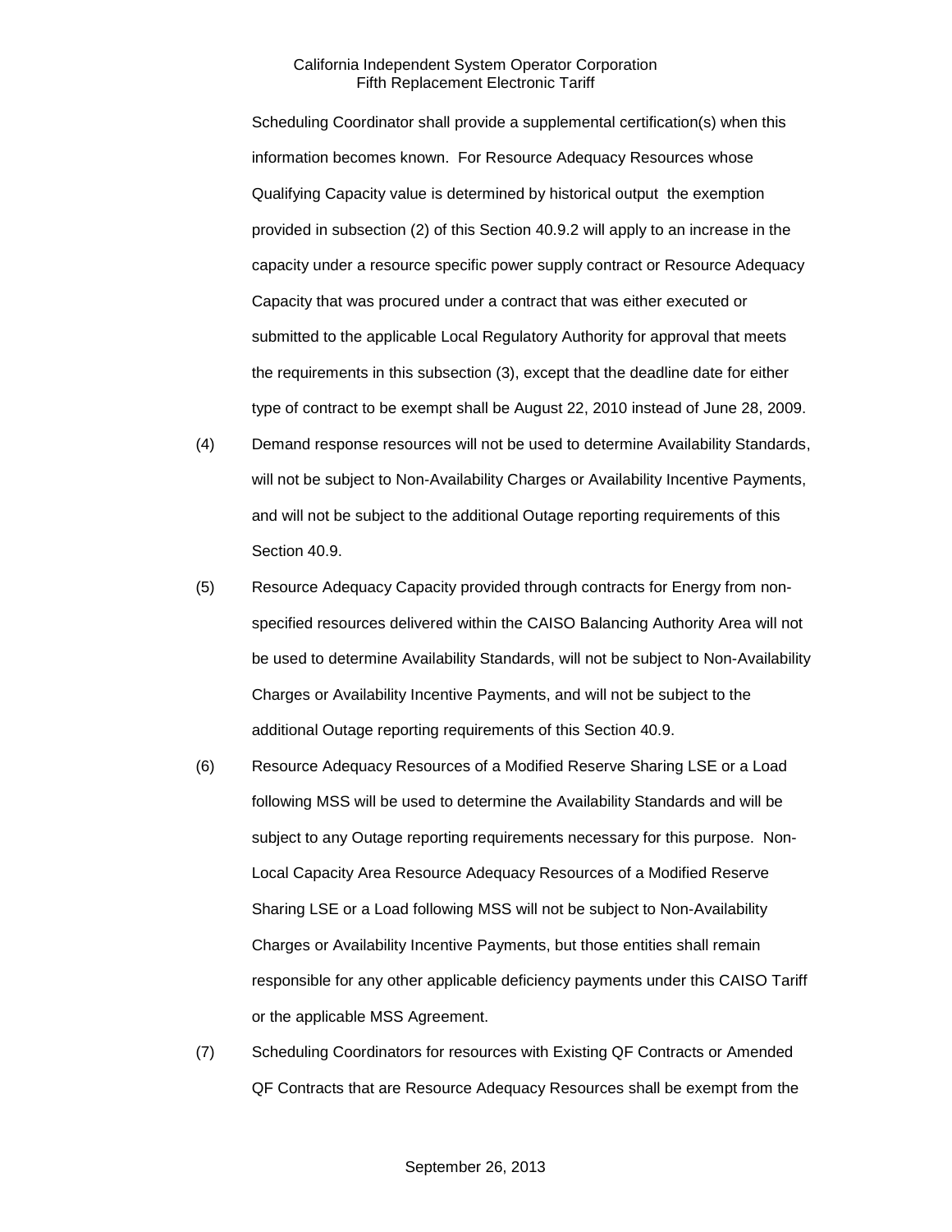Scheduling Coordinator shall provide a supplemental certification(s) when this information becomes known. For Resource Adequacy Resources whose Qualifying Capacity value is determined by historical output the exemption provided in subsection (2) of this Section 40.9.2 will apply to an increase in the capacity under a resource specific power supply contract or Resource Adequacy Capacity that was procured under a contract that was either executed or submitted to the applicable Local Regulatory Authority for approval that meets the requirements in this subsection (3), except that the deadline date for either type of contract to be exempt shall be August 22, 2010 instead of June 28, 2009.

(4) Demand response resources will not be used to determine Availability Standards, will not be subject to Non-Availability Charges or Availability Incentive Payments, and will not be subject to the additional Outage reporting requirements of this Section 40.9.

(5) Resource Adequacy Capacity provided through contracts for Energy from non-specified resources delivered within the CAISO Balancing Authority Area will not be used to determine Availability Standards, will not be subject to Non-Availability Charges or Availability Incentive Payments, and will not be subject to the additional Outage reporting requirements of this Section 40.9.

(6) Resource Adequacy Resources of a Modified Reserve Sharing LSE or a Load following MSS will be used to determine the Availability Standards and will be subject to any Outage reporting requirements necessary for this purpose. Non-Local Capacity Area Resource Adequacy Resources of a Modified Reserve Sharing LSE or a Load following MSS will not be subject to Non-Availability Charges or Availability Incentive Payments, but those entities shall remain responsible for any other applicable deficiency payments under this CAISO Tariff or the applicable MSS Agreement.

(7) Scheduling Coordinators for resources with Existing QF Contracts or Amended QF Contracts that are Resource Adequacy Resources shall be exempt from the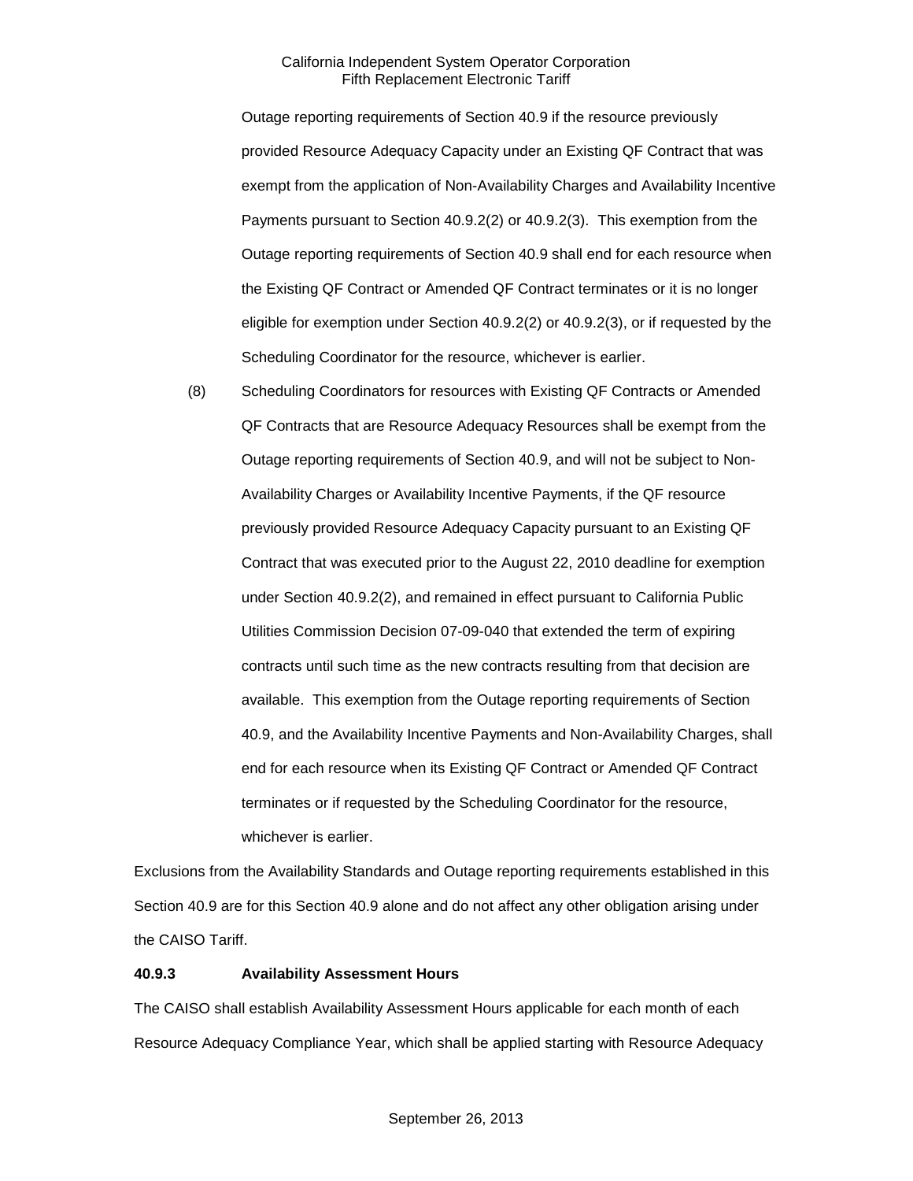Outage reporting requirements of Section 40.9 if the resource previously provided Resource Adequacy Capacity under an Existing QF Contract that was exempt from the application of Non-Availability Charges and Availability Incentive Payments pursuant to Section 40.9.2(2) or 40.9.2(3). This exemption from the Outage reporting requirements of Section 40.9 shall end for each resource when the Existing QF Contract or Amended QF Contract terminates or it is no longer eligible for exemption under Section 40.9.2(2) or 40.9.2(3), or if requested by the Scheduling Coordinator for the resource, whichever is earlier.

(8) Scheduling Coordinators for resources with Existing QF Contracts or Amended QF Contracts that are Resource Adequacy Resources shall be exempt from the Outage reporting requirements of Section 40.9, and will not be subject to Non-Availability Charges or Availability Incentive Payments, if the QF resource previously provided Resource Adequacy Capacity pursuant to an Existing QF Contract that was executed prior to the August 22, 2010 deadline for exemption under Section 40.9.2(2), and remained in effect pursuant to California Public Utilities Commission Decision 07-09-040 that extended the term of expiring contracts until such time as the new contracts resulting from that decision are available. This exemption from the Outage reporting requirements of Section 40.9, and the Availability Incentive Payments and Non-Availability Charges, shall end for each resource when its Existing QF Contract or Amended QF Contract terminates or if requested by the Scheduling Coordinator for the resource, whichever is earlier.

Exclusions from the Availability Standards and Outage reporting requirements established in this Section 40.9 are for this Section 40.9 alone and do not affect any other obligation arising under the CAISO Tariff.

**40.9.3 Availability Assessment Hours**

The CAISO shall establish Availability Assessment Hours applicable for each month of each Resource Adequacy Compliance Year, which shall be applied starting with Resource Adequacy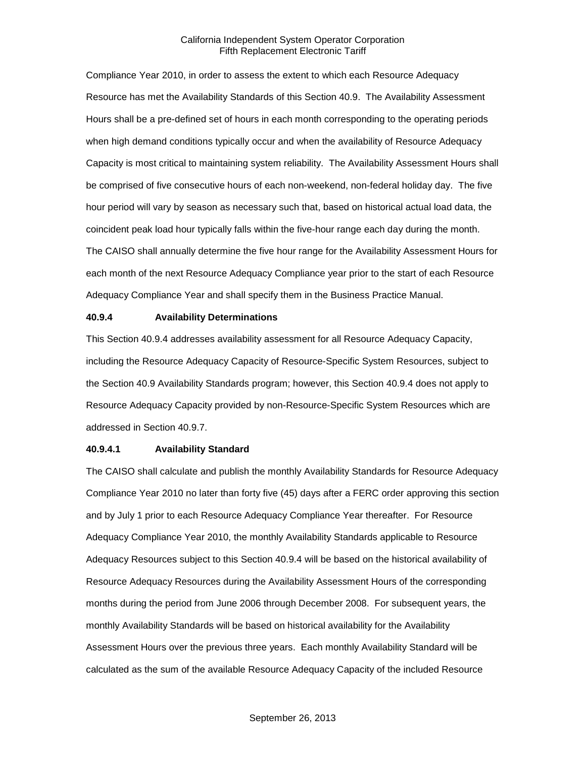Compliance Year 2010, in order to assess the extent to which each Resource Adequacy Resource has met the Availability Standards of this Section 40.9. The Availability Assessment Hours shall be a pre-defined set of hours in each month corresponding to the operating periods when high demand conditions typically occur and when the availability of Resource Adequacy Capacity is most critical to maintaining system reliability. The Availability Assessment Hours shall be comprised of five consecutive hours of each non-weekend, non-federal holiday day. The five hour period will vary by season as necessary such that, based on historical actual load data, the coincident peak load hour typically falls within the five-hour range each day during the month. The CAISO shall annually determine the five hour range for the Availability Assessment Hours for each month of the next Resource Adequacy Compliance year prior to the start of each Resource Adequacy Compliance Year and shall specify them in the Business Practice Manual.

**40.9.4 Availability Determinations**

This Section 40.9.4 addresses availability assessment for all Resource Adequacy Capacity, including the Resource Adequacy Capacity of Resource-Specific System Resources, subject to the Section 40.9 Availability Standards program; however, this Section 40.9.4 does not apply to Resource Adequacy Capacity provided by non-Resource-Specific System Resources which are addressed in Section 40.9.7.

**40.9.4.1 Availability Standard**

The CAISO shall calculate and publish the monthly Availability Standards for Resource Adequacy Compliance Year 2010 no later than forty five (45) days after a FERC order approving this section and by July 1 prior to each Resource Adequacy Compliance Year thereafter. For Resource Adequacy Compliance Year 2010, the monthly Availability Standards applicable to Resource Adequacy Resources subject to this Section 40.9.4 will be based on the historical availability of Resource Adequacy Resources during the Availability Assessment Hours of the corresponding months during the period from June 2006 through December 2008. For subsequent years, the monthly Availability Standards will be based on historical availability for the Availability Assessment Hours over the previous three years. Each monthly Availability Standard will be calculated as the sum of the available Resource Adequacy Capacity of the included Resource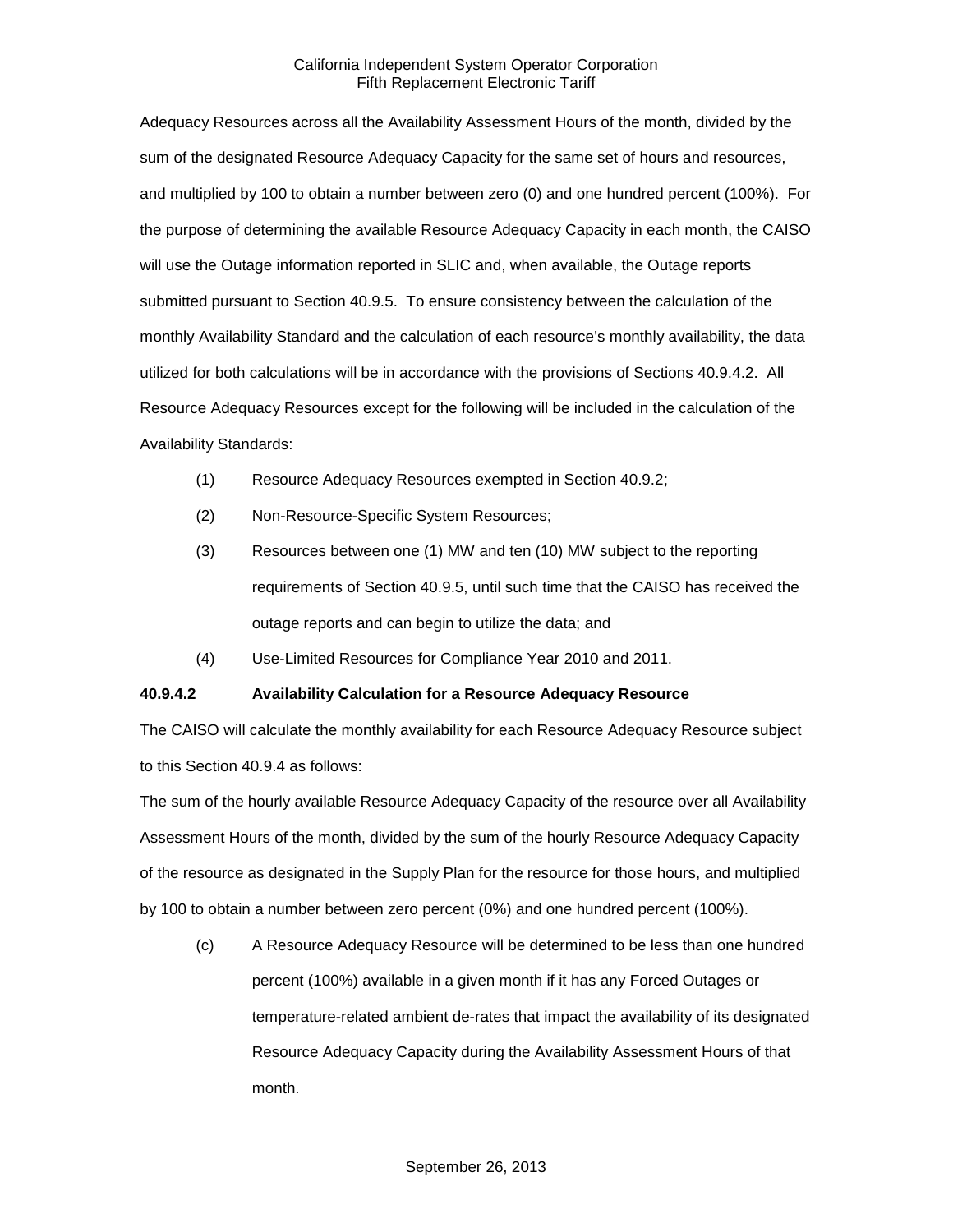Adequacy Resources across all the Availability Assessment Hours of the month, divided by the sum of the designated Resource Adequacy Capacity for the same set of hours and resources, and multiplied by 100 to obtain a number between zero (0) and one hundred percent (100%). For the purpose of determining the available Resource Adequacy Capacity in each month, the CAISO will use the Outage information reported in SLIC and, when available, the Outage reports submitted pursuant to Section 40.9.5. To ensure consistency between the calculation of the monthly Availability Standard and the calculation of each resource's monthly availability, the data utilized for both calculations will be in accordance with the provisions of Sections 40.9.4.2. All Resource Adequacy Resources except for the following will be included in the calculation of the Availability Standards:

(1) Resource Adequacy Resources exempted in Section 40.9.2;

(2) Non-Resource-Specific System Resources;

(3) Resources between one (1) MW and ten (10) MW subject to the reporting requirements of Section 40.9.5, until such time that the CAISO has received the outage reports and can begin to utilize the data; and

(4) Use-Limited Resources for Compliance Year 2010 and 2011.

**40.9.4.2 Availability Calculation for a Resource Adequacy Resource**

The CAISO will calculate the monthly availability for each Resource Adequacy Resource subject to this Section 40.9.4 as follows:

The sum of the hourly available Resource Adequacy Capacity of the resource over all Availability Assessment Hours of the month, divided by the sum of the hourly Resource Adequacy Capacity of the resource as designated in the Supply Plan for the resource for those hours, and multiplied by 100 to obtain a number between zero percent (0%) and one hundred percent (100%).

(c) A Resource Adequacy Resource will be determined to be less than one hundred percent (100%) available in a given month if it has any Forced Outages or temperature-related ambient de-rates that impact the availability of its designated Resource Adequacy Capacity during the Availability Assessment Hours of that month.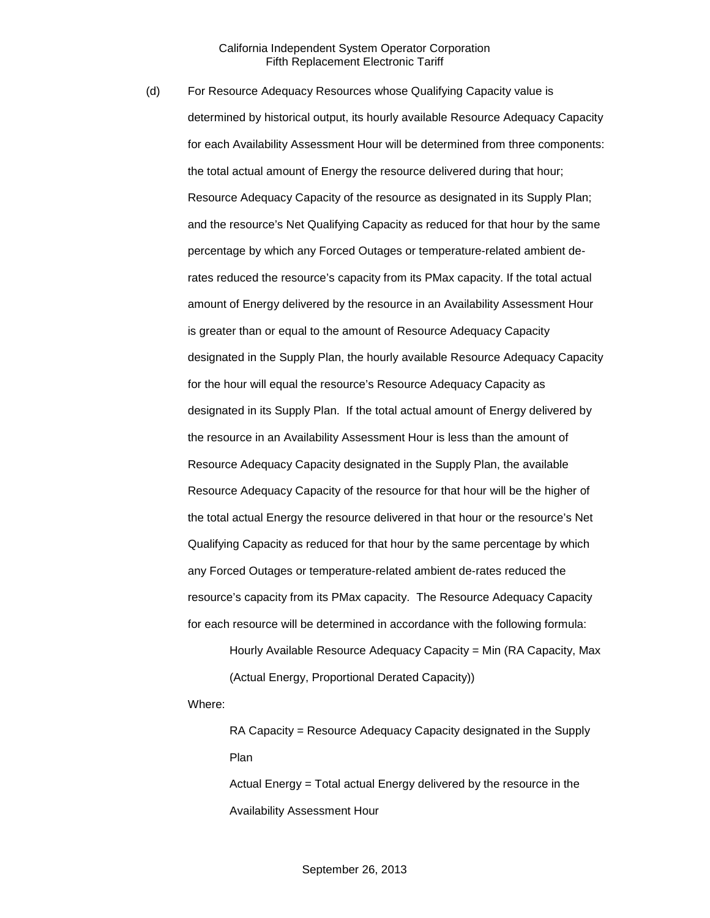(d) For Resource Adequacy Resources whose Qualifying Capacity value is determined by historical output, its hourly available Resource Adequacy Capacity for each Availability Assessment Hour will be determined from three components: the total actual amount of Energy the resource delivered during that hour; Resource Adequacy Capacity of the resource as designated in its Supply Plan; and the resource's Net Qualifying Capacity as reduced for that hour by the same percentage by which any Forced Outages or temperature-related ambient de-rates reduced the resource's capacity from its PMax capacity. If the total actual amount of Energy delivered by the resource in an Availability Assessment Hour is greater than or equal to the amount of Resource Adequacy Capacity designated in the Supply Plan, the hourly available Resource Adequacy Capacity for the hour will equal the resource's Resource Adequacy Capacity as designated in its Supply Plan. If the total actual amount of Energy delivered by the resource in an Availability Assessment Hour is less than the amount of Resource Adequacy Capacity designated in the Supply Plan, the available Resource Adequacy Capacity of the resource for that hour will be the higher of the total actual Energy the resource delivered in that hour or the resource's Net Qualifying Capacity as reduced for that hour by the same percentage by which any Forced Outages or temperature-related ambient de-rates reduced the resource's capacity from its PMax capacity. The Resource Adequacy Capacity for each resource will be determined in accordance with the following formula:

Hourly Available Resource Adequacy Capacity = Min (RA Capacity, Max (Actual Energy, Proportional Derated Capacity))

Where:

RA Capacity = Resource Adequacy Capacity designated in the Supply Plan

Actual Energy = Total actual Energy delivered by the resource in the Availability Assessment Hour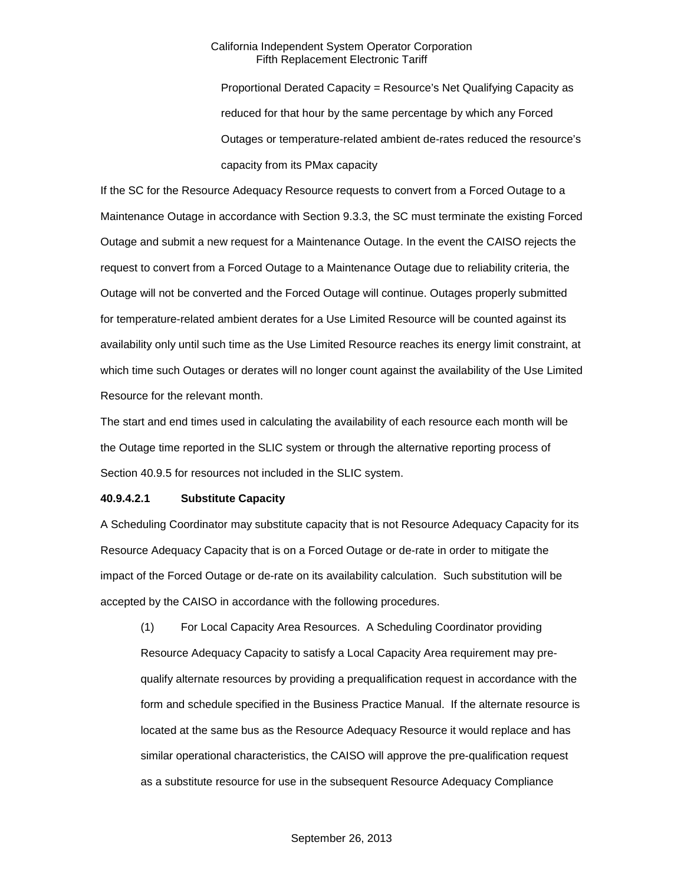Proportional Derated Capacity = Resource's Net Qualifying Capacity as reduced for that hour by the same percentage by which any Forced Outages or temperature-related ambient de-rates reduced the resource's capacity from its PMax capacity

If the SC for the Resource Adequacy Resource requests to convert from a Forced Outage to a Maintenance Outage in accordance with Section 9.3.3, the SC must terminate the existing Forced Outage and submit a new request for a Maintenance Outage. In the event the CAISO rejects the request to convert from a Forced Outage to a Maintenance Outage due to reliability criteria, the Outage will not be converted and the Forced Outage will continue. Outages properly submitted for temperature-related ambient derates for a Use Limited Resource will be counted against its availability only until such time as the Use Limited Resource reaches its energy limit constraint, at which time such Outages or derates will no longer count against the availability of the Use Limited Resource for the relevant month.

The start and end times used in calculating the availability of each resource each month will be the Outage time reported in the SLIC system or through the alternative reporting process of Section 40.9.5 for resources not included in the SLIC system.

**40.9.4.2.1 Substitute Capacity**

A Scheduling Coordinator may substitute capacity that is not Resource Adequacy Capacity for its Resource Adequacy Capacity that is on a Forced Outage or de-rate in order to mitigate the impact of the Forced Outage or de-rate on its availability calculation. Such substitution will be accepted by the CAISO in accordance with the following procedures.

(1) For Local Capacity Area Resources. A Scheduling Coordinator providing Resource Adequacy Capacity to satisfy a Local Capacity Area requirement may pre-qualify alternate resources by providing a prequalification request in accordance with the form and schedule specified in the Business Practice Manual. If the alternate resource is located at the same bus as the Resource Adequacy Resource it would replace and has similar operational characteristics, the CAISO will approve the pre-qualification request as a substitute resource for use in the subsequent Resource Adequacy Compliance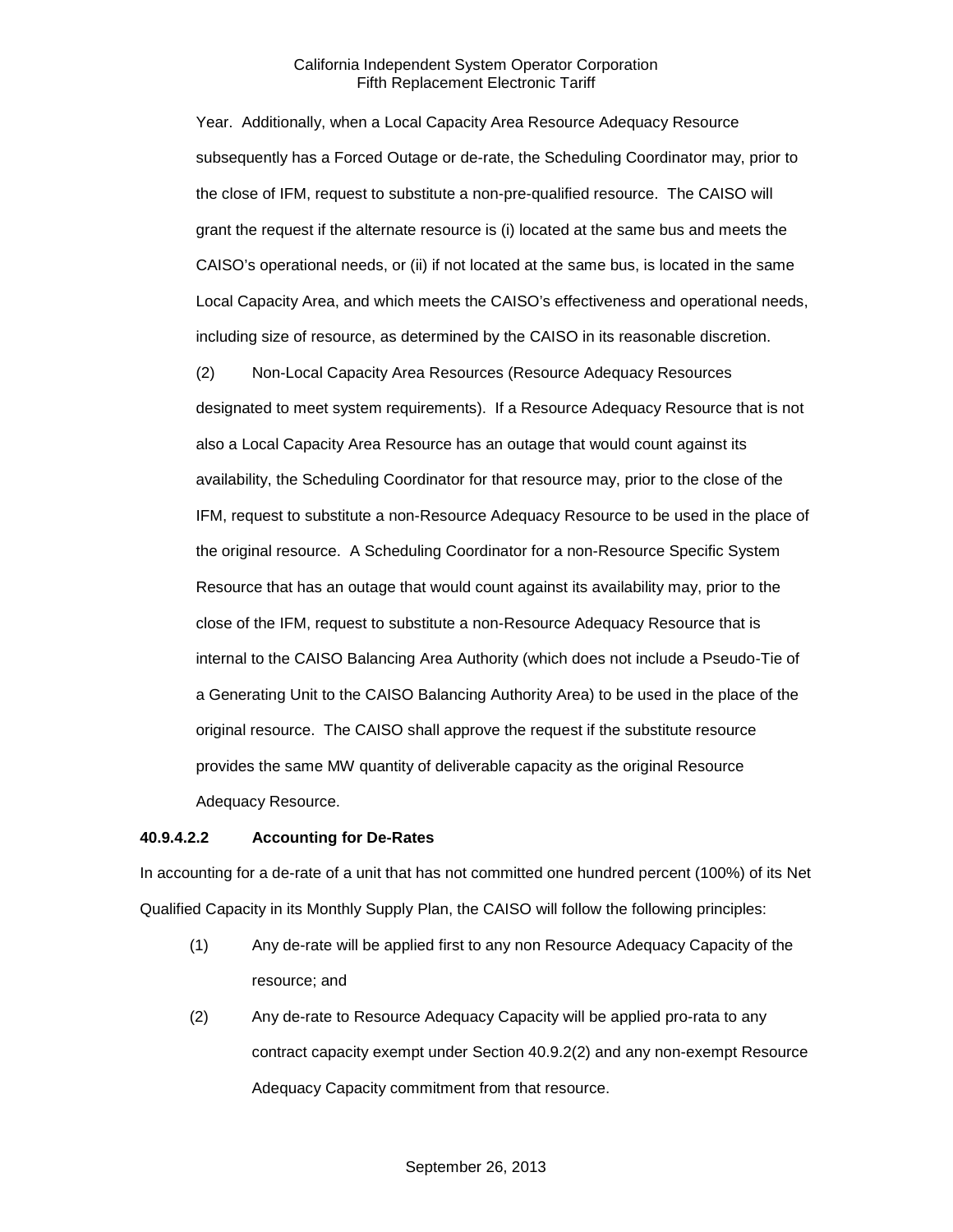Year. Additionally, when a Local Capacity Area Resource Adequacy Resource subsequently has a Forced Outage or de-rate, the Scheduling Coordinator may, prior to the close of IFM, request to substitute a non-pre-qualified resource. The CAISO will grant the request if the alternate resource is (i) located at the same bus and meets the CAISO's operational needs, or (ii) if not located at the same bus, is located in the same Local Capacity Area, and which meets the CAISO's effectiveness and operational needs, including size of resource, as determined by the CAISO in its reasonable discretion.

(2) Non-Local Capacity Area Resources (Resource Adequacy Resources designated to meet system requirements). If a Resource Adequacy Resource that is not also a Local Capacity Area Resource has an outage that would count against its availability, the Scheduling Coordinator for that resource may, prior to the close of the IFM, request to substitute a non-Resource Adequacy Resource to be used in the place of the original resource. A Scheduling Coordinator for a non-Resource Specific System Resource that has an outage that would count against its availability may, prior to the close of the IFM, request to substitute a non-Resource Adequacy Resource that is internal to the CAISO Balancing Area Authority (which does not include a Pseudo-Tie of a Generating Unit to the CAISO Balancing Authority Area) to be used in the place of the original resource. The CAISO shall approve the request if the substitute resource provides the same MW quantity of deliverable capacity as the original Resource Adequacy Resource.

**40.9.4.2.2 Accounting for De-Rates**

In accounting for a de-rate of a unit that has not committed one hundred percent (100%) of its Net Qualified Capacity in its Monthly Supply Plan, the CAISO will follow the following principles:

(1) Any de-rate will be applied first to any non Resource Adequacy Capacity of the resource; and

(2) Any de-rate to Resource Adequacy Capacity will be applied pro-rata to any contract capacity exempt under Section 40.9.2(2) and any non-exempt Resource Adequacy Capacity commitment from that resource.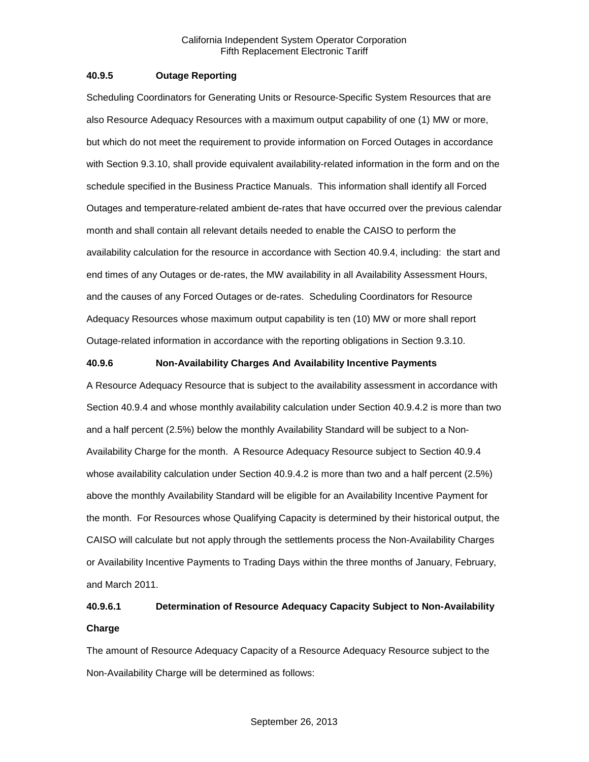#### 40.9.5 Outage Reporting

Scheduling Coordinators for Generating Units or Resource-Specific System Resources that are also Resource Adequacy Resources with a maximum output capability of one (1) MW or more, but which do not meet the requirement to provide information on Forced Outages in accordance with Section 9.3.10, shall provide equivalent availability-related information in the form and on the schedule specified in the Business Practice Manuals. This information shall identify all Forced Outages and temperature-related ambient de-rates that have occurred over the previous calendar month and shall contain all relevant details needed to enable the CAISO to perform the availability calculation for the resource in accordance with Section 40.9.4, including: the start and end times of any Outages or de-rates, the MW availability in all Availability Assessment Hours, and the causes of any Forced Outages or de-rates. Scheduling Coordinators for Resource Adequacy Resources whose maximum output capability is ten (10) MW or more shall report Outage-related information in accordance with the reporting obligations in Section 9.3.10.

#### 40.9.6 Non-Availability Charges And Availability Incentive Payments

A Resource Adequacy Resource that is subject to the availability assessment in accordance with Section 40.9.4 and whose monthly availability calculation under Section 40.9.4.2 is more than two and a half percent (2.5%) below the monthly Availability Standard will be subject to a Non-Availability Charge for the month. A Resource Adequacy Resource subject to Section 40.9.4 whose availability calculation under Section 40.9.4.2 is more than two and a half percent (2.5%) above the monthly Availability Standard will be eligible for an Availability Incentive Payment for the month. For Resources whose Qualifying Capacity is determined by their historical output, the CAISO will calculate but not apply through the settlements process the Non-Availability Charges or Availability Incentive Payments to Trading Days within the three months of January, February, and March 2011.

#### 40.9.6.1 Determination of Resource Adequacy Capacity Subject to Non-Availability Charge

The amount of Resource Adequacy Capacity of a Resource Adequacy Resource subject to the Non-Availability Charge will be determined as follows: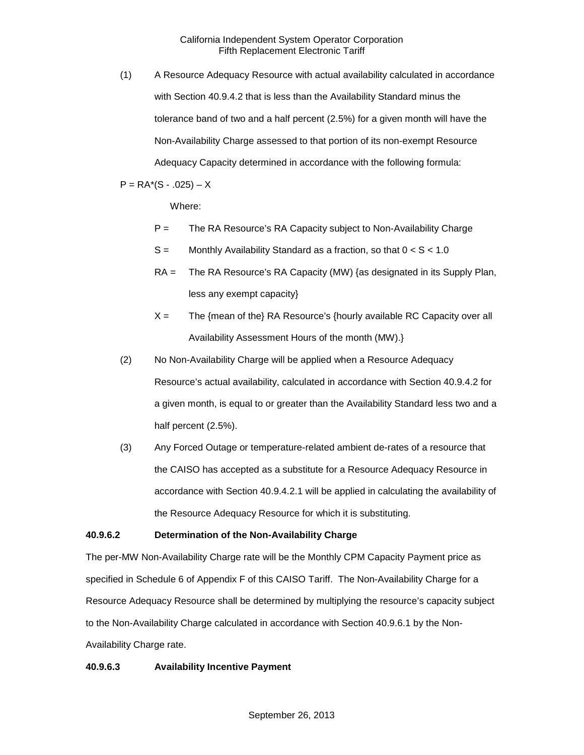(1) A Resource Adequacy Resource with actual availability calculated in accordance with Section 40.9.4.2 that is less than the Availability Standard minus the tolerance band of two and a half percent (2.5%) for a given month will have the Non-Availability Charge assessed to that portion of its non-exempt Resource Adequacy Capacity determined in accordance with the following formula:

$$P = RA*(S - .025) – X$$

Where:

$P$ = The RA Resource's RA Capacity subject to Non-Availability Charge

$S$ = Monthly Availability Standard as a fraction, so that $0 < S < 1.0$

$RA$ = The RA Resource's RA Capacity (MW) {as designated in its Supply Plan, less any exempt capacity}

$X$ = The {mean of the} RA Resource's {hourly available RC Capacity over all Availability Assessment Hours of the month (MW).}

(2) No Non-Availability Charge will be applied when a Resource Adequacy Resource's actual availability, calculated in accordance with Section 40.9.4.2 for a given month, is equal to or greater than the Availability Standard less two and a half percent (2.5%).

(3) Any Forced Outage or temperature-related ambient de-rates of a resource that the CAISO has accepted as a substitute for a Resource Adequacy Resource in accordance with Section 40.9.4.2.1 will be applied in calculating the availability of the Resource Adequacy Resource for which it is substituting.

**40.9.6.2 Determination of the Non-Availability Charge**

The per-MW Non-Availability Charge rate will be the Monthly CPM Capacity Payment price as specified in Schedule 6 of Appendix F of this CAISO Tariff. The Non-Availability Charge for a Resource Adequacy Resource shall be determined by multiplying the resource's capacity subject to the Non-Availability Charge calculated in accordance with Section 40.9.6.1 by the Non-Availability Charge rate.

**40.9.6.3 Availability Incentive Payment**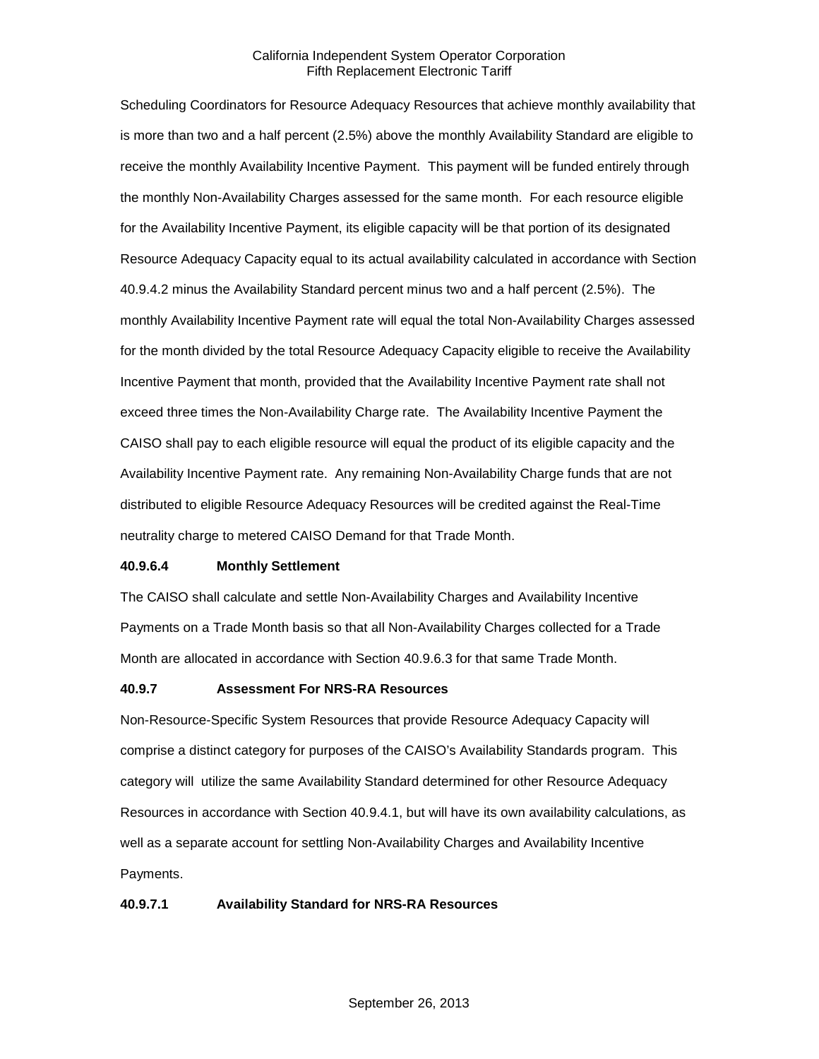Scheduling Coordinators for Resource Adequacy Resources that achieve monthly availability that is more than two and a half percent (2.5%) above the monthly Availability Standard are eligible to receive the monthly Availability Incentive Payment. This payment will be funded entirely through the monthly Non-Availability Charges assessed for the same month. For each resource eligible for the Availability Incentive Payment, its eligible capacity will be that portion of its designated Resource Adequacy Capacity equal to its actual availability calculated in accordance with Section 40.9.4.2 minus the Availability Standard percent minus two and a half percent (2.5%). The monthly Availability Incentive Payment rate will equal the total Non-Availability Charges assessed for the month divided by the total Resource Adequacy Capacity eligible to receive the Availability Incentive Payment that month, provided that the Availability Incentive Payment rate shall not exceed three times the Non-Availability Charge rate. The Availability Incentive Payment the CAISO shall pay to each eligible resource will equal the product of its eligible capacity and the Availability Incentive Payment rate. Any remaining Non-Availability Charge funds that are not distributed to eligible Resource Adequacy Resources will be credited against the Real-Time neutrality charge to metered CAISO Demand for that Trade Month.

**40.9.6.4 Monthly Settlement**

The CAISO shall calculate and settle Non-Availability Charges and Availability Incentive Payments on a Trade Month basis so that all Non-Availability Charges collected for a Trade Month are allocated in accordance with Section 40.9.6.3 for that same Trade Month.

**40.9.7 Assessment For NRS-RA Resources**

Non-Resource-Specific System Resources that provide Resource Adequacy Capacity will comprise a distinct category for purposes of the CAISO's Availability Standards program. This category will utilize the same Availability Standard determined for other Resource Adequacy Resources in accordance with Section 40.9.4.1, but will have its own availability calculations, as well as a separate account for settling Non-Availability Charges and Availability Incentive Payments.

**40.9.7.1 Availability Standard for NRS-RA Resources**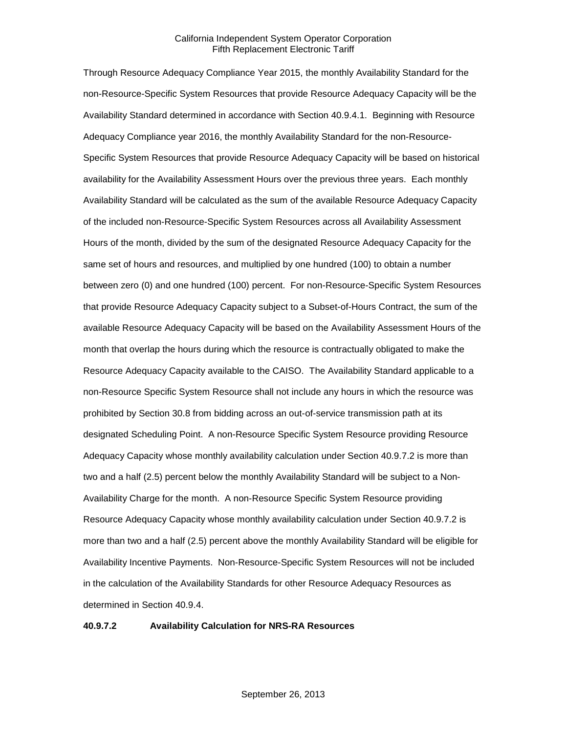Through Resource Adequacy Compliance Year 2015, the monthly Availability Standard for the non-Resource-Specific System Resources that provide Resource Adequacy Capacity will be the Availability Standard determined in accordance with Section 40.9.4.1. Beginning with Resource Adequacy Compliance year 2016, the monthly Availability Standard for the non-Resource-Specific System Resources that provide Resource Adequacy Capacity will be based on historical availability for the Availability Assessment Hours over the previous three years. Each monthly Availability Standard will be calculated as the sum of the available Resource Adequacy Capacity of the included non-Resource-Specific System Resources across all Availability Assessment Hours of the month, divided by the sum of the designated Resource Adequacy Capacity for the same set of hours and resources, and multiplied by one hundred (100) to obtain a number between zero (0) and one hundred (100) percent. For non-Resource-Specific System Resources that provide Resource Adequacy Capacity subject to a Subset-of-Hours Contract, the sum of the available Resource Adequacy Capacity will be based on the Availability Assessment Hours of the month that overlap the hours during which the resource is contractually obligated to make the Resource Adequacy Capacity available to the CAISO. The Availability Standard applicable to a non-Resource Specific System Resource shall not include any hours in which the resource was prohibited by Section 30.8 from bidding across an out-of-service transmission path at its designated Scheduling Point. A non-Resource Specific System Resource providing Resource Adequacy Capacity whose monthly availability calculation under Section 40.9.7.2 is more than two and a half (2.5) percent below the monthly Availability Standard will be subject to a Non-Availability Charge for the month. A non-Resource Specific System Resource providing Resource Adequacy Capacity whose monthly availability calculation under Section 40.9.7.2 is more than two and a half (2.5) percent above the monthly Availability Standard will be eligible for Availability Incentive Payments. Non-Resource-Specific System Resources will not be included in the calculation of the Availability Standards for other Resource Adequacy Resources as determined in Section 40.9.4.

**40.9.7.2 Availability Calculation for NRS-RA Resources**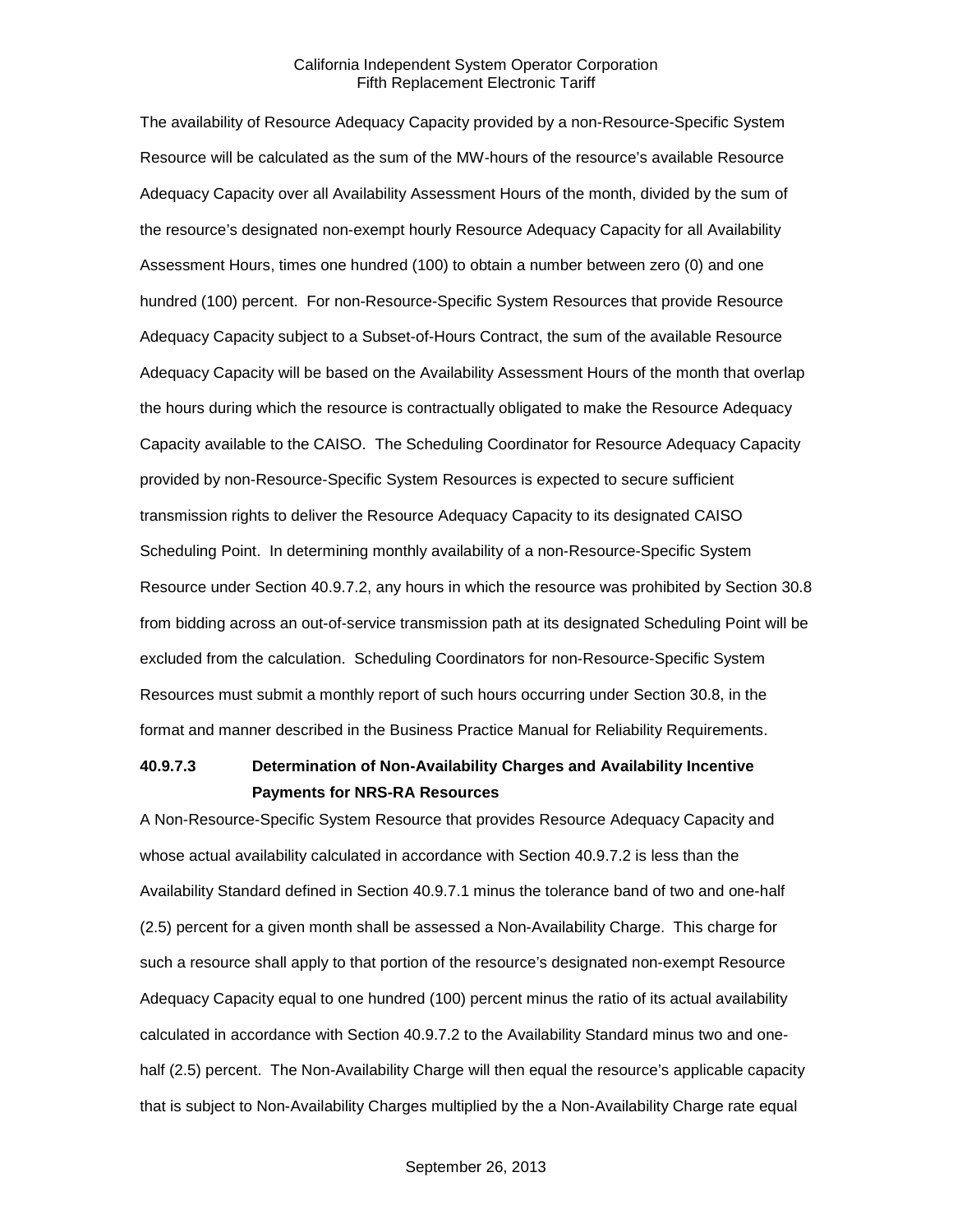The availability of Resource Adequacy Capacity provided by a non-Resource-Specific System Resource will be calculated as the sum of the MW-hours of the resource's available Resource Adequacy Capacity over all Availability Assessment Hours of the month, divided by the sum of the resource's designated non-exempt hourly Resource Adequacy Capacity for all Availability Assessment Hours, times one hundred (100) to obtain a number between zero (0) and one hundred (100) percent. For non-Resource-Specific System Resources that provide Resource Adequacy Capacity subject to a Subset-of-Hours Contract, the sum of the available Resource Adequacy Capacity will be based on the Availability Assessment Hours of the month that overlap the hours during which the resource is contractually obligated to make the Resource Adequacy Capacity available to the CAISO. The Scheduling Coordinator for Resource Adequacy Capacity provided by non-Resource-Specific System Resources is expected to secure sufficient transmission rights to deliver the Resource Adequacy Capacity to its designated CAISO Scheduling Point. In determining monthly availability of a non-Resource-Specific System Resource under Section 40.9.7.2, any hours in which the resource was prohibited by Section 30.8 from bidding across an out-of-service transmission path at its designated Scheduling Point will be excluded from the calculation. Scheduling Coordinators for non-Resource-Specific System Resources must submit a monthly report of such hours occurring under Section 30.8, in the format and manner described in the Business Practice Manual for Reliability Requirements.

### 40.9.7.3 Determination of Non-Availability Charges and Availability Incentive Payments for NRS-RA Resources

A Non-Resource-Specific System Resource that provides Resource Adequacy Capacity and whose actual availability calculated in accordance with Section 40.9.7.2 is less than the Availability Standard defined in Section 40.9.7.1 minus the tolerance band of two and one-half (2.5) percent for a given month shall be assessed a Non-Availability Charge. This charge for such a resource shall apply to that portion of the resource's designated non-exempt Resource Adequacy Capacity equal to one hundred (100) percent minus the ratio of its actual availability calculated in accordance with Section 40.9.7.2 to the Availability Standard minus two and one-half (2.5) percent. The Non-Availability Charge will then equal the resource's applicable capacity that is subject to Non-Availability Charges multiplied by the a Non-Availability Charge rate equal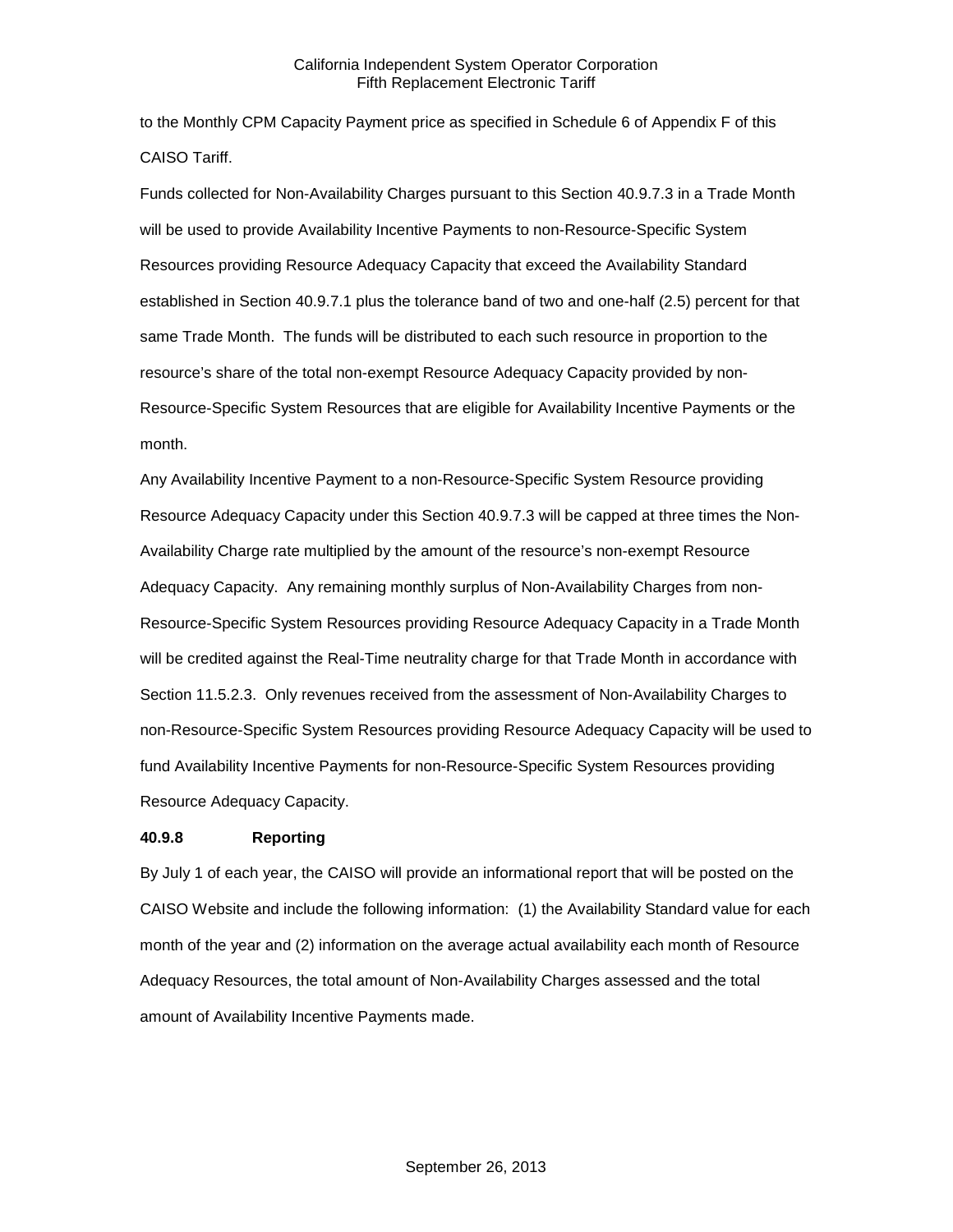to the Monthly CPM Capacity Payment price as specified in Schedule 6 of Appendix F of this CAISO Tariff.

Funds collected for Non-Availability Charges pursuant to this Section 40.9.7.3 in a Trade Month will be used to provide Availability Incentive Payments to non-Resource-Specific System Resources providing Resource Adequacy Capacity that exceed the Availability Standard established in Section 40.9.7.1 plus the tolerance band of two and one-half (2.5) percent for that same Trade Month. The funds will be distributed to each such resource in proportion to the resource's share of the total non-exempt Resource Adequacy Capacity provided by non-Resource-Specific System Resources that are eligible for Availability Incentive Payments or the month.

Any Availability Incentive Payment to a non-Resource-Specific System Resource providing Resource Adequacy Capacity under this Section 40.9.7.3 will be capped at three times the Non-Availability Charge rate multiplied by the amount of the resource's non-exempt Resource Adequacy Capacity. Any remaining monthly surplus of Non-Availability Charges from non-Resource-Specific System Resources providing Resource Adequacy Capacity in a Trade Month will be credited against the Real-Time neutrality charge for that Trade Month in accordance with Section 11.5.2.3. Only revenues received from the assessment of Non-Availability Charges to non-Resource-Specific System Resources providing Resource Adequacy Capacity will be used to fund Availability Incentive Payments for non-Resource-Specific System Resources providing Resource Adequacy Capacity.

**40.9.8 Reporting**

By July 1 of each year, the CAISO will provide an informational report that will be posted on the CAISO Website and include the following information: (1) the Availability Standard value for each month of the year and (2) information on the average actual availability each month of Resource Adequacy Resources, the total amount of Non-Availability Charges assessed and the total amount of Availability Incentive Payments made.